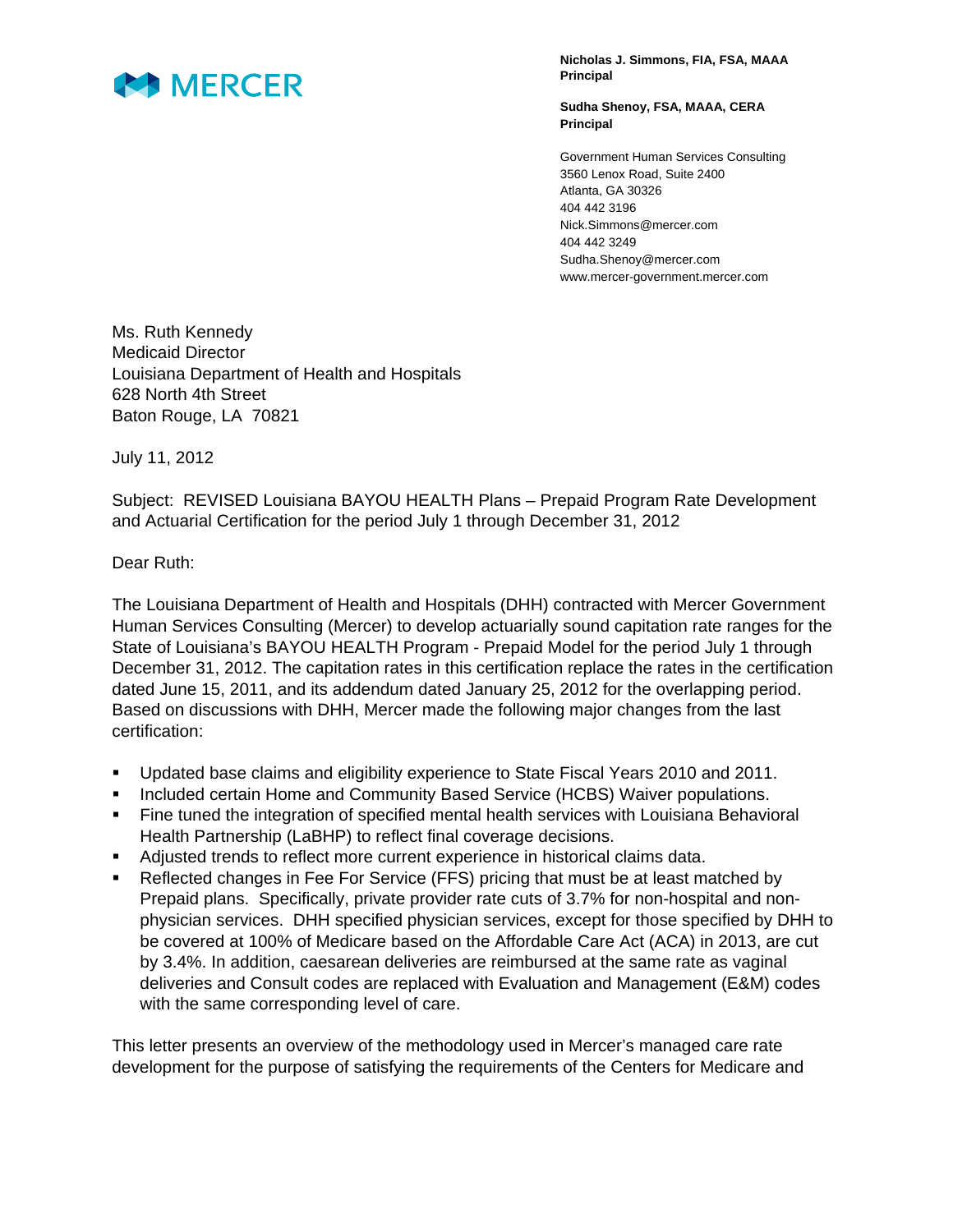MERCER

**Nicholas J. Simmons, FIA, FSA, MAAA**
**Principal**

**Sudha Shenoy, FSA, MAAA, CERA**
**Principal**

Government Human Services Consulting
3560 Lenox Road, Suite 2400
Atlanta, GA 30326
404 442 3196
Nick.Simmons@mercer.com
404 442 3249
Sudha.Shenoy@mercer.com
www.mercer-government.mercer.com

Ms. Ruth Kennedy
Medicaid Director
Louisiana Department of Health and Hospitals
628 North 4th Street
Baton Rouge, LA 70821

July 11, 2012

Subject: REVISED Louisiana BAYOU HEALTH Plans – Prepaid Program Rate Development and Actuarial Certification for the period July 1 through December 31, 2012

Dear Ruth:

The Louisiana Department of Health and Hospitals (DHH) contracted with Mercer Government Human Services Consulting (Mercer) to develop actuarially sound capitation rate ranges for the State of Louisiana's BAYOU HEALTH Program - Prepaid Model for the period July 1 through December 31, 2012. The capitation rates in this certification replace the rates in the certification dated June 15, 2011, and its addendum dated January 25, 2012 for the overlapping period. Based on discussions with DHH, Mercer made the following major changes from the last certification:

- Updated base claims and eligibility experience to State Fiscal Years 2010 and 2011.
- Included certain Home and Community Based Service (HCBS) Waiver populations.
- Fine tuned the integration of specified mental health services with Louisiana Behavioral Health Partnership (LaBHP) to reflect final coverage decisions.
- Adjusted trends to reflect more current experience in historical claims data.
- Reflected changes in Fee For Service (FFS) pricing that must be at least matched by Prepaid plans. Specifically, private provider rate cuts of 3.7% for non-hospital and non-physician services. DHH specified physician services, except for those specified by DHH to be covered at 100% of Medicare based on the Affordable Care Act (ACA) in 2013, are cut by 3.4%. In addition, caesarean deliveries are reimbursed at the same rate as vaginal deliveries and Consult codes are replaced with Evaluation and Management (E&M) codes with the same corresponding level of care.

This letter presents an overview of the methodology used in Mercer's managed care rate development for the purpose of satisfying the requirements of the Centers for Medicare and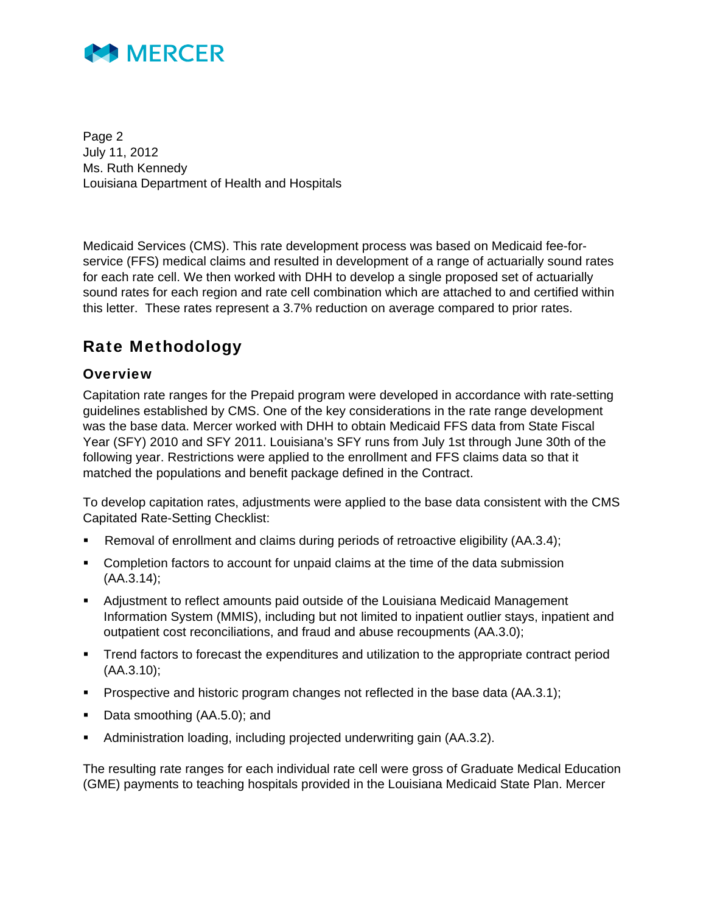Medicaid Services (CMS). This rate development process was based on Medicaid fee-for-service (FFS) medical claims and resulted in development of a range of actuarially sound rates for each rate cell. We then worked with DHH to develop a single proposed set of actuarially sound rates for each region and rate cell combination which are attached to and certified within this letter. These rates represent a 3.7% reduction on average compared to prior rates.

## Rate Methodology

### Overview

Capitation rate ranges for the Prepaid program were developed in accordance with rate-setting guidelines established by CMS. One of the key considerations in the rate range development was the base data. Mercer worked with DHH to obtain Medicaid FFS data from State Fiscal Year (SFY) 2010 and SFY 2011. Louisiana's SFY runs from July 1st through June 30th of the following year. Restrictions were applied to the enrollment and FFS claims data so that it matched the populations and benefit package defined in the Contract.

To develop capitation rates, adjustments were applied to the base data consistent with the CMS Capitated Rate-Setting Checklist:

- Removal of enrollment and claims during periods of retroactive eligibility (AA.3.4);
- Completion factors to account for unpaid claims at the time of the data submission (AA.3.14);
- Adjustment to reflect amounts paid outside of the Louisiana Medicaid Management Information System (MMIS), including but not limited to inpatient outlier stays, inpatient and outpatient cost reconciliations, and fraud and abuse recoupments (AA.3.0);
- Trend factors to forecast the expenditures and utilization to the appropriate contract period (AA.3.10);
- Prospective and historic program changes not reflected in the base data (AA.3.1);
- Data smoothing (AA.5.0); and
- Administration loading, including projected underwriting gain (AA.3.2).

The resulting rate ranges for each individual rate cell were gross of Graduate Medical Education (GME) payments to teaching hospitals provided in the Louisiana Medicaid State Plan. Mercer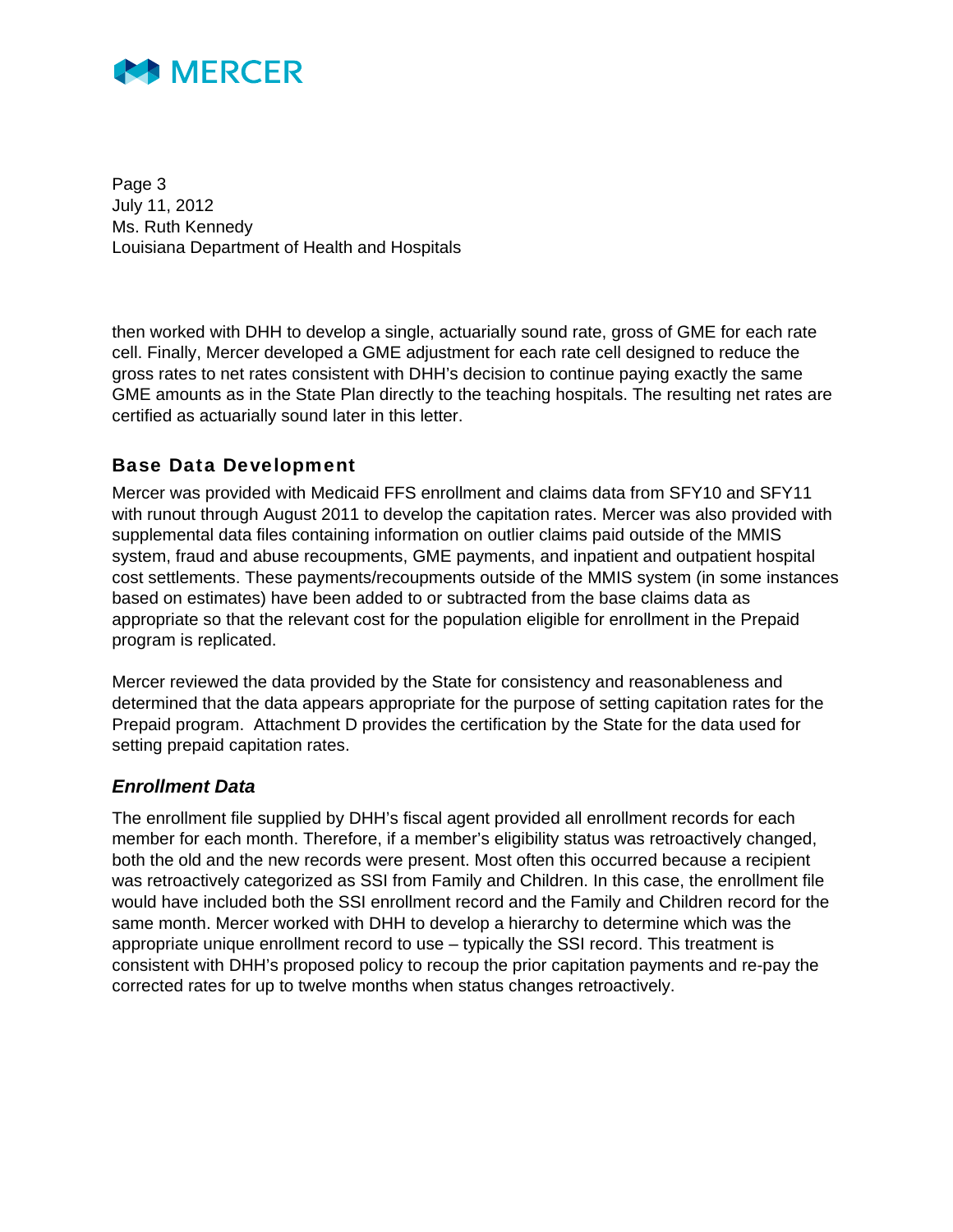then worked with DHH to develop a single, actuarially sound rate, gross of GME for each rate cell. Finally, Mercer developed a GME adjustment for each rate cell designed to reduce the gross rates to net rates consistent with DHH's decision to continue paying exactly the same GME amounts as in the State Plan directly to the teaching hospitals. The resulting net rates are certified as actuarially sound later in this letter.

## Base Data Development

Mercer was provided with Medicaid FFS enrollment and claims data from SFY10 and SFY11 with runout through August 2011 to develop the capitation rates. Mercer was also provided with supplemental data files containing information on outlier claims paid outside of the MMIS system, fraud and abuse recoupments, GME payments, and inpatient and outpatient hospital cost settlements. These payments/recoupments outside of the MMIS system (in some instances based on estimates) have been added to or subtracted from the base claims data as appropriate so that the relevant cost for the population eligible for enrollment in the Prepaid program is replicated.

Mercer reviewed the data provided by the State for consistency and reasonableness and determined that the data appears appropriate for the purpose of setting capitation rates for the Prepaid program. Attachment D provides the certification by the State for the data used for setting prepaid capitation rates.

### *Enrollment Data*

The enrollment file supplied by DHH's fiscal agent provided all enrollment records for each member for each month. Therefore, if a member's eligibility status was retroactively changed, both the old and the new records were present. Most often this occurred because a recipient was retroactively categorized as SSI from Family and Children. In this case, the enrollment file would have included both the SSI enrollment record and the Family and Children record for the same month. Mercer worked with DHH to develop a hierarchy to determine which was the appropriate unique enrollment record to use – typically the SSI record. This treatment is consistent with DHH's proposed policy to recoup the prior capitation payments and re-pay the corrected rates for up to twelve months when status changes retroactively.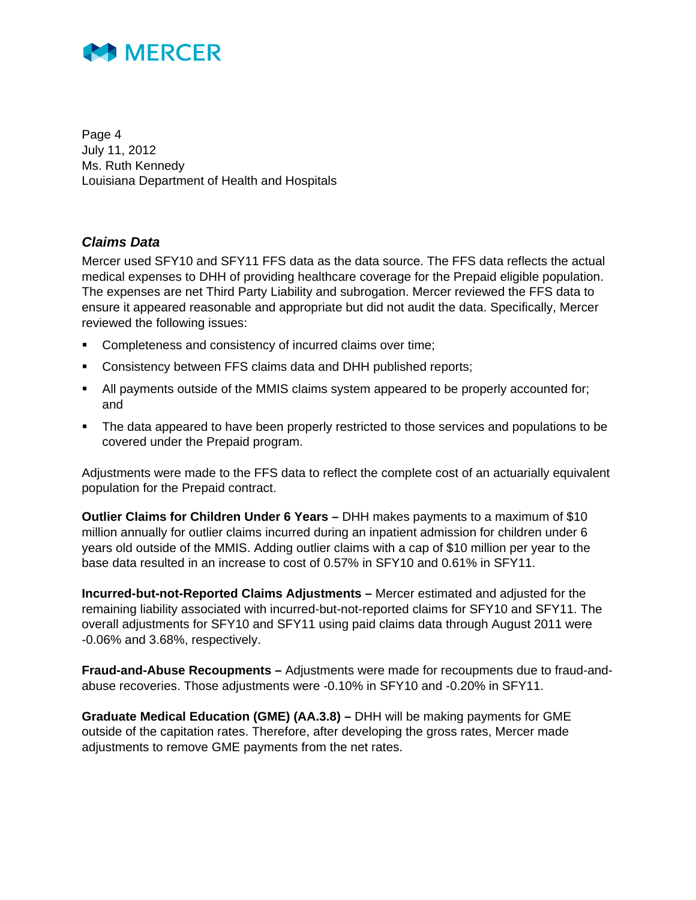### *Claims Data*

Mercer used SFY10 and SFY11 FFS data as the data source. The FFS data reflects the actual medical expenses to DHH of providing healthcare coverage for the Prepaid eligible population. The expenses are net Third Party Liability and subrogation. Mercer reviewed the FFS data to ensure it appeared reasonable and appropriate but did not audit the data. Specifically, Mercer reviewed the following issues:

- Completeness and consistency of incurred claims over time;
- Consistency between FFS claims data and DHH published reports;
- All payments outside of the MMIS claims system appeared to be properly accounted for; and
- The data appeared to have been properly restricted to those services and populations to be covered under the Prepaid program.

Adjustments were made to the FFS data to reflect the complete cost of an actuarially equivalent population for the Prepaid contract.

**Outlier Claims for Children Under 6 Years –** DHH makes payments to a maximum of $10 million annually for outlier claims incurred during an inpatient admission for children under 6 years old outside of the MMIS. Adding outlier claims with a cap of $10 million per year to the base data resulted in an increase to cost of 0.57% in SFY10 and 0.61% in SFY11.

**Incurred-but-not-Reported Claims Adjustments –** Mercer estimated and adjusted for the remaining liability associated with incurred-but-not-reported claims for SFY10 and SFY11. The overall adjustments for SFY10 and SFY11 using paid claims data through August 2011 were -0.06% and 3.68%, respectively.

**Fraud-and-Abuse Recoupments –** Adjustments were made for recoupments due to fraud-and-abuse recoveries. Those adjustments were -0.10% in SFY10 and -0.20% in SFY11.

**Graduate Medical Education (GME) (AA.3.8) –** DHH will be making payments for GME outside of the capitation rates. Therefore, after developing the gross rates, Mercer made adjustments to remove GME payments from the net rates.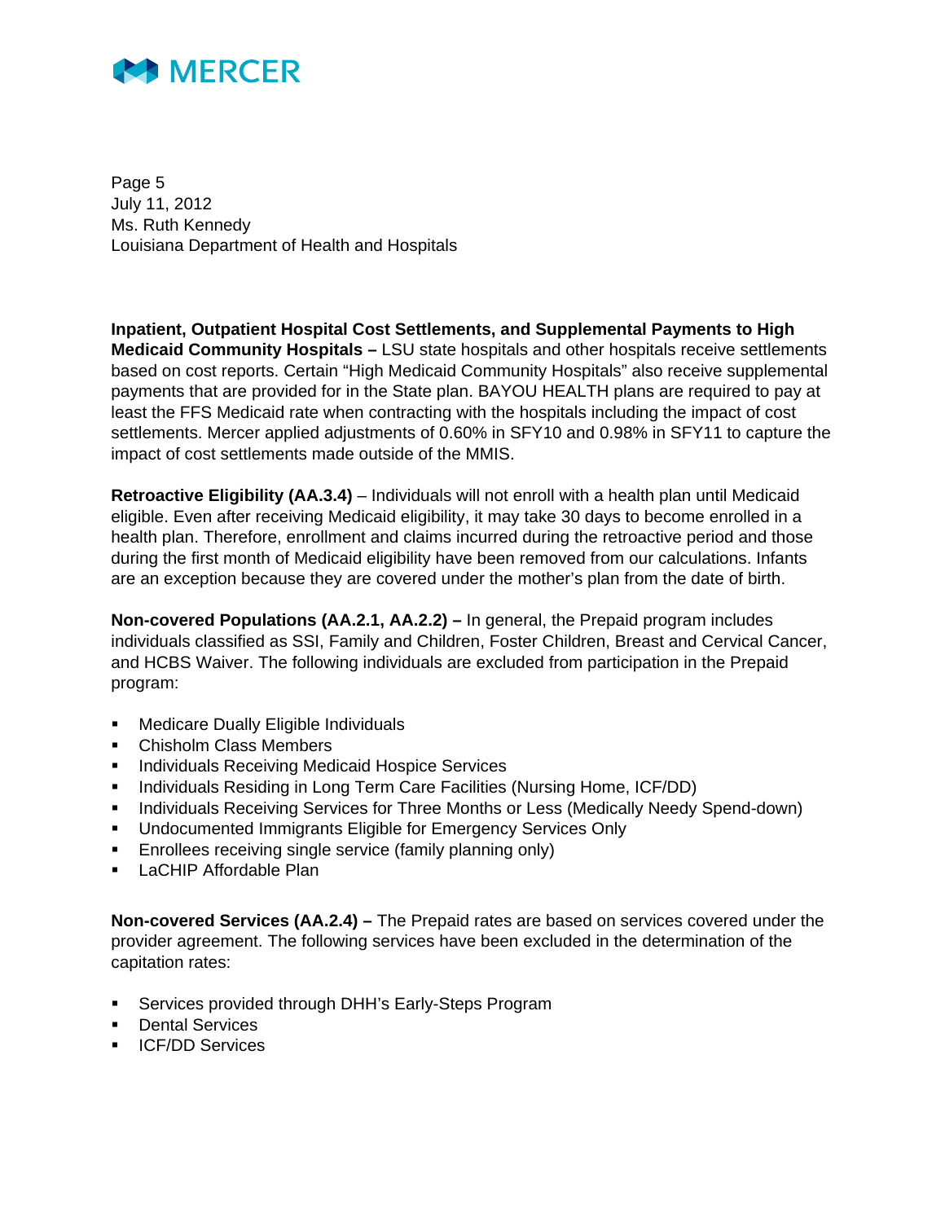**Inpatient, Outpatient Hospital Cost Settlements, and Supplemental Payments to High Medicaid Community Hospitals –** LSU state hospitals and other hospitals receive settlements based on cost reports. Certain "High Medicaid Community Hospitals" also receive supplemental payments that are provided for in the State plan. BAYOU HEALTH plans are required to pay at least the FFS Medicaid rate when contracting with the hospitals including the impact of cost settlements. Mercer applied adjustments of 0.60% in SFY10 and 0.98% in SFY11 to capture the impact of cost settlements made outside of the MMIS.

**Retroactive Eligibility (AA.3.4)** – Individuals will not enroll with a health plan until Medicaid eligible. Even after receiving Medicaid eligibility, it may take 30 days to become enrolled in a health plan. Therefore, enrollment and claims incurred during the retroactive period and those during the first month of Medicaid eligibility have been removed from our calculations. Infants are an exception because they are covered under the mother's plan from the date of birth.

**Non-covered Populations (AA.2.1, AA.2.2) –** In general, the Prepaid program includes individuals classified as SSI, Family and Children, Foster Children, Breast and Cervical Cancer, and HCBS Waiver. The following individuals are excluded from participation in the Prepaid program:

- Medicare Dually Eligible Individuals
- Chisholm Class Members
- Individuals Receiving Medicaid Hospice Services
- Individuals Residing in Long Term Care Facilities (Nursing Home, ICF/DD)
- Individuals Receiving Services for Three Months or Less (Medically Needy Spend-down)
- Undocumented Immigrants Eligible for Emergency Services Only
- Enrollees receiving single service (family planning only)
- LaCHIP Affordable Plan

**Non-covered Services (AA.2.4) –** The Prepaid rates are based on services covered under the provider agreement. The following services have been excluded in the determination of the capitation rates:

- Services provided through DHH's Early-Steps Program
- Dental Services
- ICF/DD Services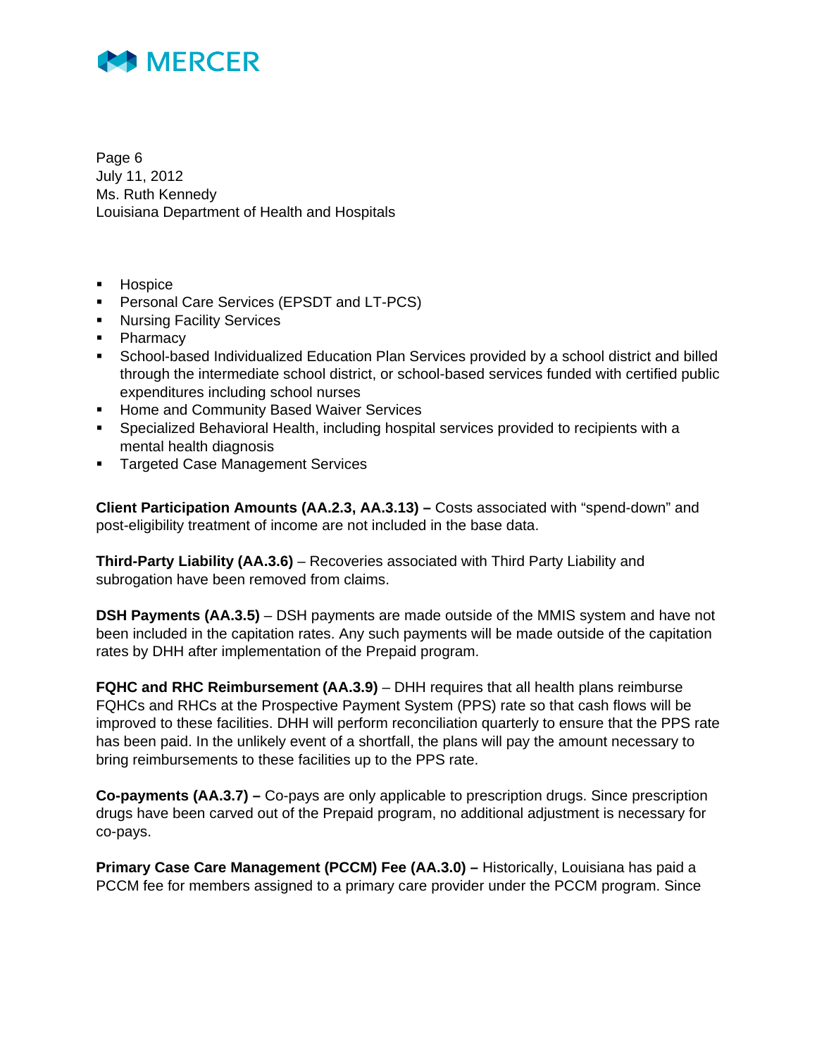- Hospice
- Personal Care Services (EPSDT and LT-PCS)
- Nursing Facility Services
- Pharmacy
- School-based Individualized Education Plan Services provided by a school district and billed through the intermediate school district, or school-based services funded with certified public expenditures including school nurses
- Home and Community Based Waiver Services
- Specialized Behavioral Health, including hospital services provided to recipients with a mental health diagnosis
- Targeted Case Management Services

**Client Participation Amounts (AA.2.3, AA.3.13) –** Costs associated with "spend-down" and post-eligibility treatment of income are not included in the base data.

**Third-Party Liability (AA.3.6)** – Recoveries associated with Third Party Liability and subrogation have been removed from claims.

**DSH Payments (AA.3.5)** – DSH payments are made outside of the MMIS system and have not been included in the capitation rates. Any such payments will be made outside of the capitation rates by DHH after implementation of the Prepaid program.

**FQHC and RHC Reimbursement (AA.3.9)** – DHH requires that all health plans reimburse FQHCs and RHCs at the Prospective Payment System (PPS) rate so that cash flows will be improved to these facilities. DHH will perform reconciliation quarterly to ensure that the PPS rate has been paid. In the unlikely event of a shortfall, the plans will pay the amount necessary to bring reimbursements to these facilities up to the PPS rate.

**Co-payments (AA.3.7) –** Co-pays are only applicable to prescription drugs. Since prescription drugs have been carved out of the Prepaid program, no additional adjustment is necessary for co-pays.

**Primary Case Care Management (PCCM) Fee (AA.3.0) –** Historically, Louisiana has paid a PCCM fee for members assigned to a primary care provider under the PCCM program. Since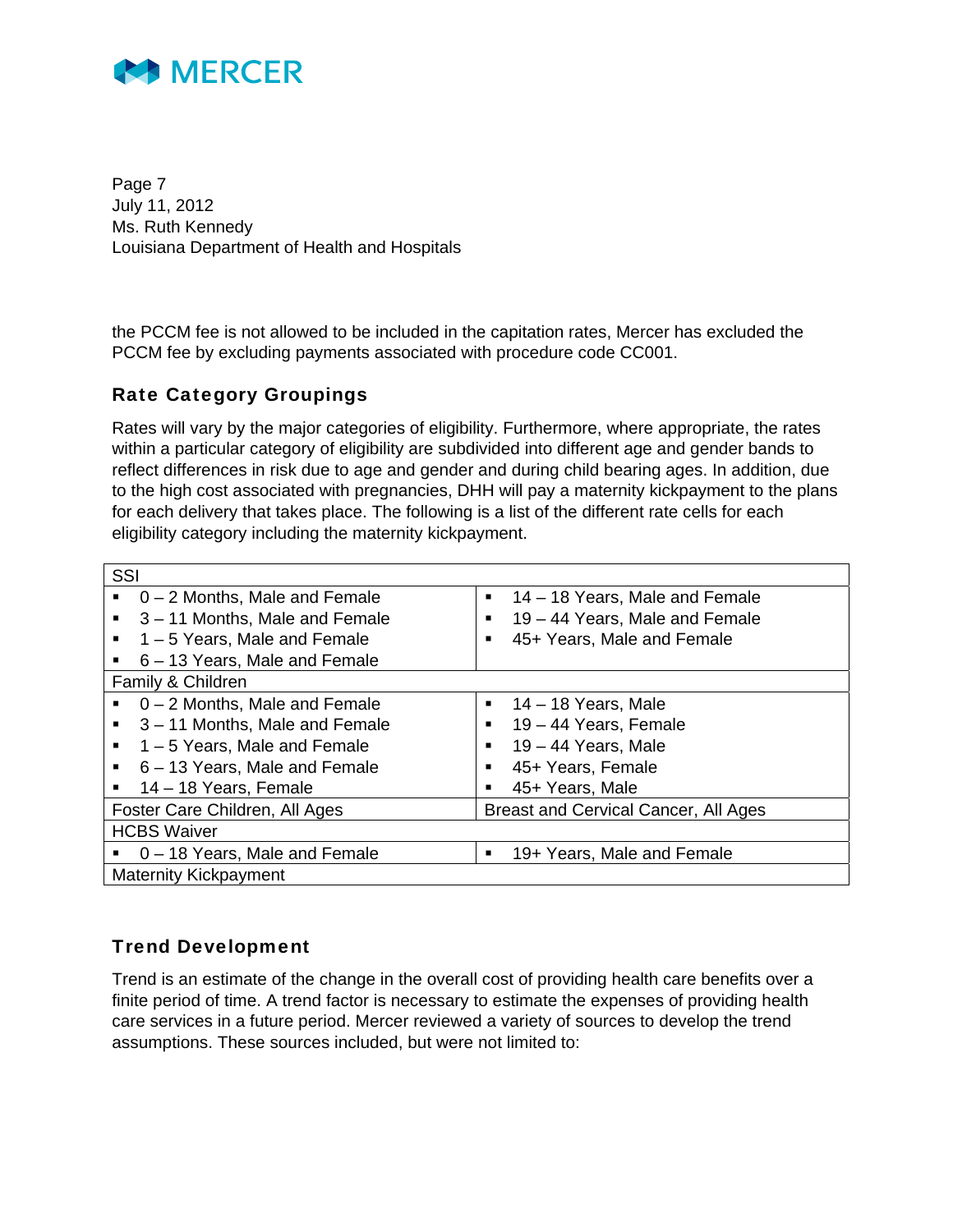the PCCM fee is not allowed to be included in the capitation rates, Mercer has excluded the PCCM fee by excluding payments associated with procedure code CC001.

## Rate Category Groupings

Rates will vary by the major categories of eligibility. Furthermore, where appropriate, the rates within a particular category of eligibility are subdivided into different age and gender bands to reflect differences in risk due to age and gender and during child bearing ages. In addition, due to the high cost associated with pregnancies, DHH will pay a maternity kickpayment to the plans for each delivery that takes place. The following is a list of the different rate cells for each eligibility category including the maternity kickpayment.

| SSI | |
|---|---|
| ▪ 0 – 2 Months, Male and Female<br>▪ 3 – 11 Months, Male and Female<br>▪ 1 – 5 Years, Male and Female<br>▪ 6 – 13 Years, Male and Female | ▪ 14 – 18 Years, Male and Female<br>▪ 19 – 44 Years, Male and Female<br>▪ 45+ Years, Male and Female |
| Family & Children | |
| ▪ 0 – 2 Months, Male and Female<br>▪ 3 – 11 Months, Male and Female<br>▪ 1 – 5 Years, Male and Female<br>▪ 6 – 13 Years, Male and Female<br>▪ 14 – 18 Years, Female | ▪ 14 – 18 Years, Male<br>▪ 19 – 44 Years, Female<br>▪ 19 – 44 Years, Male<br>▪ 45+ Years, Female<br>▪ 45+ Years, Male |
| Foster Care Children, All Ages | Breast and Cervical Cancer, All Ages |
| HCBS Waiver | |
| ▪ 0 – 18 Years, Male and Female | ▪ 19+ Years, Male and Female |
| Maternity Kickpayment | |

## Trend Development

Trend is an estimate of the change in the overall cost of providing health care benefits over a finite period of time. A trend factor is necessary to estimate the expenses of providing health care services in a future period. Mercer reviewed a variety of sources to develop the trend assumptions. These sources included, but were not limited to: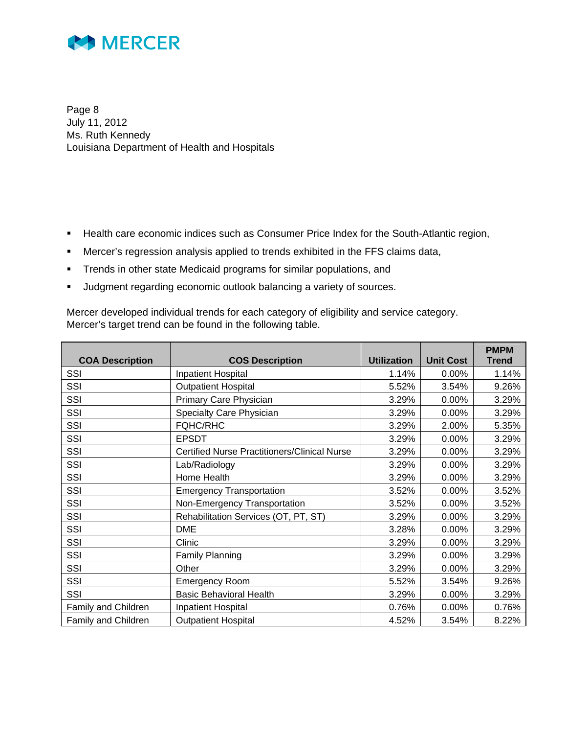- Health care economic indices such as Consumer Price Index for the South-Atlantic region,
- Mercer's regression analysis applied to trends exhibited in the FFS claims data,
- Trends in other state Medicaid programs for similar populations, and
- Judgment regarding economic outlook balancing a variety of sources.

Mercer developed individual trends for each category of eligibility and service category. Mercer's target trend can be found in the following table.

| COA Description | COS Description | Utilization | Unit Cost | PMPM Trend |
|---|---|---|---|---|
| SSI | Inpatient Hospital | 1.14% | 0.00% | 1.14% |
| SSI | Outpatient Hospital | 5.52% | 3.54% | 9.26% |
| SSI | Primary Care Physician | 3.29% | 0.00% | 3.29% |
| SSI | Specialty Care Physician | 3.29% | 0.00% | 3.29% |
| SSI | FQHC/RHC | 3.29% | 2.00% | 5.35% |
| SSI | EPSDT | 3.29% | 0.00% | 3.29% |
| SSI | Certified Nurse Practitioners/Clinical Nurse | 3.29% | 0.00% | 3.29% |
| SSI | Lab/Radiology | 3.29% | 0.00% | 3.29% |
| SSI | Home Health | 3.29% | 0.00% | 3.29% |
| SSI | Emergency Transportation | 3.52% | 0.00% | 3.52% |
| SSI | Non-Emergency Transportation | 3.52% | 0.00% | 3.52% |
| SSI | Rehabilitation Services (OT, PT, ST) | 3.29% | 0.00% | 3.29% |
| SSI | DME | 3.28% | 0.00% | 3.29% |
| SSI | Clinic | 3.29% | 0.00% | 3.29% |
| SSI | Family Planning | 3.29% | 0.00% | 3.29% |
| SSI | Other | 3.29% | 0.00% | 3.29% |
| SSI | Emergency Room | 5.52% | 3.54% | 9.26% |
| SSI | Basic Behavioral Health | 3.29% | 0.00% | 3.29% |
| Family and Children | Inpatient Hospital | 0.76% | 0.00% | 0.76% |
| Family and Children | Outpatient Hospital | 4.52% | 3.54% | 8.22% |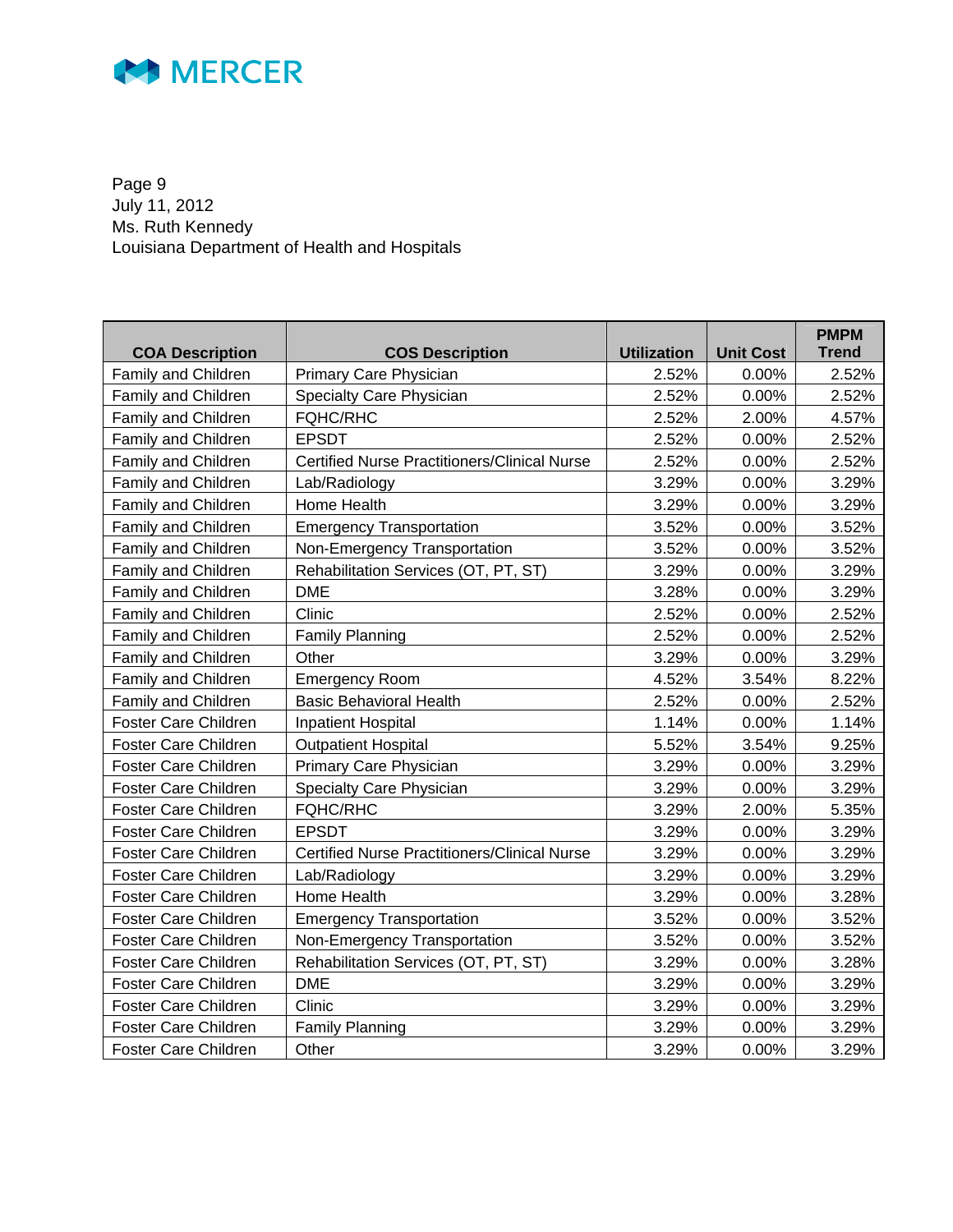Page 9
July 11, 2012
Ms. Ruth Kennedy
Louisiana Department of Health and Hospitals

| COA Description | COS Description | Utilization | Unit Cost | PMPM Trend |
|---|---|---|---|---|
| Family and Children | Primary Care Physician | 2.52% | 0.00% | 2.52% |
| Family and Children | Specialty Care Physician | 2.52% | 0.00% | 2.52% |
| Family and Children | FQHC/RHC | 2.52% | 2.00% | 4.57% |
| Family and Children | EPSDT | 2.52% | 0.00% | 2.52% |
| Family and Children | Certified Nurse Practitioners/Clinical Nurse | 2.52% | 0.00% | 2.52% |
| Family and Children | Lab/Radiology | 3.29% | 0.00% | 3.29% |
| Family and Children | Home Health | 3.29% | 0.00% | 3.29% |
| Family and Children | Emergency Transportation | 3.52% | 0.00% | 3.52% |
| Family and Children | Non-Emergency Transportation | 3.52% | 0.00% | 3.52% |
| Family and Children | Rehabilitation Services (OT, PT, ST) | 3.29% | 0.00% | 3.29% |
| Family and Children | DME | 3.28% | 0.00% | 3.29% |
| Family and Children | Clinic | 2.52% | 0.00% | 2.52% |
| Family and Children | Family Planning | 2.52% | 0.00% | 2.52% |
| Family and Children | Other | 3.29% | 0.00% | 3.29% |
| Family and Children | Emergency Room | 4.52% | 3.54% | 8.22% |
| Family and Children | Basic Behavioral Health | 2.52% | 0.00% | 2.52% |
| Foster Care Children | Inpatient Hospital | 1.14% | 0.00% | 1.14% |
| Foster Care Children | Outpatient Hospital | 5.52% | 3.54% | 9.25% |
| Foster Care Children | Primary Care Physician | 3.29% | 0.00% | 3.29% |
| Foster Care Children | Specialty Care Physician | 3.29% | 0.00% | 3.29% |
| Foster Care Children | FQHC/RHC | 3.29% | 2.00% | 5.35% |
| Foster Care Children | EPSDT | 3.29% | 0.00% | 3.29% |
| Foster Care Children | Certified Nurse Practitioners/Clinical Nurse | 3.29% | 0.00% | 3.29% |
| Foster Care Children | Lab/Radiology | 3.29% | 0.00% | 3.29% |
| Foster Care Children | Home Health | 3.29% | 0.00% | 3.28% |
| Foster Care Children | Emergency Transportation | 3.52% | 0.00% | 3.52% |
| Foster Care Children | Non-Emergency Transportation | 3.52% | 0.00% | 3.52% |
| Foster Care Children | Rehabilitation Services (OT, PT, ST) | 3.29% | 0.00% | 3.28% |
| Foster Care Children | DME | 3.29% | 0.00% | 3.29% |
| Foster Care Children | Clinic | 3.29% | 0.00% | 3.29% |
| Foster Care Children | Family Planning | 3.29% | 0.00% | 3.29% |
| Foster Care Children | Other | 3.29% | 0.00% | 3.29% |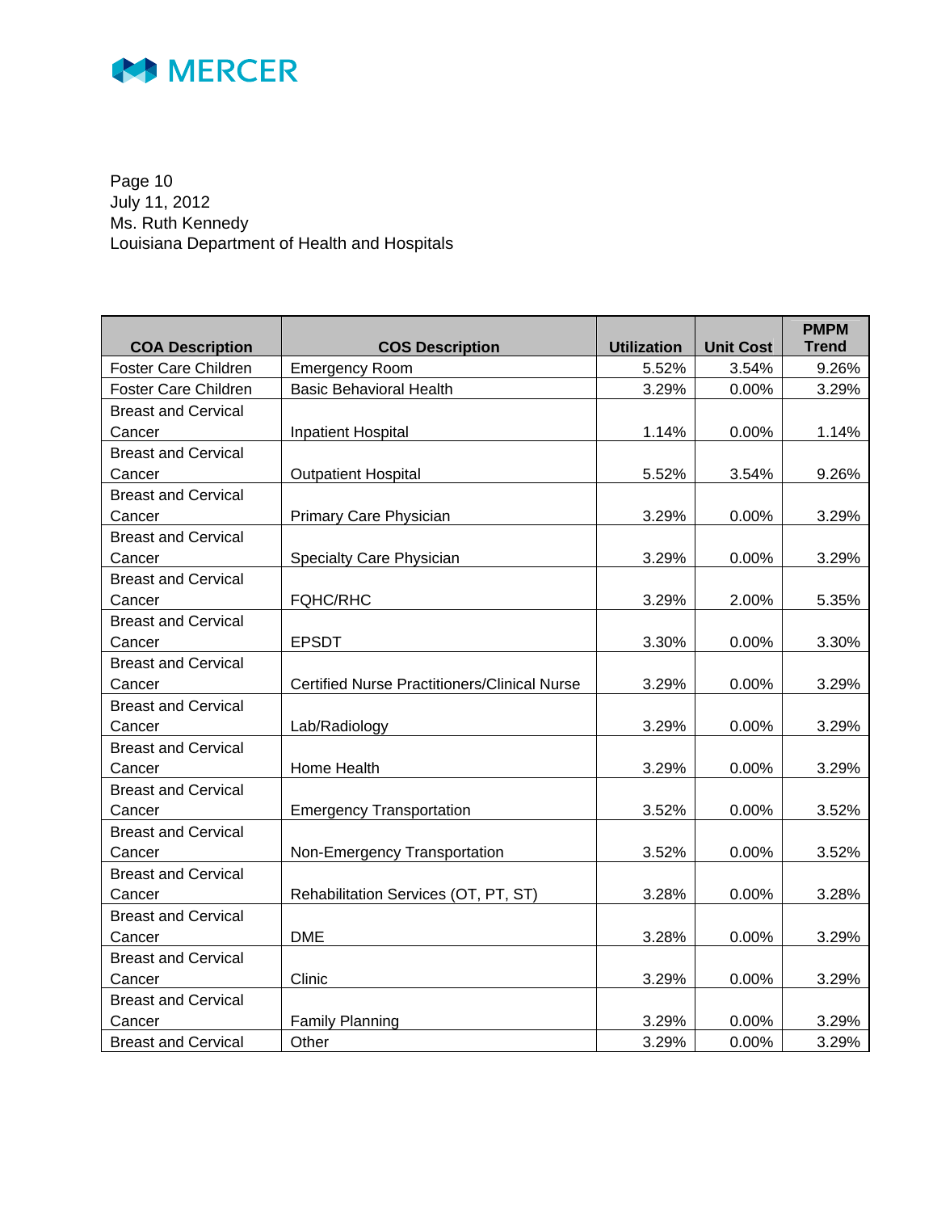MERCER

Page 10
July 11, 2012
Ms. Ruth Kennedy
Louisiana Department of Health and Hospitals

| COA Description | COS Description | Utilization | Unit Cost | PMPM Trend |
|---|---|---|---|---|
| Foster Care Children | Emergency Room | 5.52% | 3.54% | 9.26% |
| Foster Care Children | Basic Behavioral Health | 3.29% | 0.00% | 3.29% |
| Breast and Cervical Cancer | Inpatient Hospital | 1.14% | 0.00% | 1.14% |
| Breast and Cervical Cancer | Outpatient Hospital | 5.52% | 3.54% | 9.26% |
| Breast and Cervical Cancer | Primary Care Physician | 3.29% | 0.00% | 3.29% |
| Breast and Cervical Cancer | Specialty Care Physician | 3.29% | 0.00% | 3.29% |
| Breast and Cervical Cancer | FQHC/RHC | 3.29% | 2.00% | 5.35% |
| Breast and Cervical Cancer | EPSDT | 3.30% | 0.00% | 3.30% |
| Breast and Cervical Cancer | Certified Nurse Practitioners/Clinical Nurse | 3.29% | 0.00% | 3.29% |
| Breast and Cervical Cancer | Lab/Radiology | 3.29% | 0.00% | 3.29% |
| Breast and Cervical Cancer | Home Health | 3.29% | 0.00% | 3.29% |
| Breast and Cervical Cancer | Emergency Transportation | 3.52% | 0.00% | 3.52% |
| Breast and Cervical Cancer | Non-Emergency Transportation | 3.52% | 0.00% | 3.52% |
| Breast and Cervical Cancer | Rehabilitation Services (OT, PT, ST) | 3.28% | 0.00% | 3.28% |
| Breast and Cervical Cancer | DME | 3.28% | 0.00% | 3.29% |
| Breast and Cervical Cancer | Clinic | 3.29% | 0.00% | 3.29% |
| Breast and Cervical Cancer | Family Planning | 3.29% | 0.00% | 3.29% |
| Breast and Cervical | Other | 3.29% | 0.00% | 3.29% |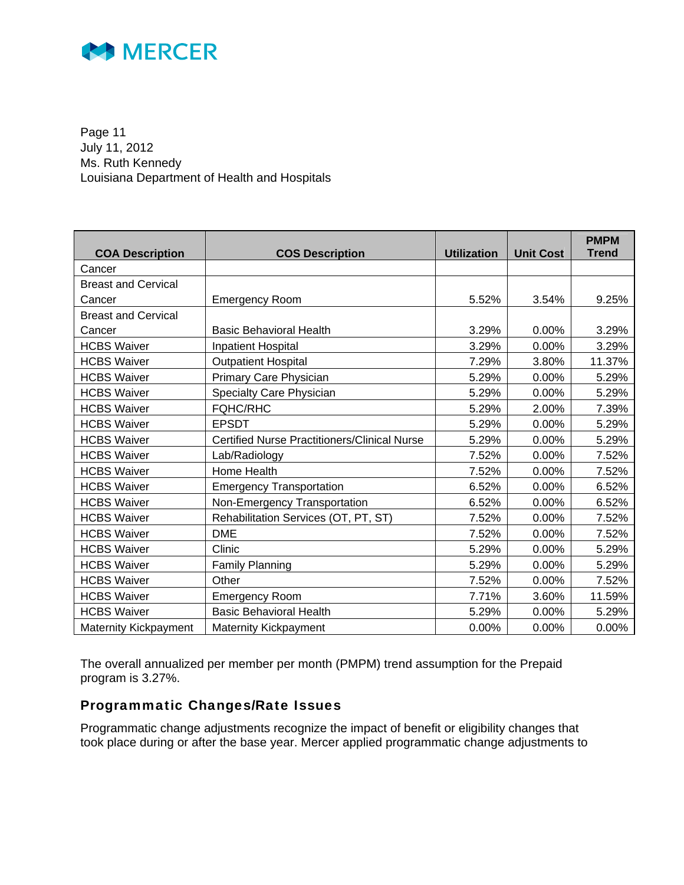Page 11
July 11, 2012
Ms. Ruth Kennedy
Louisiana Department of Health and Hospitals

| COA Description | COS Description | Utilization | Unit Cost | PMPM Trend |
|---|---|---|---|---|
| Cancer | | | | |
| Breast and Cervical Cancer | Emergency Room | 5.52% | 3.54% | 9.25% |
| Breast and Cervical Cancer | Basic Behavioral Health | 3.29% | 0.00% | 3.29% |
| HCBS Waiver | Inpatient Hospital | 3.29% | 0.00% | 3.29% |
| HCBS Waiver | Outpatient Hospital | 7.29% | 3.80% | 11.37% |
| HCBS Waiver | Primary Care Physician | 5.29% | 0.00% | 5.29% |
| HCBS Waiver | Specialty Care Physician | 5.29% | 0.00% | 5.29% |
| HCBS Waiver | FQHC/RHC | 5.29% | 2.00% | 7.39% |
| HCBS Waiver | EPSDT | 5.29% | 0.00% | 5.29% |
| HCBS Waiver | Certified Nurse Practitioners/Clinical Nurse | 5.29% | 0.00% | 5.29% |
| HCBS Waiver | Lab/Radiology | 7.52% | 0.00% | 7.52% |
| HCBS Waiver | Home Health | 7.52% | 0.00% | 7.52% |
| HCBS Waiver | Emergency Transportation | 6.52% | 0.00% | 6.52% |
| HCBS Waiver | Non-Emergency Transportation | 6.52% | 0.00% | 6.52% |
| HCBS Waiver | Rehabilitation Services (OT, PT, ST) | 7.52% | 0.00% | 7.52% |
| HCBS Waiver | DME | 7.52% | 0.00% | 7.52% |
| HCBS Waiver | Clinic | 5.29% | 0.00% | 5.29% |
| HCBS Waiver | Family Planning | 5.29% | 0.00% | 5.29% |
| HCBS Waiver | Other | 7.52% | 0.00% | 7.52% |
| HCBS Waiver | Emergency Room | 7.71% | 3.60% | 11.59% |
| HCBS Waiver | Basic Behavioral Health | 5.29% | 0.00% | 5.29% |
| Maternity Kickpayment | Maternity Kickpayment | 0.00% | 0.00% | 0.00% |

The overall annualized per member per month (PMPM) trend assumption for the Prepaid program is 3.27%.

## Programmatic Changes/Rate Issues

Programmatic change adjustments recognize the impact of benefit or eligibility changes that took place during or after the base year. Mercer applied programmatic change adjustments to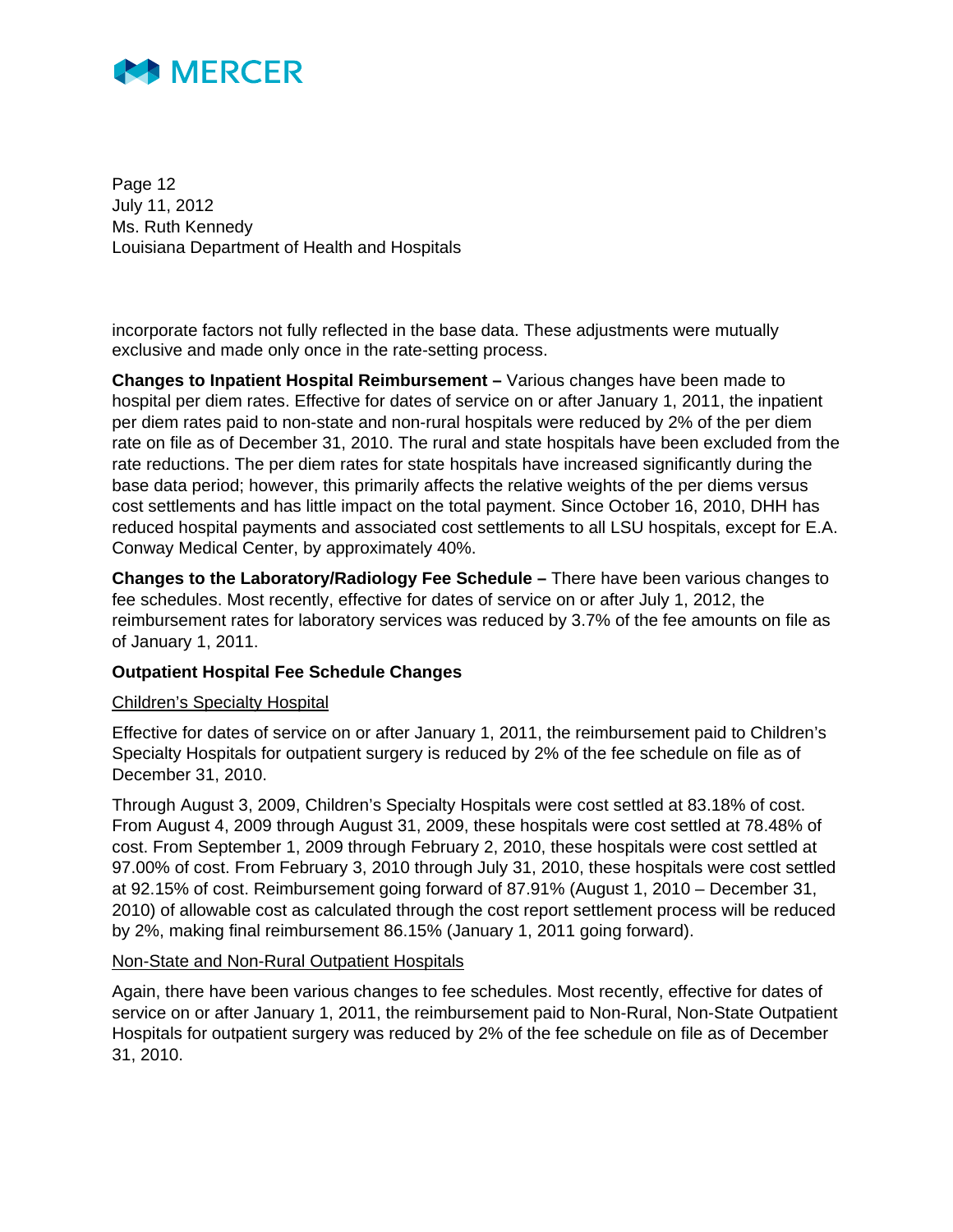incorporate factors not fully reflected in the base data. These adjustments were mutually exclusive and made only once in the rate-setting process.

**Changes to Inpatient Hospital Reimbursement –** Various changes have been made to hospital per diem rates. Effective for dates of service on or after January 1, 2011, the inpatient per diem rates paid to non-state and non-rural hospitals were reduced by 2% of the per diem rate on file as of December 31, 2010. The rural and state hospitals have been excluded from the rate reductions. The per diem rates for state hospitals have increased significantly during the base data period; however, this primarily affects the relative weights of the per diems versus cost settlements and has little impact on the total payment. Since October 16, 2010, DHH has reduced hospital payments and associated cost settlements to all LSU hospitals, except for E.A. Conway Medical Center, by approximately 40%.

**Changes to the Laboratory/Radiology Fee Schedule –** There have been various changes to fee schedules. Most recently, effective for dates of service on or after July 1, 2012, the reimbursement rates for laboratory services was reduced by 3.7% of the fee amounts on file as of January 1, 2011.

**Outpatient Hospital Fee Schedule Changes**

Children's Specialty Hospital

Effective for dates of service on or after January 1, 2011, the reimbursement paid to Children's Specialty Hospitals for outpatient surgery is reduced by 2% of the fee schedule on file as of December 31, 2010.

Through August 3, 2009, Children's Specialty Hospitals were cost settled at 83.18% of cost. From August 4, 2009 through August 31, 2009, these hospitals were cost settled at 78.48% of cost. From September 1, 2009 through February 2, 2010, these hospitals were cost settled at 97.00% of cost. From February 3, 2010 through July 31, 2010, these hospitals were cost settled at 92.15% of cost. Reimbursement going forward of 87.91% (August 1, 2010 – December 31, 2010) of allowable cost as calculated through the cost report settlement process will be reduced by 2%, making final reimbursement 86.15% (January 1, 2011 going forward).

Non-State and Non-Rural Outpatient Hospitals

Again, there have been various changes to fee schedules. Most recently, effective for dates of service on or after January 1, 2011, the reimbursement paid to Non-Rural, Non-State Outpatient Hospitals for outpatient surgery was reduced by 2% of the fee schedule on file as of December 31, 2010.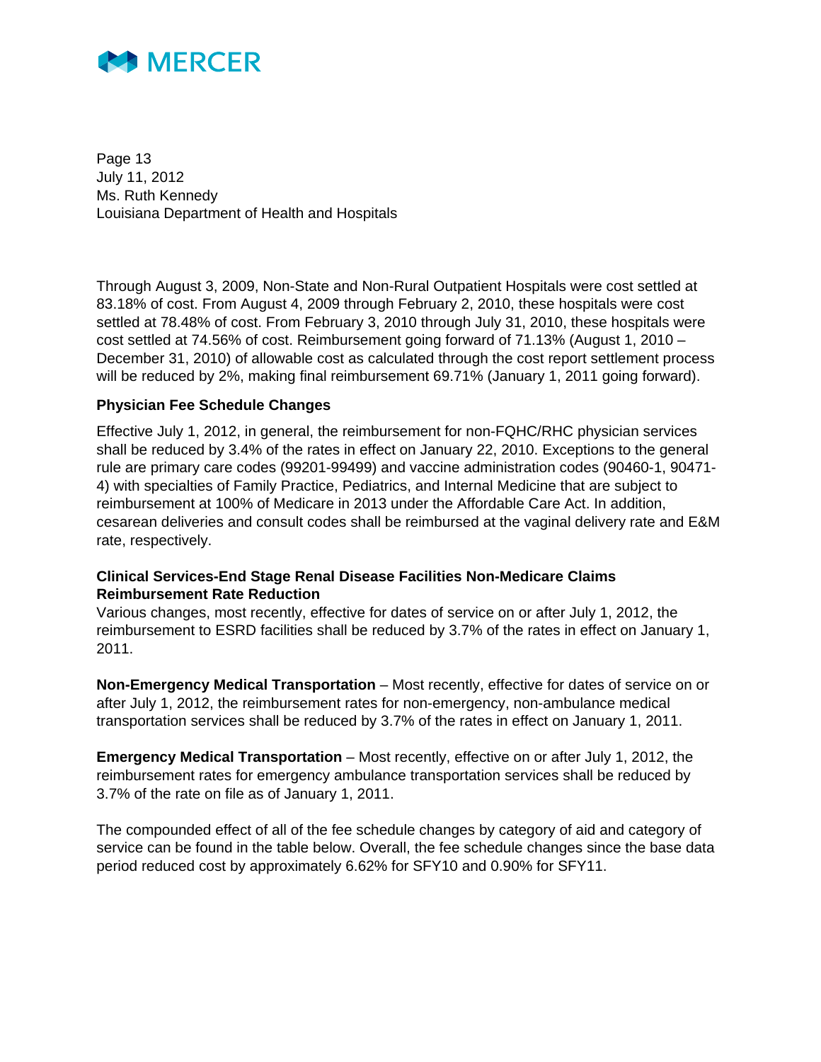Page 13
July 11, 2012
Ms. Ruth Kennedy
Louisiana Department of Health and Hospitals

Through August 3, 2009, Non-State and Non-Rural Outpatient Hospitals were cost settled at 83.18% of cost. From August 4, 2009 through February 2, 2010, these hospitals were cost settled at 78.48% of cost. From February 3, 2010 through July 31, 2010, these hospitals were cost settled at 74.56% of cost. Reimbursement going forward of 71.13% (August 1, 2010 – December 31, 2010) of allowable cost as calculated through the cost report settlement process will be reduced by 2%, making final reimbursement 69.71% (January 1, 2011 going forward).

**Physician Fee Schedule Changes**

Effective July 1, 2012, in general, the reimbursement for non-FQHC/RHC physician services shall be reduced by 3.4% of the rates in effect on January 22, 2010. Exceptions to the general rule are primary care codes (99201-99499) and vaccine administration codes (90460-1, 90471-4) with specialties of Family Practice, Pediatrics, and Internal Medicine that are subject to reimbursement at 100% of Medicare in 2013 under the Affordable Care Act. In addition, cesarean deliveries and consult codes shall be reimbursed at the vaginal delivery rate and E&M rate, respectively.

**Clinical Services-End Stage Renal Disease Facilities Non-Medicare Claims Reimbursement Rate Reduction**

Various changes, most recently, effective for dates of service on or after July 1, 2012, the reimbursement to ESRD facilities shall be reduced by 3.7% of the rates in effect on January 1, 2011.

**Non-Emergency Medical Transportation** – Most recently, effective for dates of service on or after July 1, 2012, the reimbursement rates for non-emergency, non-ambulance medical transportation services shall be reduced by 3.7% of the rates in effect on January 1, 2011.

**Emergency Medical Transportation** – Most recently, effective on or after July 1, 2012, the reimbursement rates for emergency ambulance transportation services shall be reduced by 3.7% of the rate on file as of January 1, 2011.

The compounded effect of all of the fee schedule changes by category of aid and category of service can be found in the table below. Overall, the fee schedule changes since the base data period reduced cost by approximately 6.62% for SFY10 and 0.90% for SFY11.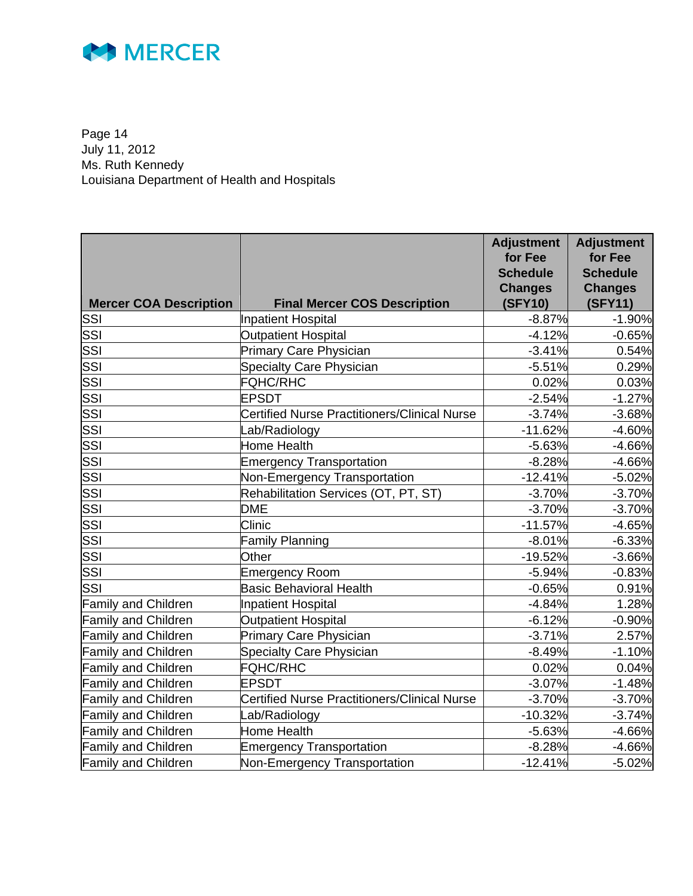Page 14
July 11, 2012
Ms. Ruth Kennedy
Louisiana Department of Health and Hospitals

| Mercer COA Description | Final Mercer COS Description | Adjustment for Fee Schedule Changes (SFY10) | Adjustment for Fee Schedule Changes (SFY11) |
|---|---|---|---|
| SSI | Inpatient Hospital | -8.87% | -1.90% |
| SSI | Outpatient Hospital | -4.12% | -0.65% |
| SSI | Primary Care Physician | -3.41% | 0.54% |
| SSI | Specialty Care Physician | -5.51% | 0.29% |
| SSI | FQHC/RHC | 0.02% | 0.03% |
| SSI | EPSDT | -2.54% | -1.27% |
| SSI | Certified Nurse Practitioners/Clinical Nurse | -3.74% | -3.68% |
| SSI | Lab/Radiology | -11.62% | -4.60% |
| SSI | Home Health | -5.63% | -4.66% |
| SSI | Emergency Transportation | -8.28% | -4.66% |
| SSI | Non-Emergency Transportation | -12.41% | -5.02% |
| SSI | Rehabilitation Services (OT, PT, ST) | -3.70% | -3.70% |
| SSI | DME | -3.70% | -3.70% |
| SSI | Clinic | -11.57% | -4.65% |
| SSI | Family Planning | -8.01% | -6.33% |
| SSI | Other | -19.52% | -3.66% |
| SSI | Emergency Room | -5.94% | -0.83% |
| SSI | Basic Behavioral Health | -0.65% | 0.91% |
| Family and Children | Inpatient Hospital | -4.84% | 1.28% |
| Family and Children | Outpatient Hospital | -6.12% | -0.90% |
| Family and Children | Primary Care Physician | -3.71% | 2.57% |
| Family and Children | Specialty Care Physician | -8.49% | -1.10% |
| Family and Children | FQHC/RHC | 0.02% | 0.04% |
| Family and Children | EPSDT | -3.07% | -1.48% |
| Family and Children | Certified Nurse Practitioners/Clinical Nurse | -3.70% | -3.70% |
| Family and Children | Lab/Radiology | -10.32% | -3.74% |
| Family and Children | Home Health | -5.63% | -4.66% |
| Family and Children | Emergency Transportation | -8.28% | -4.66% |
| Family and Children | Non-Emergency Transportation | -12.41% | -5.02% |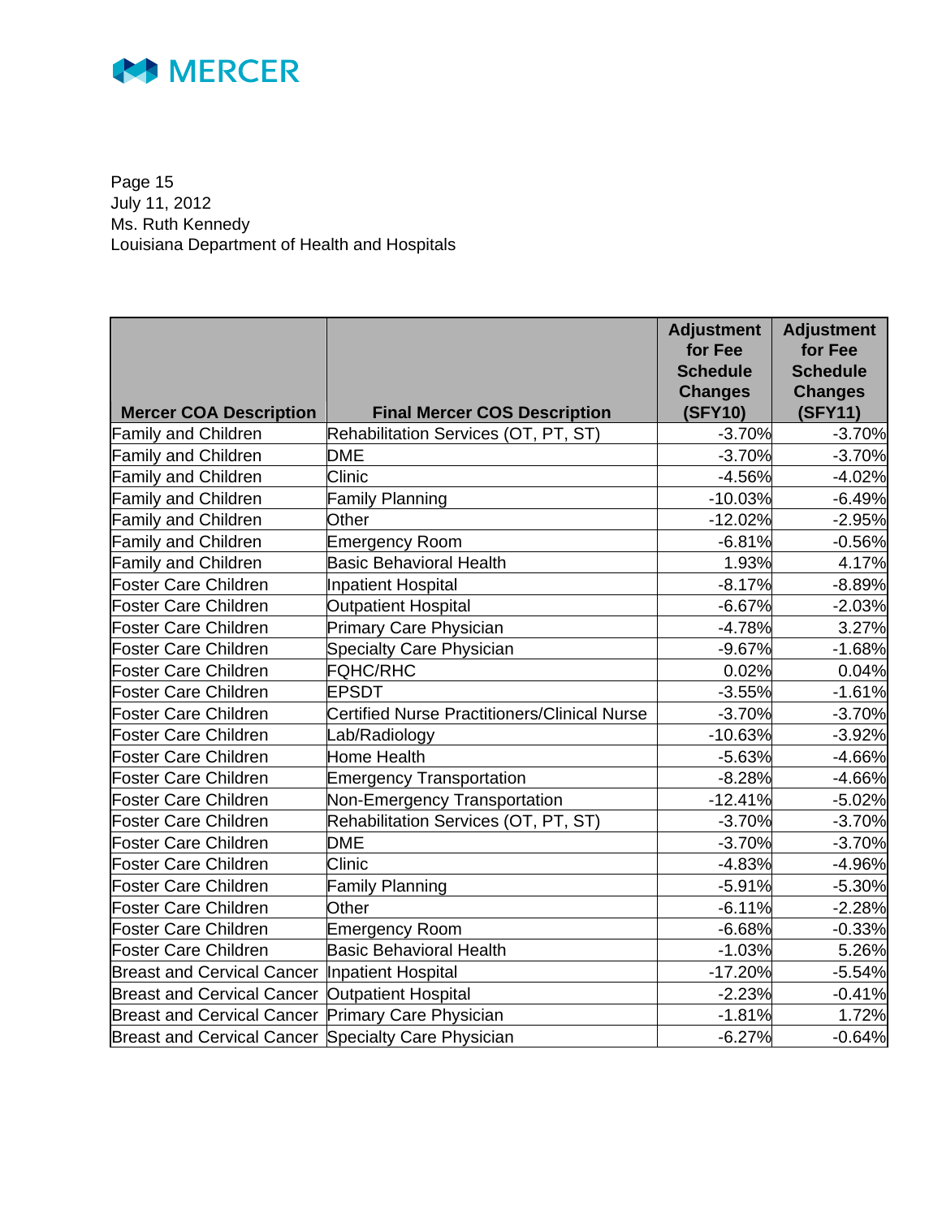Page 15
July 11, 2012
Ms. Ruth Kennedy
Louisiana Department of Health and Hospitals

| Mercer COA Description | Final Mercer COS Description | Adjustment for Fee Schedule Changes (SFY10) | Adjustment for Fee Schedule Changes (SFY11) |
|---|---|---|---|
| Family and Children | Rehabilitation Services (OT, PT, ST) | -3.70% | -3.70% |
| Family and Children | DME | -3.70% | -3.70% |
| Family and Children | Clinic | -4.56% | -4.02% |
| Family and Children | Family Planning | -10.03% | -6.49% |
| Family and Children | Other | -12.02% | -2.95% |
| Family and Children | Emergency Room | -6.81% | -0.56% |
| Family and Children | Basic Behavioral Health | 1.93% | 4.17% |
| Foster Care Children | Inpatient Hospital | -8.17% | -8.89% |
| Foster Care Children | Outpatient Hospital | -6.67% | -2.03% |
| Foster Care Children | Primary Care Physician | -4.78% | 3.27% |
| Foster Care Children | Specialty Care Physician | -9.67% | -1.68% |
| Foster Care Children | FQHC/RHC | 0.02% | 0.04% |
| Foster Care Children | EPSDT | -3.55% | -1.61% |
| Foster Care Children | Certified Nurse Practitioners/Clinical Nurse | -3.70% | -3.70% |
| Foster Care Children | Lab/Radiology | -10.63% | -3.92% |
| Foster Care Children | Home Health | -5.63% | -4.66% |
| Foster Care Children | Emergency Transportation | -8.28% | -4.66% |
| Foster Care Children | Non-Emergency Transportation | -12.41% | -5.02% |
| Foster Care Children | Rehabilitation Services (OT, PT, ST) | -3.70% | -3.70% |
| Foster Care Children | DME | -3.70% | -3.70% |
| Foster Care Children | Clinic | -4.83% | -4.96% |
| Foster Care Children | Family Planning | -5.91% | -5.30% |
| Foster Care Children | Other | -6.11% | -2.28% |
| Foster Care Children | Emergency Room | -6.68% | -0.33% |
| Foster Care Children | Basic Behavioral Health | -1.03% | 5.26% |
| Breast and Cervical Cancer | Inpatient Hospital | -17.20% | -5.54% |
| Breast and Cervical Cancer | Outpatient Hospital | -2.23% | -0.41% |
| Breast and Cervical Cancer | Primary Care Physician | -1.81% | 1.72% |
| Breast and Cervical Cancer | Specialty Care Physician | -6.27% | -0.64% |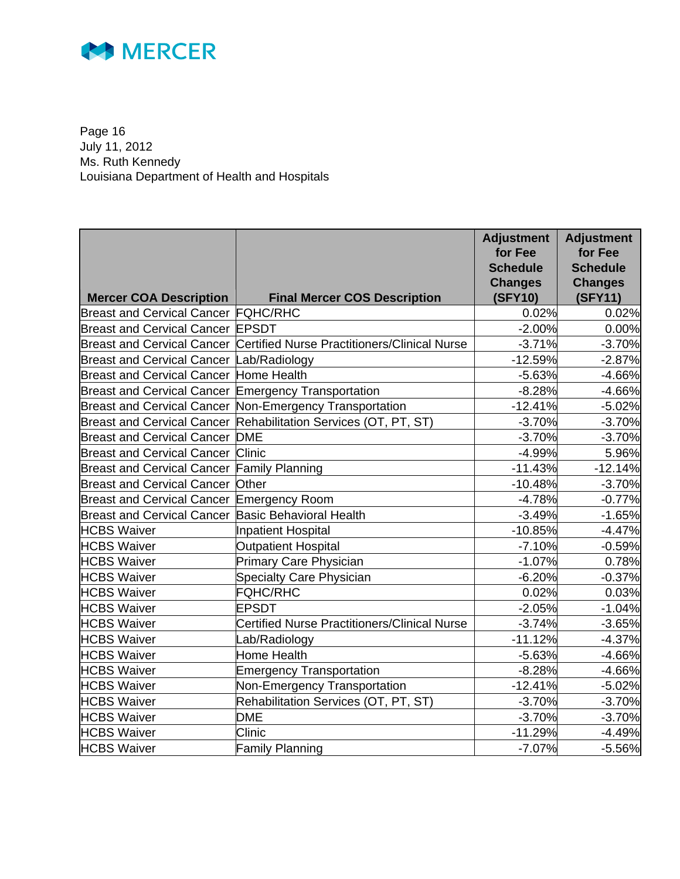Page 16
July 11, 2012
Ms. Ruth Kennedy
Louisiana Department of Health and Hospitals

| Mercer COA Description | Final Mercer COS Description | Adjustment for Fee Schedule Changes (SFY10) | Adjustment for Fee Schedule Changes (SFY11) |
|---|---|---|---|
| Breast and Cervical Cancer | FQHC/RHC | 0.02% | 0.02% |
| Breast and Cervical Cancer | EPSDT | -2.00% | 0.00% |
| Breast and Cervical Cancer | Certified Nurse Practitioners/Clinical Nurse | -3.71% | -3.70% |
| Breast and Cervical Cancer | Lab/Radiology | -12.59% | -2.87% |
| Breast and Cervical Cancer | Home Health | -5.63% | -4.66% |
| Breast and Cervical Cancer | Emergency Transportation | -8.28% | -4.66% |
| Breast and Cervical Cancer | Non-Emergency Transportation | -12.41% | -5.02% |
| Breast and Cervical Cancer | Rehabilitation Services (OT, PT, ST) | -3.70% | -3.70% |
| Breast and Cervical Cancer | DME | -3.70% | -3.70% |
| Breast and Cervical Cancer | Clinic | -4.99% | 5.96% |
| Breast and Cervical Cancer | Family Planning | -11.43% | -12.14% |
| Breast and Cervical Cancer | Other | -10.48% | -3.70% |
| Breast and Cervical Cancer | Emergency Room | -4.78% | -0.77% |
| Breast and Cervical Cancer | Basic Behavioral Health | -3.49% | -1.65% |
| HCBS Waiver | Inpatient Hospital | -10.85% | -4.47% |
| HCBS Waiver | Outpatient Hospital | -7.10% | -0.59% |
| HCBS Waiver | Primary Care Physician | -1.07% | 0.78% |
| HCBS Waiver | Specialty Care Physician | -6.20% | -0.37% |
| HCBS Waiver | FQHC/RHC | 0.02% | 0.03% |
| HCBS Waiver | EPSDT | -2.05% | -1.04% |
| HCBS Waiver | Certified Nurse Practitioners/Clinical Nurse | -3.74% | -3.65% |
| HCBS Waiver | Lab/Radiology | -11.12% | -4.37% |
| HCBS Waiver | Home Health | -5.63% | -4.66% |
| HCBS Waiver | Emergency Transportation | -8.28% | -4.66% |
| HCBS Waiver | Non-Emergency Transportation | -12.41% | -5.02% |
| HCBS Waiver | Rehabilitation Services (OT, PT, ST) | -3.70% | -3.70% |
| HCBS Waiver | DME | -3.70% | -3.70% |
| HCBS Waiver | Clinic | -11.29% | -4.49% |
| HCBS Waiver | Family Planning | -7.07% | -5.56% |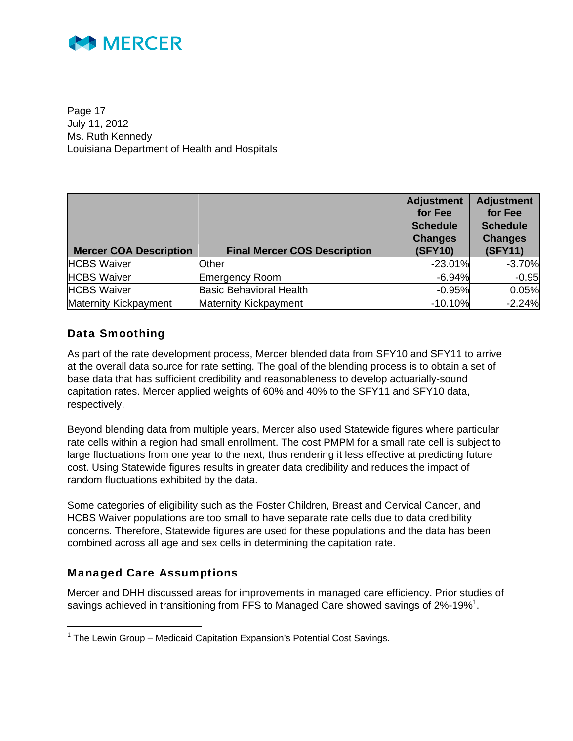| Mercer COA Description | Final Mercer COS Description | Adjustment for Fee Schedule Changes (SFY10) | Adjustment for Fee Schedule Changes (SFY11) |
|---|---|---|---|
| HCBS Waiver | Other | -23.01% | -3.70% |
| HCBS Waiver | Emergency Room | -6.94% | -0.95 |
| HCBS Waiver | Basic Behavioral Health | -0.95% | 0.05% |
| Maternity Kickpayment | Maternity Kickpayment | -10.10% | -2.24% |

## Data Smoothing

As part of the rate development process, Mercer blended data from SFY10 and SFY11 to arrive at the overall data source for rate setting. The goal of the blending process is to obtain a set of base data that has sufficient credibility and reasonableness to develop actuarially-sound capitation rates. Mercer applied weights of 60% and 40% to the SFY11 and SFY10 data, respectively.

Beyond blending data from multiple years, Mercer also used Statewide figures where particular rate cells within a region had small enrollment. The cost PMPM for a small rate cell is subject to large fluctuations from one year to the next, thus rendering it less effective at predicting future cost. Using Statewide figures results in greater data credibility and reduces the impact of random fluctuations exhibited by the data.

Some categories of eligibility such as the Foster Children, Breast and Cervical Cancer, and HCBS Waiver populations are too small to have separate rate cells due to data credibility concerns. Therefore, Statewide figures are used for these populations and the data has been combined across all age and sex cells in determining the capitation rate.

## Managed Care Assumptions

Mercer and DHH discussed areas for improvements in managed care efficiency. Prior studies of savings achieved in transitioning from FFS to Managed Care showed savings of 2%-19%[1].

[1] The Lewin Group – Medicaid Capitation Expansion's Potential Cost Savings.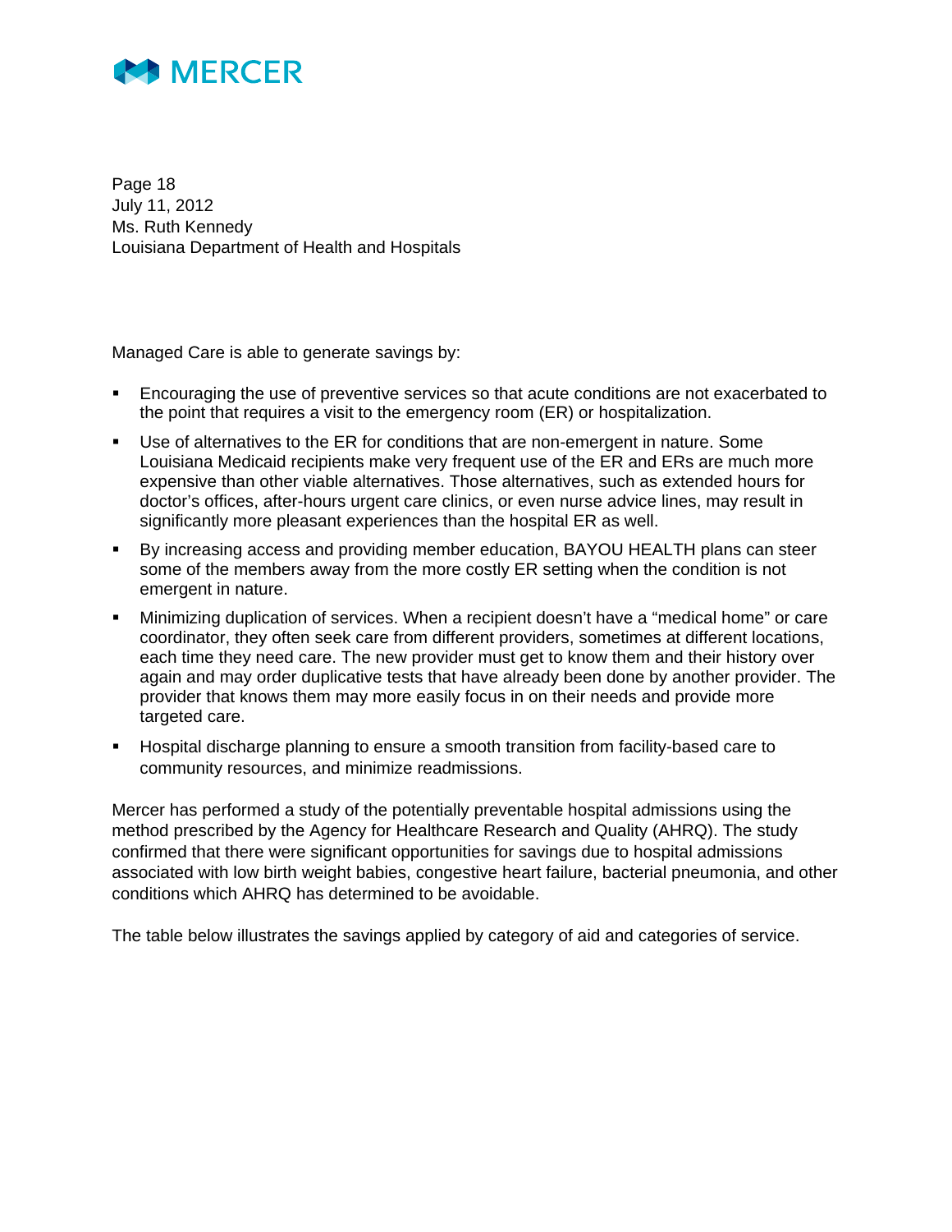Managed Care is able to generate savings by:

- Encouraging the use of preventive services so that acute conditions are not exacerbated to the point that requires a visit to the emergency room (ER) or hospitalization.
- Use of alternatives to the ER for conditions that are non-emergent in nature. Some Louisiana Medicaid recipients make very frequent use of the ER and ERs are much more expensive than other viable alternatives. Those alternatives, such as extended hours for doctor's offices, after-hours urgent care clinics, or even nurse advice lines, may result in significantly more pleasant experiences than the hospital ER as well.
- By increasing access and providing member education, BAYOU HEALTH plans can steer some of the members away from the more costly ER setting when the condition is not emergent in nature.
- Minimizing duplication of services. When a recipient doesn't have a "medical home" or care coordinator, they often seek care from different providers, sometimes at different locations, each time they need care. The new provider must get to know them and their history over again and may order duplicative tests that have already been done by another provider. The provider that knows them may more easily focus in on their needs and provide more targeted care.
- Hospital discharge planning to ensure a smooth transition from facility-based care to community resources, and minimize readmissions.

Mercer has performed a study of the potentially preventable hospital admissions using the method prescribed by the Agency for Healthcare Research and Quality (AHRQ). The study confirmed that there were significant opportunities for savings due to hospital admissions associated with low birth weight babies, congestive heart failure, bacterial pneumonia, and other conditions which AHRQ has determined to be avoidable.

The table below illustrates the savings applied by category of aid and categories of service.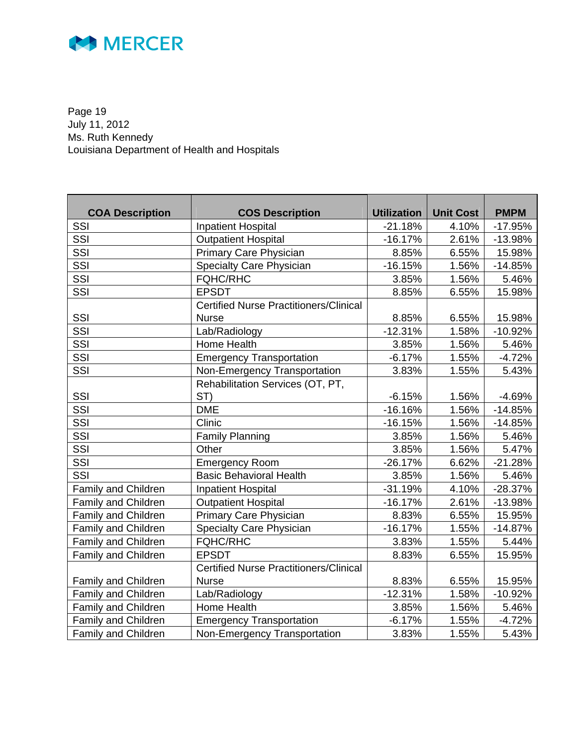| COA Description | COS Description | Utilization | Unit Cost | PMPM |
|---|---|---|---|---|
| SSI | Inpatient Hospital | -21.18% | 4.10% | -17.95% |
| SSI | Outpatient Hospital | -16.17% | 2.61% | -13.98% |
| SSI | Primary Care Physician | 8.85% | 6.55% | 15.98% |
| SSI | Specialty Care Physician | -16.15% | 1.56% | -14.85% |
| SSI | FQHC/RHC | 3.85% | 1.56% | 5.46% |
| SSI | EPSDT | 8.85% | 6.55% | 15.98% |
| SSI | Certified Nurse Practitioners/Clinical Nurse | 8.85% | 6.55% | 15.98% |
| SSI | Lab/Radiology | -12.31% | 1.58% | -10.92% |
| SSI | Home Health | 3.85% | 1.56% | 5.46% |
| SSI | Emergency Transportation | -6.17% | 1.55% | -4.72% |
| SSI | Non-Emergency Transportation | 3.83% | 1.55% | 5.43% |
| SSI | Rehabilitation Services (OT, PT, ST) | -6.15% | 1.56% | -4.69% |
| SSI | DME | -16.16% | 1.56% | -14.85% |
| SSI | Clinic | -16.15% | 1.56% | -14.85% |
| SSI | Family Planning | 3.85% | 1.56% | 5.46% |
| SSI | Other | 3.85% | 1.56% | 5.47% |
| SSI | Emergency Room | -26.17% | 6.62% | -21.28% |
| SSI | Basic Behavioral Health | 3.85% | 1.56% | 5.46% |
| Family and Children | Inpatient Hospital | -31.19% | 4.10% | -28.37% |
| Family and Children | Outpatient Hospital | -16.17% | 2.61% | -13.98% |
| Family and Children | Primary Care Physician | 8.83% | 6.55% | 15.95% |
| Family and Children | Specialty Care Physician | -16.17% | 1.55% | -14.87% |
| Family and Children | FQHC/RHC | 3.83% | 1.55% | 5.44% |
| Family and Children | EPSDT | 8.83% | 6.55% | 15.95% |
| Family and Children | Certified Nurse Practitioners/Clinical Nurse | 8.83% | 6.55% | 15.95% |
| Family and Children | Lab/Radiology | -12.31% | 1.58% | -10.92% |
| Family and Children | Home Health | 3.85% | 1.56% | 5.46% |
| Family and Children | Emergency Transportation | -6.17% | 1.55% | -4.72% |
| Family and Children | Non-Emergency Transportation | 3.83% | 1.55% | 5.43% |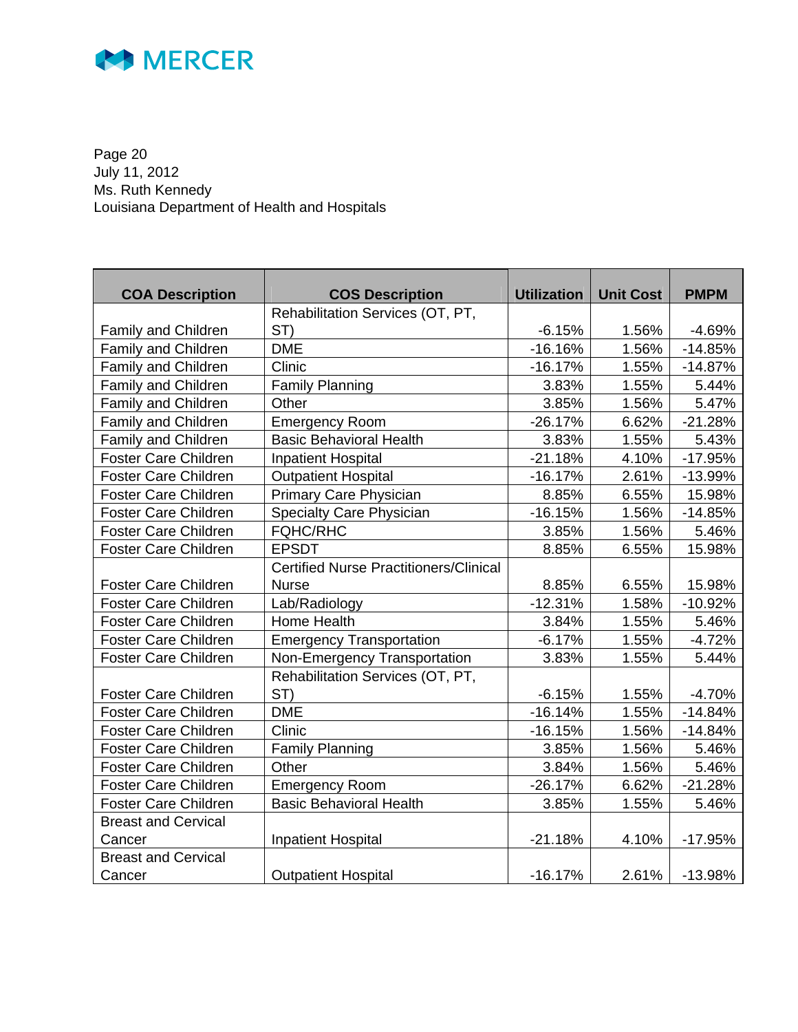| COA Description | COS Description | Utilization | Unit Cost | PMPM |
|---|---|---|---|---|
| Family and Children | Rehabilitation Services (OT, PT, ST) | -6.15% | 1.56% | -4.69% |
| Family and Children | DME | -16.16% | 1.56% | -14.85% |
| Family and Children | Clinic | -16.17% | 1.55% | -14.87% |
| Family and Children | Family Planning | 3.83% | 1.55% | 5.44% |
| Family and Children | Other | 3.85% | 1.56% | 5.47% |
| Family and Children | Emergency Room | -26.17% | 6.62% | -21.28% |
| Family and Children | Basic Behavioral Health | 3.83% | 1.55% | 5.43% |
| Foster Care Children | Inpatient Hospital | -21.18% | 4.10% | -17.95% |
| Foster Care Children | Outpatient Hospital | -16.17% | 2.61% | -13.99% |
| Foster Care Children | Primary Care Physician | 8.85% | 6.55% | 15.98% |
| Foster Care Children | Specialty Care Physician | -16.15% | 1.56% | -14.85% |
| Foster Care Children | FQHC/RHC | 3.85% | 1.56% | 5.46% |
| Foster Care Children | EPSDT | 8.85% | 6.55% | 15.98% |
| Foster Care Children | Certified Nurse Practitioners/Clinical Nurse | 8.85% | 6.55% | 15.98% |
| Foster Care Children | Lab/Radiology | -12.31% | 1.58% | -10.92% |
| Foster Care Children | Home Health | 3.84% | 1.55% | 5.46% |
| Foster Care Children | Emergency Transportation | -6.17% | 1.55% | -4.72% |
| Foster Care Children | Non-Emergency Transportation | 3.83% | 1.55% | 5.44% |
| Foster Care Children | Rehabilitation Services (OT, PT, ST) | -6.15% | 1.55% | -4.70% |
| Foster Care Children | DME | -16.14% | 1.55% | -14.84% |
| Foster Care Children | Clinic | -16.15% | 1.56% | -14.84% |
| Foster Care Children | Family Planning | 3.85% | 1.56% | 5.46% |
| Foster Care Children | Other | 3.84% | 1.56% | 5.46% |
| Foster Care Children | Emergency Room | -26.17% | 6.62% | -21.28% |
| Foster Care Children | Basic Behavioral Health | 3.85% | 1.55% | 5.46% |
| Breast and Cervical Cancer | Inpatient Hospital | -21.18% | 4.10% | -17.95% |
| Breast and Cervical Cancer | Outpatient Hospital | -16.17% | 2.61% | -13.98% |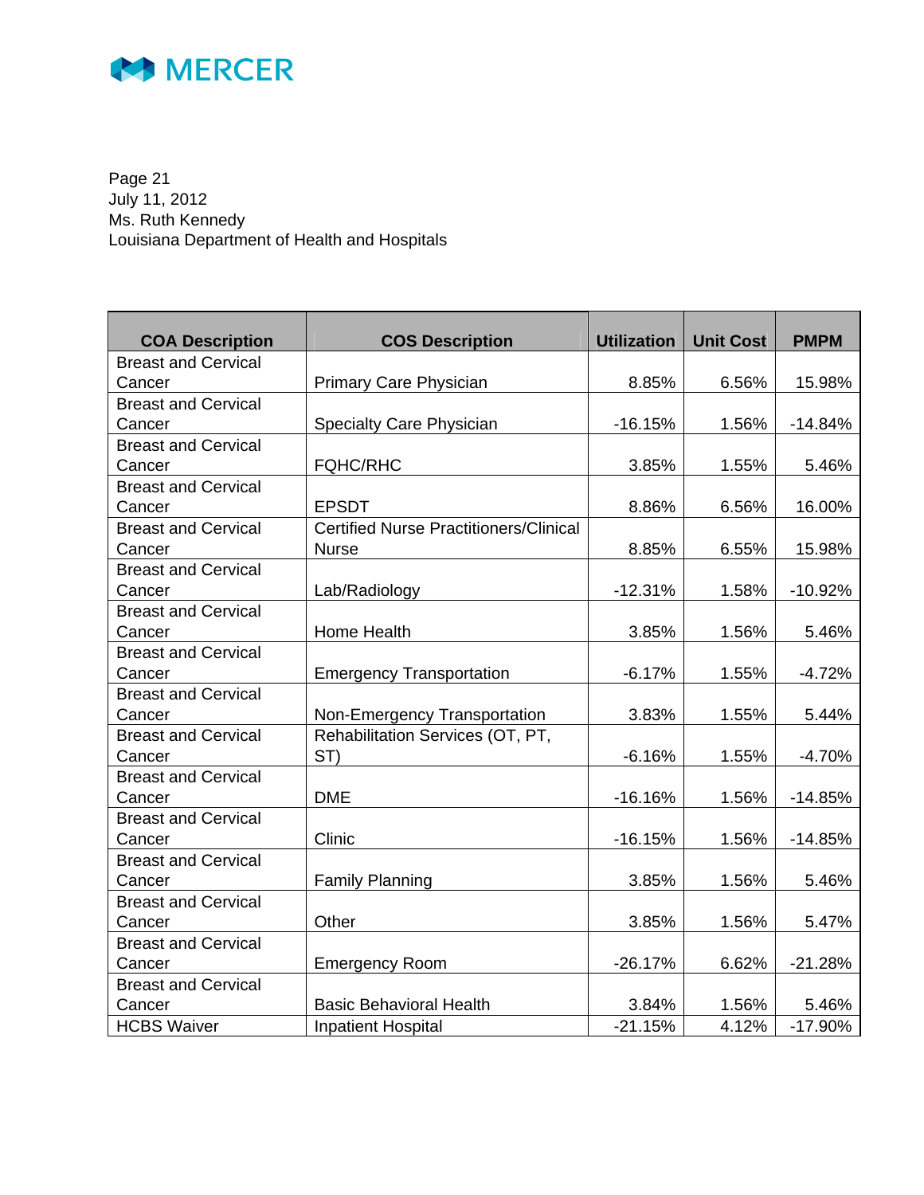Page 21
July 11, 2012
Ms. Ruth Kennedy
Louisiana Department of Health and Hospitals

| COA Description | COS Description | Utilization | Unit Cost | PMPM |
|---|---|---|---|---|
| Breast and Cervical Cancer | Primary Care Physician | 8.85% | 6.56% | 15.98% |
| Breast and Cervical Cancer | Specialty Care Physician | -16.15% | 1.56% | -14.84% |
| Breast and Cervical Cancer | FQHC/RHC | 3.85% | 1.55% | 5.46% |
| Breast and Cervical Cancer | EPSDT | 8.86% | 6.56% | 16.00% |
| Breast and Cervical Cancer | Certified Nurse Practitioners/Clinical Nurse | 8.85% | 6.55% | 15.98% |
| Breast and Cervical Cancer | Lab/Radiology | -12.31% | 1.58% | -10.92% |
| Breast and Cervical Cancer | Home Health | 3.85% | 1.56% | 5.46% |
| Breast and Cervical Cancer | Emergency Transportation | -6.17% | 1.55% | -4.72% |
| Breast and Cervical Cancer | Non-Emergency Transportation | 3.83% | 1.55% | 5.44% |
| Breast and Cervical Cancer | Rehabilitation Services (OT, PT, ST) | -6.16% | 1.55% | -4.70% |
| Breast and Cervical Cancer | DME | -16.16% | 1.56% | -14.85% |
| Breast and Cervical Cancer | Clinic | -16.15% | 1.56% | -14.85% |
| Breast and Cervical Cancer | Family Planning | 3.85% | 1.56% | 5.46% |
| Breast and Cervical Cancer | Other | 3.85% | 1.56% | 5.47% |
| Breast and Cervical Cancer | Emergency Room | -26.17% | 6.62% | -21.28% |
| Breast and Cervical Cancer | Basic Behavioral Health | 3.84% | 1.56% | 5.46% |
| HCBS Waiver | Inpatient Hospital | -21.15% | 4.12% | -17.90% |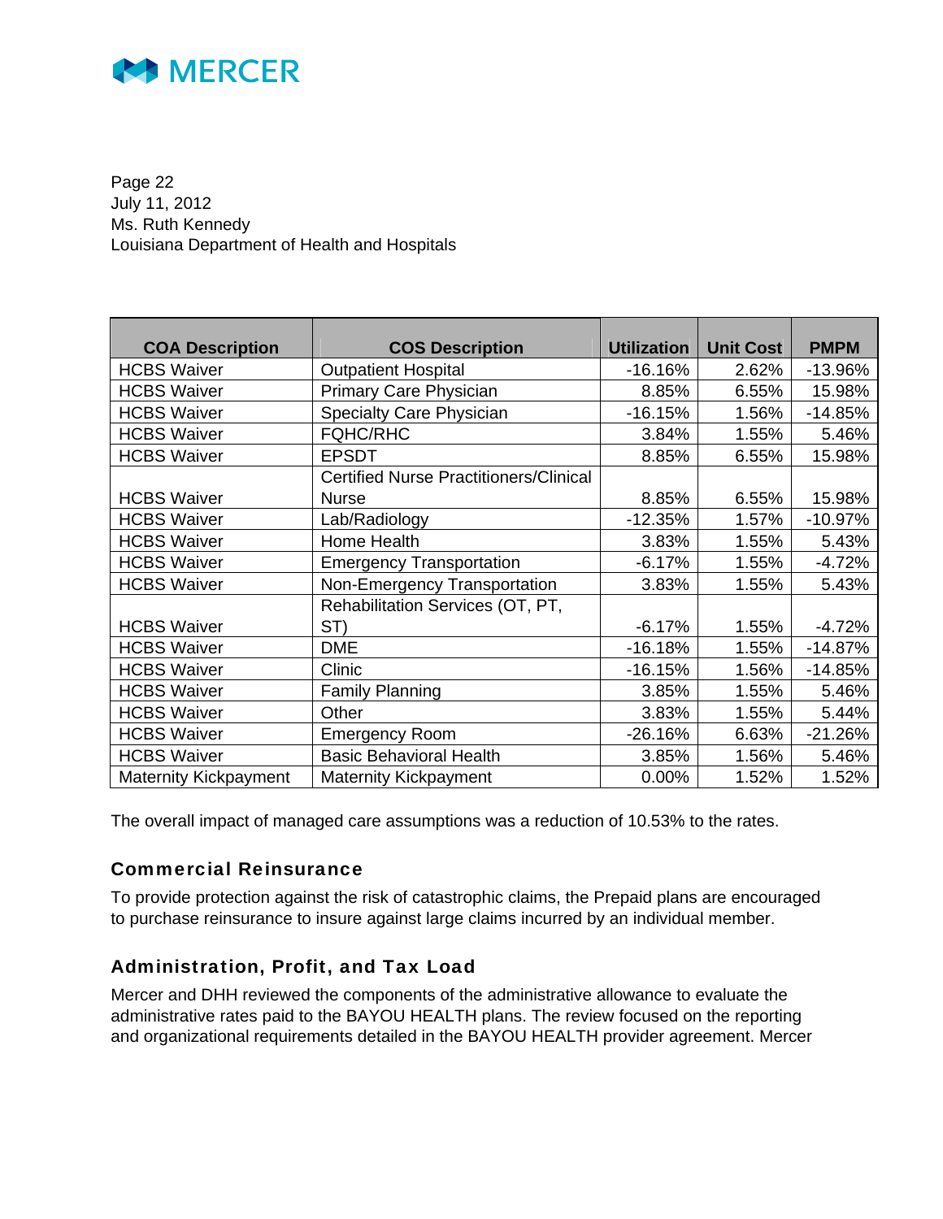Page 22
July 11, 2012
Ms. Ruth Kennedy
Louisiana Department of Health and Hospitals

| COA Description | COS Description | Utilization | Unit Cost | PMPM |
|---|---|---|---|---|
| HCBS Waiver | Outpatient Hospital | -16.16% | 2.62% | -13.96% |
| HCBS Waiver | Primary Care Physician | 8.85% | 6.55% | 15.98% |
| HCBS Waiver | Specialty Care Physician | -16.15% | 1.56% | -14.85% |
| HCBS Waiver | FQHC/RHC | 3.84% | 1.55% | 5.46% |
| HCBS Waiver | EPSDT | 8.85% | 6.55% | 15.98% |
| HCBS Waiver | Certified Nurse Practitioners/Clinical Nurse | 8.85% | 6.55% | 15.98% |
| HCBS Waiver | Lab/Radiology | -12.35% | 1.57% | -10.97% |
| HCBS Waiver | Home Health | 3.83% | 1.55% | 5.43% |
| HCBS Waiver | Emergency Transportation | -6.17% | 1.55% | -4.72% |
| HCBS Waiver | Non-Emergency Transportation | 3.83% | 1.55% | 5.43% |
| HCBS Waiver | Rehabilitation Services (OT, PT, ST) | -6.17% | 1.55% | -4.72% |
| HCBS Waiver | DME | -16.18% | 1.55% | -14.87% |
| HCBS Waiver | Clinic | -16.15% | 1.56% | -14.85% |
| HCBS Waiver | Family Planning | 3.85% | 1.55% | 5.46% |
| HCBS Waiver | Other | 3.83% | 1.55% | 5.44% |
| HCBS Waiver | Emergency Room | -26.16% | 6.63% | -21.26% |
| HCBS Waiver | Basic Behavioral Health | 3.85% | 1.56% | 5.46% |
| Maternity Kickpayment | Maternity Kickpayment | 0.00% | 1.52% | 1.52% |

The overall impact of managed care assumptions was a reduction of 10.53% to the rates.

## Commercial Reinsurance

To provide protection against the risk of catastrophic claims, the Prepaid plans are encouraged to purchase reinsurance to insure against large claims incurred by an individual member.

## Administration, Profit, and Tax Load

Mercer and DHH reviewed the components of the administrative allowance to evaluate the administrative rates paid to the BAYOU HEALTH plans. The review focused on the reporting and organizational requirements detailed in the BAYOU HEALTH provider agreement. Mercer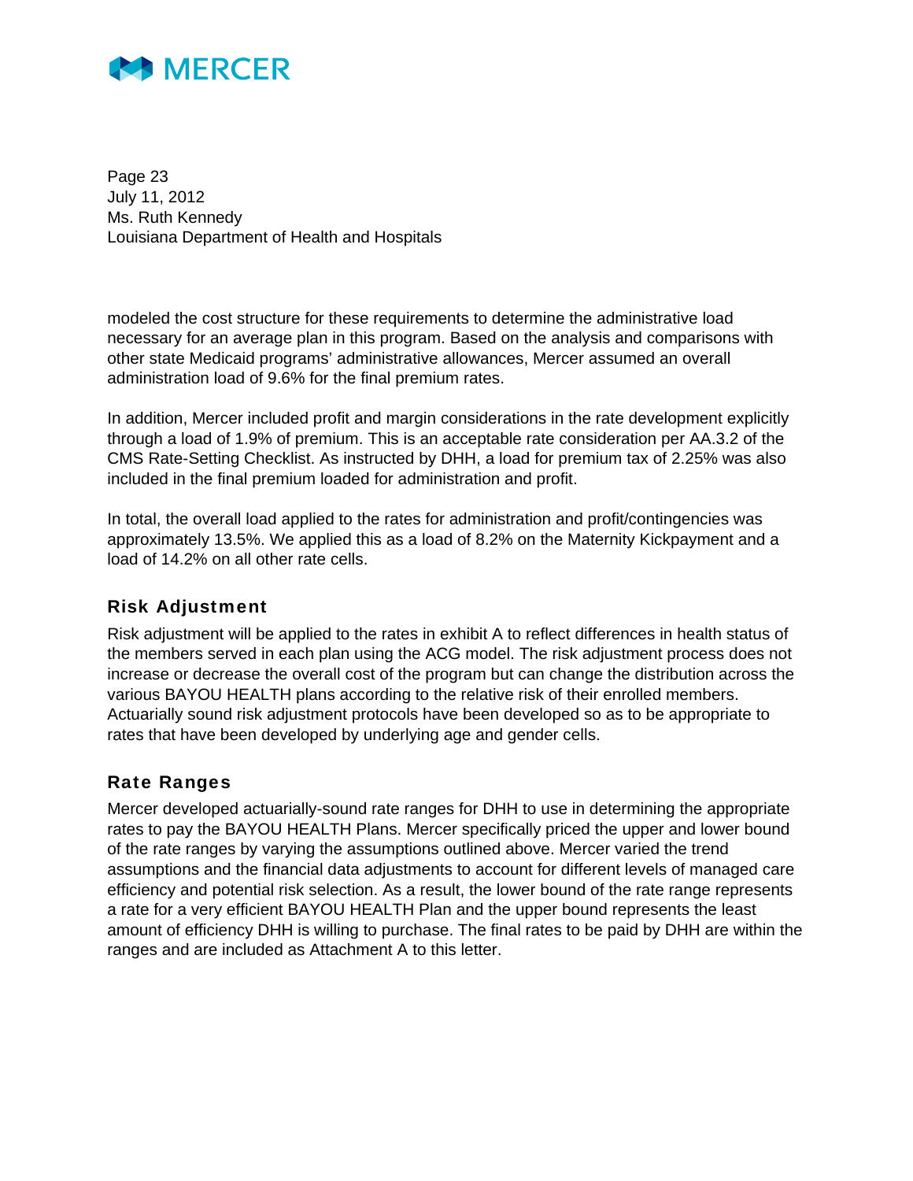modeled the cost structure for these requirements to determine the administrative load necessary for an average plan in this program. Based on the analysis and comparisons with other state Medicaid programs' administrative allowances, Mercer assumed an overall administration load of 9.6% for the final premium rates.

In addition, Mercer included profit and margin considerations in the rate development explicitly through a load of 1.9% of premium. This is an acceptable rate consideration per AA.3.2 of the CMS Rate-Setting Checklist. As instructed by DHH, a load for premium tax of 2.25% was also included in the final premium loaded for administration and profit.

In total, the overall load applied to the rates for administration and profit/contingencies was approximately 13.5%. We applied this as a load of 8.2% on the Maternity Kickpayment and a load of 14.2% on all other rate cells.

## Risk Adjustment

Risk adjustment will be applied to the rates in exhibit A to reflect differences in health status of the members served in each plan using the ACG model. The risk adjustment process does not increase or decrease the overall cost of the program but can change the distribution across the various BAYOU HEALTH plans according to the relative risk of their enrolled members. Actuarially sound risk adjustment protocols have been developed so as to be appropriate to rates that have been developed by underlying age and gender cells.

## Rate Ranges

Mercer developed actuarially-sound rate ranges for DHH to use in determining the appropriate rates to pay the BAYOU HEALTH Plans. Mercer specifically priced the upper and lower bound of the rate ranges by varying the assumptions outlined above. Mercer varied the trend assumptions and the financial data adjustments to account for different levels of managed care efficiency and potential risk selection. As a result, the lower bound of the rate range represents a rate for a very efficient BAYOU HEALTH Plan and the upper bound represents the least amount of efficiency DHH is willing to purchase. The final rates to be paid by DHH are within the ranges and are included as Attachment A to this letter.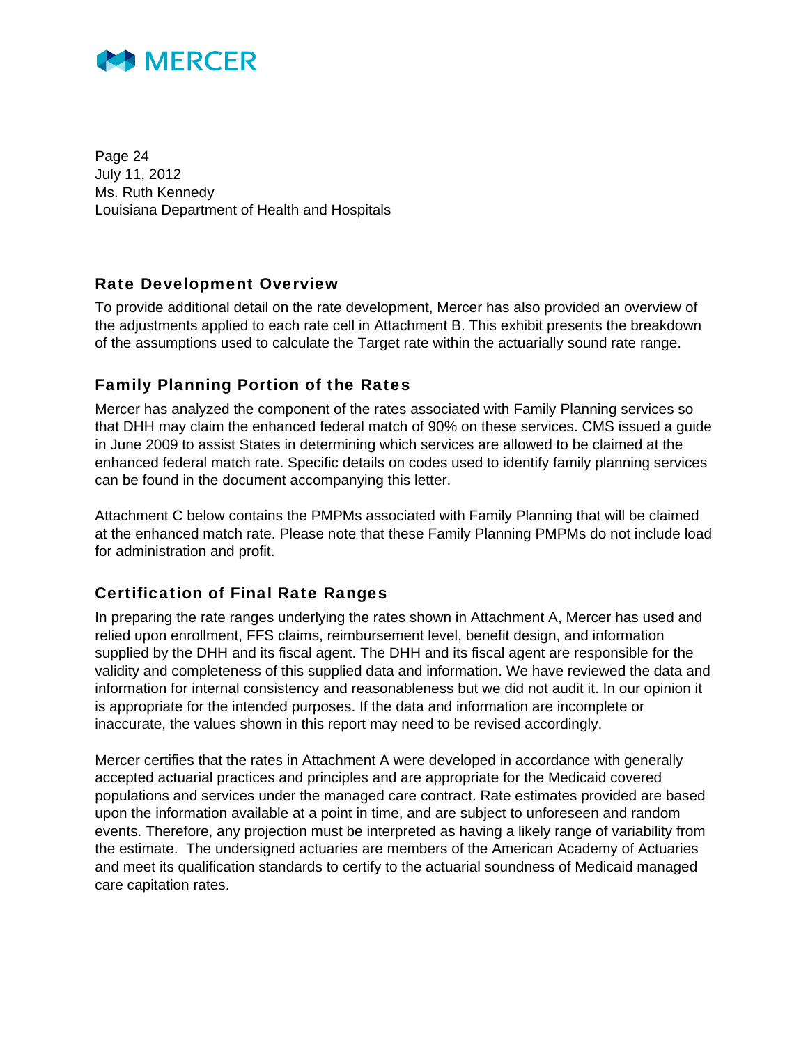## Rate Development Overview

To provide additional detail on the rate development, Mercer has also provided an overview of the adjustments applied to each rate cell in Attachment B. This exhibit presents the breakdown of the assumptions used to calculate the Target rate within the actuarially sound rate range.

## Family Planning Portion of the Rates

Mercer has analyzed the component of the rates associated with Family Planning services so that DHH may claim the enhanced federal match of 90% on these services. CMS issued a guide in June 2009 to assist States in determining which services are allowed to be claimed at the enhanced federal match rate. Specific details on codes used to identify family planning services can be found in the document accompanying this letter.

Attachment C below contains the PMPMs associated with Family Planning that will be claimed at the enhanced match rate. Please note that these Family Planning PMPMs do not include load for administration and profit.

## Certification of Final Rate Ranges

In preparing the rate ranges underlying the rates shown in Attachment A, Mercer has used and relied upon enrollment, FFS claims, reimbursement level, benefit design, and information supplied by the DHH and its fiscal agent. The DHH and its fiscal agent are responsible for the validity and completeness of this supplied data and information. We have reviewed the data and information for internal consistency and reasonableness but we did not audit it. In our opinion it is appropriate for the intended purposes. If the data and information are incomplete or inaccurate, the values shown in this report may need to be revised accordingly.

Mercer certifies that the rates in Attachment A were developed in accordance with generally accepted actuarial practices and principles and are appropriate for the Medicaid covered populations and services under the managed care contract. Rate estimates provided are based upon the information available at a point in time, and are subject to unforeseen and random events. Therefore, any projection must be interpreted as having a likely range of variability from the estimate. The undersigned actuaries are members of the American Academy of Actuaries and meet its qualification standards to certify to the actuarial soundness of Medicaid managed care capitation rates.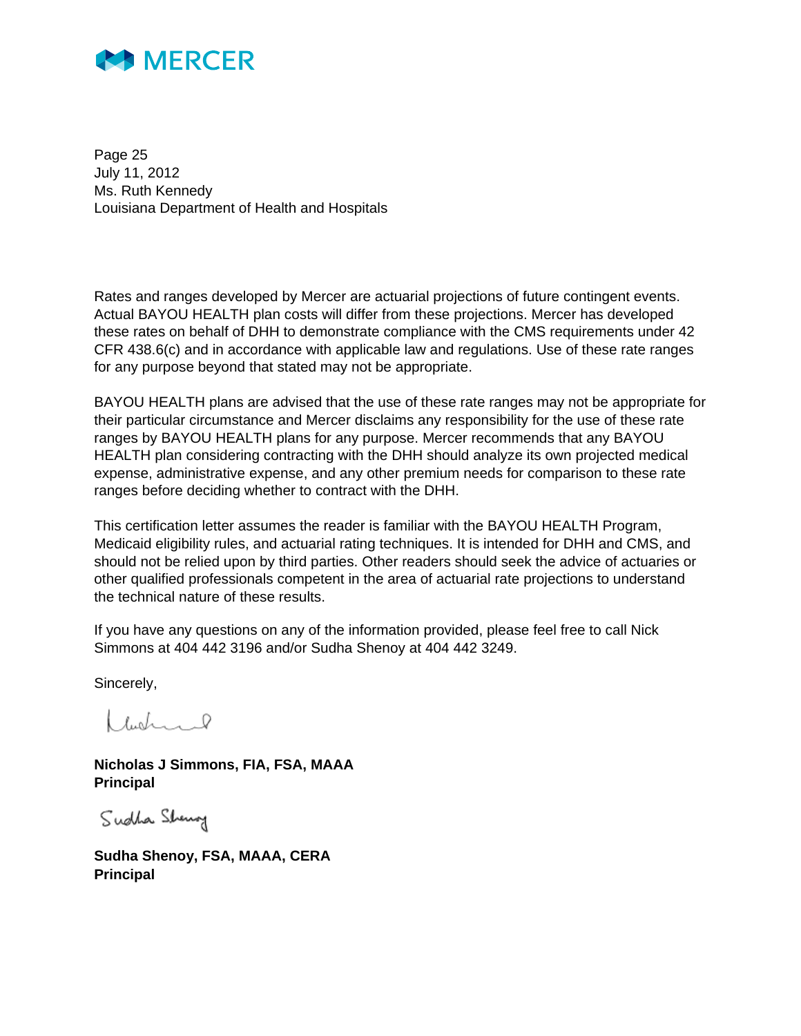Page 25
July 11, 2012
Ms. Ruth Kennedy
Louisiana Department of Health and Hospitals

Rates and ranges developed by Mercer are actuarial projections of future contingent events. Actual BAYOU HEALTH plan costs will differ from these projections. Mercer has developed these rates on behalf of DHH to demonstrate compliance with the CMS requirements under 42 CFR 438.6(c) and in accordance with applicable law and regulations. Use of these rate ranges for any purpose beyond that stated may not be appropriate.

BAYOU HEALTH plans are advised that the use of these rate ranges may not be appropriate for their particular circumstance and Mercer disclaims any responsibility for the use of these rate ranges by BAYOU HEALTH plans for any purpose. Mercer recommends that any BAYOU HEALTH plan considering contracting with the DHH should analyze its own projected medical expense, administrative expense, and any other premium needs for comparison to these rate ranges before deciding whether to contract with the DHH.

This certification letter assumes the reader is familiar with the BAYOU HEALTH Program, Medicaid eligibility rules, and actuarial rating techniques. It is intended for DHH and CMS, and should not be relied upon by third parties. Other readers should seek the advice of actuaries or other qualified professionals competent in the area of actuarial rate projections to understand the technical nature of these results.

If you have any questions on any of the information provided, please feel free to call Nick Simmons at 404 442 3196 and/or Sudha Shenoy at 404 442 3249.

Sincerely,

**Nicholas J Simmons, FIA, FSA, MAAA**
**Principal**

**Sudha Shenoy, FSA, MAAA, CERA**
**Principal**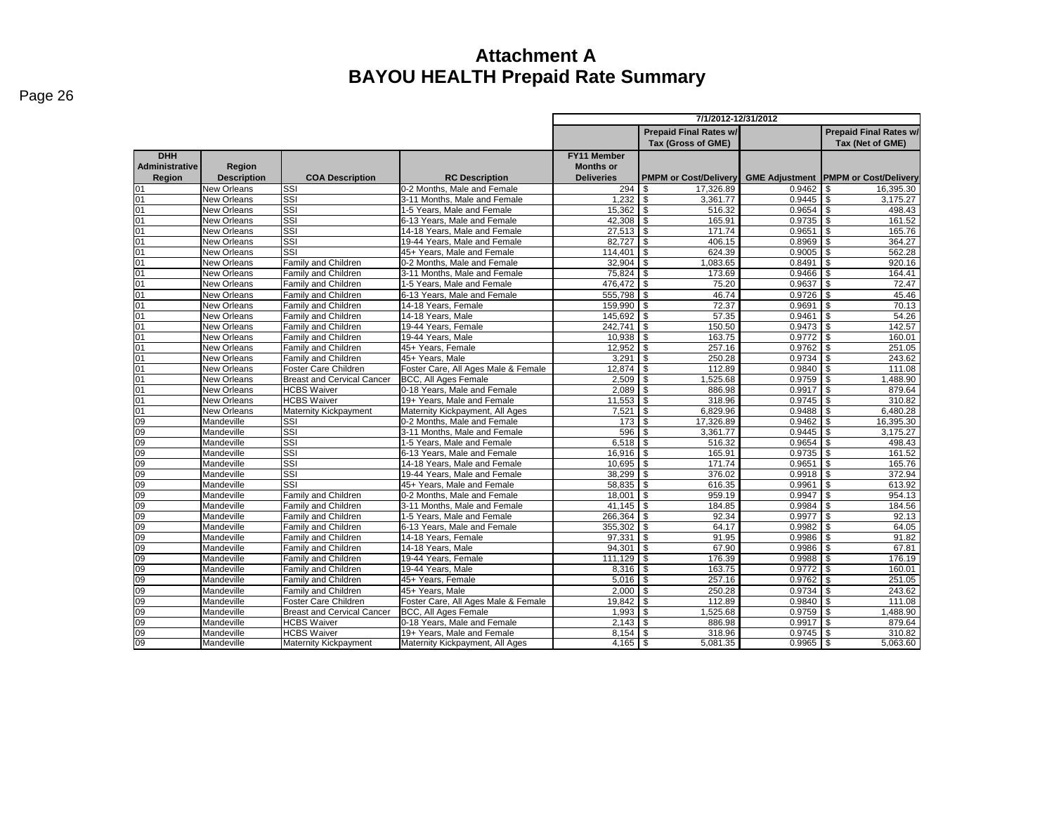# Attachment A
# BAYOU HEALTH Prepaid Rate Summary

| | | | | 7/1/2012-12/31/2012 | | | |
|---|---|---|---|---|---|---|---|
| | | | | | Prepaid Final Rates w/ Tax (Gross of GME) | | Prepaid Final Rates w/ Tax (Net of GME) |
| DHH Administrative Region | Region Description | COA Description | RC Description | FY11 Member Months or Deliveries | PMPM or Cost/Delivery | GME Adjustment | PMPM or Cost/Delivery |
| 01 | New Orleans | SSI | 0-2 Months, Male and Female | 294 | $ 17,326.89 | 0.9462 | $ 16,395.30 |
| 01 | New Orleans | SSI | 3-11 Months, Male and Female | 1,232 | $ 3,361.77 | 0.9445 | $ 3,175.27 |
| 01 | New Orleans | SSI | 1-5 Years, Male and Female | 15,362 | $ 516.32 | 0.9654 | $ 498.43 |
| 01 | New Orleans | SSI | 6-13 Years, Male and Female | 42,308 | $ 165.91 | 0.9735 | $ 161.52 |
| 01 | New Orleans | SSI | 14-18 Years, Male and Female | 27,513 | $ 171.74 | 0.9651 | $ 165.76 |
| 01 | New Orleans | SSI | 19-44 Years, Male and Female | 82,727 | $ 406.15 | 0.8969 | $ 364.27 |
| 01 | New Orleans | SSI | 45+ Years, Male and Female | 114,401 | $ 624.39 | 0.9005 | $ 562.28 |
| 01 | New Orleans | Family and Children | 0-2 Months, Male and Female | 32,904 | $ 1,083.65 | 0.8491 | $ 920.16 |
| 01 | New Orleans | Family and Children | 3-11 Months, Male and Female | 75,824 | $ 173.69 | 0.9466 | $ 164.41 |
| 01 | New Orleans | Family and Children | 1-5 Years, Male and Female | 476,472 | $ 75.20 | 0.9637 | $ 72.47 |
| 01 | New Orleans | Family and Children | 6-13 Years, Male and Female | 555,798 | $ 46.74 | 0.9726 | $ 45.46 |
| 01 | New Orleans | Family and Children | 14-18 Years, Female | 159,990 | $ 72.37 | 0.9691 | $ 70.13 |
| 01 | New Orleans | Family and Children | 14-18 Years, Male | 145,692 | $ 57.35 | 0.9461 | $ 54.26 |
| 01 | New Orleans | Family and Children | 19-44 Years, Female | 242,741 | $ 150.50 | 0.9473 | $ 142.57 |
| 01 | New Orleans | Family and Children | 19-44 Years, Male | 10,938 | $ 163.75 | 0.9772 | $ 160.01 |
| 01 | New Orleans | Family and Children | 45+ Years, Female | 12,952 | $ 257.16 | 0.9762 | $ 251.05 |
| 01 | New Orleans | Family and Children | 45+ Years, Male | 3,291 | $ 250.28 | 0.9734 | $ 243.62 |
| 01 | New Orleans | Foster Care Children | Foster Care, All Ages Male & Female | 12,874 | $ 112.89 | 0.9840 | $ 111.08 |
| 01 | New Orleans | Breast and Cervical Cancer | BCC, All Ages Female | 2,509 | $ 1,525.68 | 0.9759 | $ 1,488.90 |
| 01 | New Orleans | HCBS Waiver | 0-18 Years, Male and Female | 2,089 | $ 886.98 | 0.9917 | $ 879.64 |
| 01 | New Orleans | HCBS Waiver | 19+ Years, Male and Female | 11,553 | $ 318.96 | 0.9745 | $ 310.82 |
| 01 | New Orleans | Maternity Kickpayment | Maternity Kickpayment, All Ages | 7,521 | $ 6,829.96 | 0.9488 | $ 6,480.28 |
| 09 | Mandeville | SSI | 0-2 Months, Male and Female | 173 | $ 17,326.89 | 0.9462 | $ 16,395.30 |
| 09 | Mandeville | SSI | 3-11 Months, Male and Female | 596 | $ 3,361.77 | 0.9445 | $ 3,175.27 |
| 09 | Mandeville | SSI | 1-5 Years, Male and Female | 6,518 | $ 516.32 | 0.9654 | $ 498.43 |
| 09 | Mandeville | SSI | 6-13 Years, Male and Female | 16,916 | $ 165.91 | 0.9735 | $ 161.52 |
| 09 | Mandeville | SSI | 14-18 Years, Male and Female | 10,695 | $ 171.74 | 0.9651 | $ 165.76 |
| 09 | Mandeville | SSI | 19-44 Years, Male and Female | 38,299 | $ 376.02 | 0.9918 | $ 372.94 |
| 09 | Mandeville | SSI | 45+ Years, Male and Female | 58,835 | $ 616.35 | 0.9961 | $ 613.92 |
| 09 | Mandeville | Family and Children | 0-2 Months, Male and Female | 18,001 | $ 959.19 | 0.9947 | $ 954.13 |
| 09 | Mandeville | Family and Children | 3-11 Months, Male and Female | 41,145 | $ 184.85 | 0.9984 | $ 184.56 |
| 09 | Mandeville | Family and Children | 1-5 Years, Male and Female | 266,364 | $ 92.34 | 0.9977 | $ 92.13 |
| 09 | Mandeville | Family and Children | 6-13 Years, Male and Female | 355,302 | $ 64.17 | 0.9982 | $ 64.05 |
| 09 | Mandeville | Family and Children | 14-18 Years, Female | 97,331 | $ 91.95 | 0.9986 | $ 91.82 |
| 09 | Mandeville | Family and Children | 14-18 Years, Male | 94,301 | $ 67.90 | 0.9986 | $ 67.81 |
| 09 | Mandeville | Family and Children | 19-44 Years, Female | 111,129 | $ 176.39 | 0.9988 | $ 176.19 |
| 09 | Mandeville | Family and Children | 19-44 Years, Male | 8,316 | $ 163.75 | 0.9772 | $ 160.01 |
| 09 | Mandeville | Family and Children | 45+ Years, Female | 5,016 | $ 257.16 | 0.9762 | $ 251.05 |
| 09 | Mandeville | Family and Children | 45+ Years, Male | 2,000 | $ 250.28 | 0.9734 | $ 243.62 |
| 09 | Mandeville | Foster Care Children | Foster Care, All Ages Male & Female | 19,842 | $ 112.89 | 0.9840 | $ 111.08 |
| 09 | Mandeville | Breast and Cervical Cancer | BCC, All Ages Female | 1,993 | $ 1,525.68 | 0.9759 | $ 1,488.90 |
| 09 | Mandeville | HCBS Waiver | 0-18 Years, Male and Female | 2,143 | $ 886.98 | 0.9917 | $ 879.64 |
| 09 | Mandeville | HCBS Waiver | 19+ Years, Male and Female | 8,154 | $ 318.96 | 0.9745 | $ 310.82 |
| 09 | Mandeville | Maternity Kickpayment | Maternity Kickpayment, All Ages | 4,165 | $ 5,081.35 | 0.9965 | $ 5,063.60 |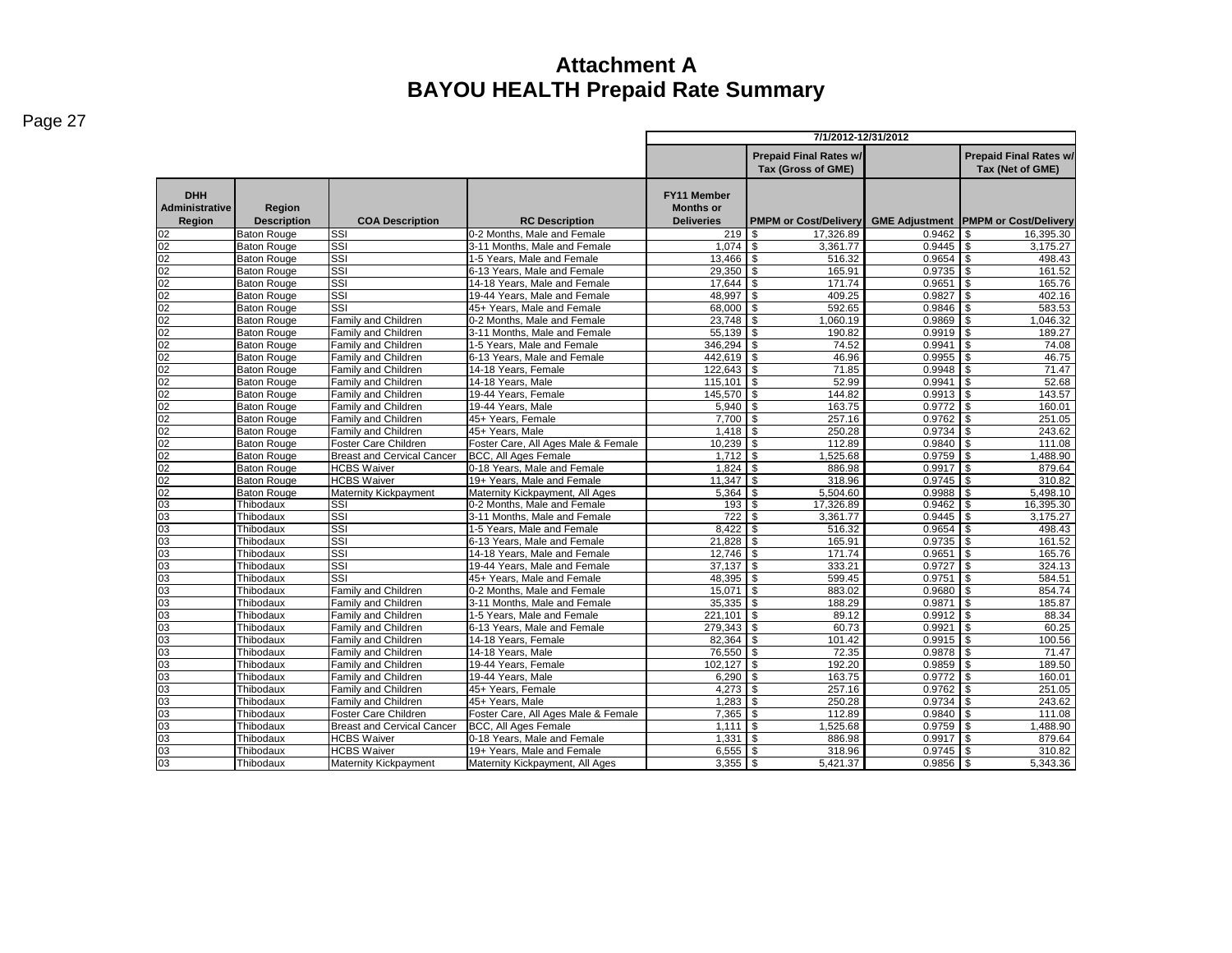# Attachment A
# BAYOU HEALTH Prepaid Rate Summary

| | | | | 7/1/2012-12/31/2012 | | | |
|---|---|---|---|---|---|---|---|
| | | | | | Prepaid Final Rates w/ Tax (Gross of GME) | | Prepaid Final Rates w/ Tax (Net of GME) |
| DHH Administrative Region | Region Description | COA Description | RC Description | FY11 Member Months or Deliveries | PMPM or Cost/Delivery | GME Adjustment | PMPM or Cost/Delivery |
| 02 | Baton Rouge | SSI | 0-2 Months, Male and Female | 219 | $ 17,326.89 | 0.9462 | $ 16,395.30 |
| 02 | Baton Rouge | SSI | 3-11 Months, Male and Female | 1,074 | $ 3,361.77 | 0.9445 | $ 3,175.27 |
| 02 | Baton Rouge | SSI | 1-5 Years, Male and Female | 13,466 | $ 516.32 | 0.9654 | $ 498.43 |
| 02 | Baton Rouge | SSI | 6-13 Years, Male and Female | 29,350 | $ 165.91 | 0.9735 | $ 161.52 |
| 02 | Baton Rouge | SSI | 14-18 Years, Male and Female | 17,644 | $ 171.74 | 0.9651 | $ 165.76 |
| 02 | Baton Rouge | SSI | 19-44 Years, Male and Female | 48,997 | $ 409.25 | 0.9827 | $ 402.16 |
| 02 | Baton Rouge | SSI | 45+ Years, Male and Female | 68,000 | $ 592.65 | 0.9846 | $ 583.53 |
| 02 | Baton Rouge | Family and Children | 0-2 Months, Male and Female | 23,748 | $ 1,060.19 | 0.9869 | $ 1,046.32 |
| 02 | Baton Rouge | Family and Children | 3-11 Months, Male and Female | 55,139 | $ 190.82 | 0.9919 | $ 189.27 |
| 02 | Baton Rouge | Family and Children | 1-5 Years, Male and Female | 346,294 | $ 74.52 | 0.9941 | $ 74.08 |
| 02 | Baton Rouge | Family and Children | 6-13 Years, Male and Female | 442,619 | $ 46.96 | 0.9955 | $ 46.75 |
| 02 | Baton Rouge | Family and Children | 14-18 Years, Female | 122,643 | $ 71.85 | 0.9948 | $ 71.47 |
| 02 | Baton Rouge | Family and Children | 14-18 Years, Male | 115,101 | $ 52.99 | 0.9941 | $ 52.68 |
| 02 | Baton Rouge | Family and Children | 19-44 Years, Female | 145,570 | $ 144.82 | 0.9913 | $ 143.57 |
| 02 | Baton Rouge | Family and Children | 19-44 Years, Male | 5,940 | $ 163.75 | 0.9772 | $ 160.01 |
| 02 | Baton Rouge | Family and Children | 45+ Years, Female | 7,700 | $ 257.16 | 0.9762 | $ 251.05 |
| 02 | Baton Rouge | Family and Children | 45+ Years, Male | 1,418 | $ 250.28 | 0.9734 | $ 243.62 |
| 02 | Baton Rouge | Foster Care Children | Foster Care, All Ages Male & Female | 10,239 | $ 112.89 | 0.9840 | $ 111.08 |
| 02 | Baton Rouge | Breast and Cervical Cancer | BCC, All Ages Female | 1,712 | $ 1,525.68 | 0.9759 | $ 1,488.90 |
| 02 | Baton Rouge | HCBS Waiver | 0-18 Years, Male and Female | 1,824 | $ 886.98 | 0.9917 | $ 879.64 |
| 02 | Baton Rouge | HCBS Waiver | 19+ Years, Male and Female | 11,347 | $ 318.96 | 0.9745 | $ 310.82 |
| 02 | Baton Rouge | Maternity Kickpayment | Maternity Kickpayment, All Ages | 5,364 | $ 5,504.60 | 0.9988 | $ 5,498.10 |
| 03 | Thibodaux | SSI | 0-2 Months, Male and Female | 193 | $ 17,326.89 | 0.9462 | $ 16,395.30 |
| 03 | Thibodaux | SSI | 3-11 Months, Male and Female | 722 | $ 3,361.77 | 0.9445 | $ 3,175.27 |
| 03 | Thibodaux | SSI | 1-5 Years, Male and Female | 8,422 | $ 516.32 | 0.9654 | $ 498.43 |
| 03 | Thibodaux | SSI | 6-13 Years, Male and Female | 21,828 | $ 165.91 | 0.9735 | $ 161.52 |
| 03 | Thibodaux | SSI | 14-18 Years, Male and Female | 12,746 | $ 171.74 | 0.9651 | $ 165.76 |
| 03 | Thibodaux | SSI | 19-44 Years, Male and Female | 37,137 | $ 333.21 | 0.9727 | $ 324.13 |
| 03 | Thibodaux | SSI | 45+ Years, Male and Female | 48,395 | $ 599.45 | 0.9751 | $ 584.51 |
| 03 | Thibodaux | Family and Children | 0-2 Months, Male and Female | 15,071 | $ 883.02 | 0.9680 | $ 854.74 |
| 03 | Thibodaux | Family and Children | 3-11 Months, Male and Female | 35,335 | $ 188.29 | 0.9871 | $ 185.87 |
| 03 | Thibodaux | Family and Children | 1-5 Years, Male and Female | 221,101 | $ 89.12 | 0.9912 | $ 88.34 |
| 03 | Thibodaux | Family and Children | 6-13 Years, Male and Female | 279,343 | $ 60.73 | 0.9921 | $ 60.25 |
| 03 | Thibodaux | Family and Children | 14-18 Years, Female | 82,364 | $ 101.42 | 0.9915 | $ 100.56 |
| 03 | Thibodaux | Family and Children | 14-18 Years, Male | 76,550 | $ 72.35 | 0.9878 | $ 71.47 |
| 03 | Thibodaux | Family and Children | 19-44 Years, Female | 102,127 | $ 192.20 | 0.9859 | $ 189.50 |
| 03 | Thibodaux | Family and Children | 19-44 Years, Male | 6,290 | $ 163.75 | 0.9772 | $ 160.01 |
| 03 | Thibodaux | Family and Children | 45+ Years, Female | 4,273 | $ 257.16 | 0.9762 | $ 251.05 |
| 03 | Thibodaux | Family and Children | 45+ Years, Male | 1,283 | $ 250.28 | 0.9734 | $ 243.62 |
| 03 | Thibodaux | Foster Care Children | Foster Care, All Ages Male & Female | 7,365 | $ 112.89 | 0.9840 | $ 111.08 |
| 03 | Thibodaux | Breast and Cervical Cancer | BCC, All Ages Female | 1,111 | $ 1,525.68 | 0.9759 | $ 1,488.90 |
| 03 | Thibodaux | HCBS Waiver | 0-18 Years, Male and Female | 1,331 | $ 886.98 | 0.9917 | $ 879.64 |
| 03 | Thibodaux | HCBS Waiver | 19+ Years, Male and Female | 6,555 | $ 318.96 | 0.9745 | $ 310.82 |
| 03 | Thibodaux | Maternity Kickpayment | Maternity Kickpayment, All Ages | 3,355 | $ 5,421.37 | 0.9856 | $ 5,343.36 |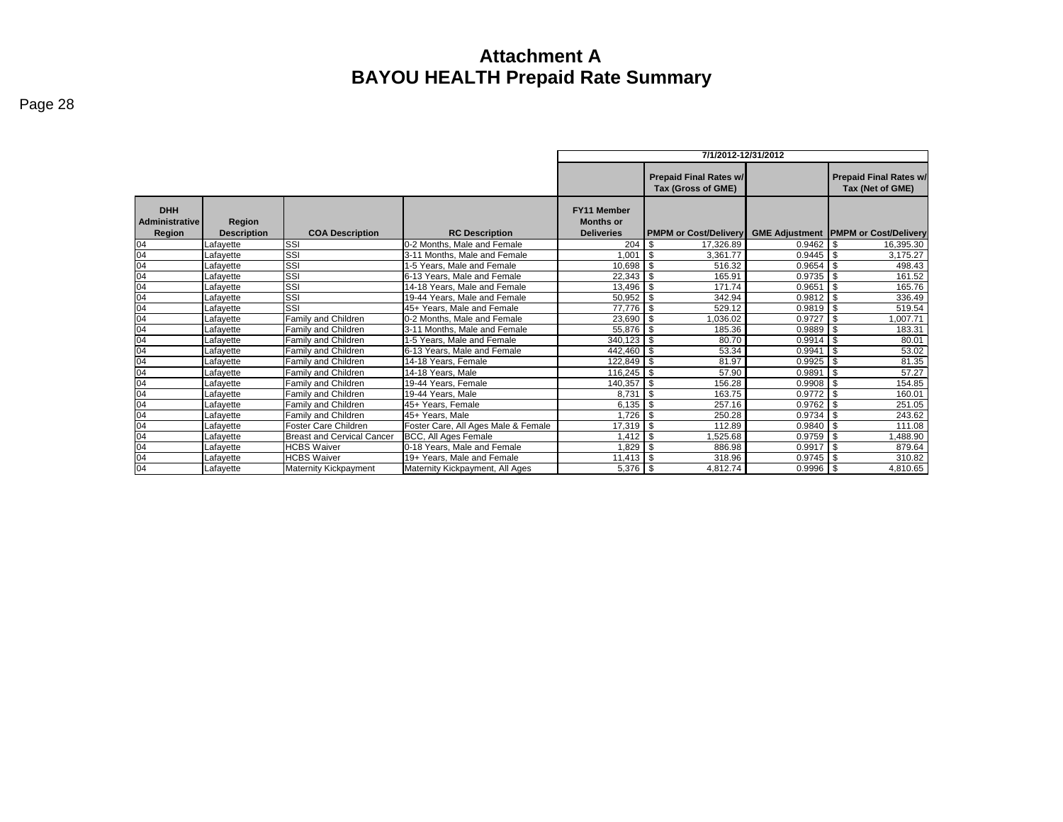# Attachment A
# BAYOU HEALTH Prepaid Rate Summary

| | | | | 7/1/2012-12/31/2012 | | | |
|---|---|---|---|---|---|---|---|
| | | | | | Prepaid Final Rates w/ Tax (Gross of GME) | | Prepaid Final Rates w/ Tax (Net of GME) |
| DHH Administrative Region | Region Description | COA Description | RC Description | FY11 Member Months or Deliveries | PMPM or Cost/Delivery | GME Adjustment | PMPM or Cost/Delivery |
| 04 | Lafayette | SSI | 0-2 Months, Male and Female | 204 | $ 17,326.89 | 0.9462 | $ 16,395.30 |
| 04 | Lafayette | SSI | 3-11 Months, Male and Female | 1,001 | $ 3,361.77 | 0.9445 | $ 3,175.27 |
| 04 | Lafayette | SSI | 1-5 Years, Male and Female | 10,698 | $ 516.32 | 0.9654 | $ 498.43 |
| 04 | Lafayette | SSI | 6-13 Years, Male and Female | 22,343 | $ 165.91 | 0.9735 | $ 161.52 |
| 04 | Lafayette | SSI | 14-18 Years, Male and Female | 13,496 | $ 171.74 | 0.9651 | $ 165.76 |
| 04 | Lafayette | SSI | 19-44 Years, Male and Female | 50,952 | $ 342.94 | 0.9812 | $ 336.49 |
| 04 | Lafayette | SSI | 45+ Years, Male and Female | 77,776 | $ 529.12 | 0.9819 | $ 519.54 |
| 04 | Lafayette | Family and Children | 0-2 Months, Male and Female | 23,690 | $ 1,036.02 | 0.9727 | $ 1,007.71 |
| 04 | Lafayette | Family and Children | 3-11 Months, Male and Female | 55,876 | $ 185.36 | 0.9889 | $ 183.31 |
| 04 | Lafayette | Family and Children | 1-5 Years, Male and Female | 340,123 | $ 80.70 | 0.9914 | $ 80.01 |
| 04 | Lafayette | Family and Children | 6-13 Years, Male and Female | 442,460 | $ 53.34 | 0.9941 | $ 53.02 |
| 04 | Lafayette | Family and Children | 14-18 Years, Female | 122,849 | $ 81.97 | 0.9925 | $ 81.35 |
| 04 | Lafayette | Family and Children | 14-18 Years, Male | 116,245 | $ 57.90 | 0.9891 | $ 57.27 |
| 04 | Lafayette | Family and Children | 19-44 Years, Female | 140,357 | $ 156.28 | 0.9908 | $ 154.85 |
| 04 | Lafayette | Family and Children | 19-44 Years, Male | 8,731 | $ 163.75 | 0.9772 | $ 160.01 |
| 04 | Lafayette | Family and Children | 45+ Years, Female | 6,135 | $ 257.16 | 0.9762 | $ 251.05 |
| 04 | Lafayette | Family and Children | 45+ Years, Male | 1,726 | $ 250.28 | 0.9734 | $ 243.62 |
| 04 | Lafayette | Foster Care Children | Foster Care, All Ages Male & Female | 17,319 | $ 112.89 | 0.9840 | $ 111.08 |
| 04 | Lafayette | Breast and Cervical Cancer | BCC, All Ages Female | 1,412 | $ 1,525.68 | 0.9759 | $ 1,488.90 |
| 04 | Lafayette | HCBS Waiver | 0-18 Years, Male and Female | 1,829 | $ 886.98 | 0.9917 | $ 879.64 |
| 04 | Lafayette | HCBS Waiver | 19+ Years, Male and Female | 11,413 | $ 318.96 | 0.9745 | $ 310.82 |
| 04 | Lafayette | Maternity Kickpayment | Maternity Kickpayment, All Ages | 5,376 | $ 4,812.74 | 0.9996 | $ 4,810.65 |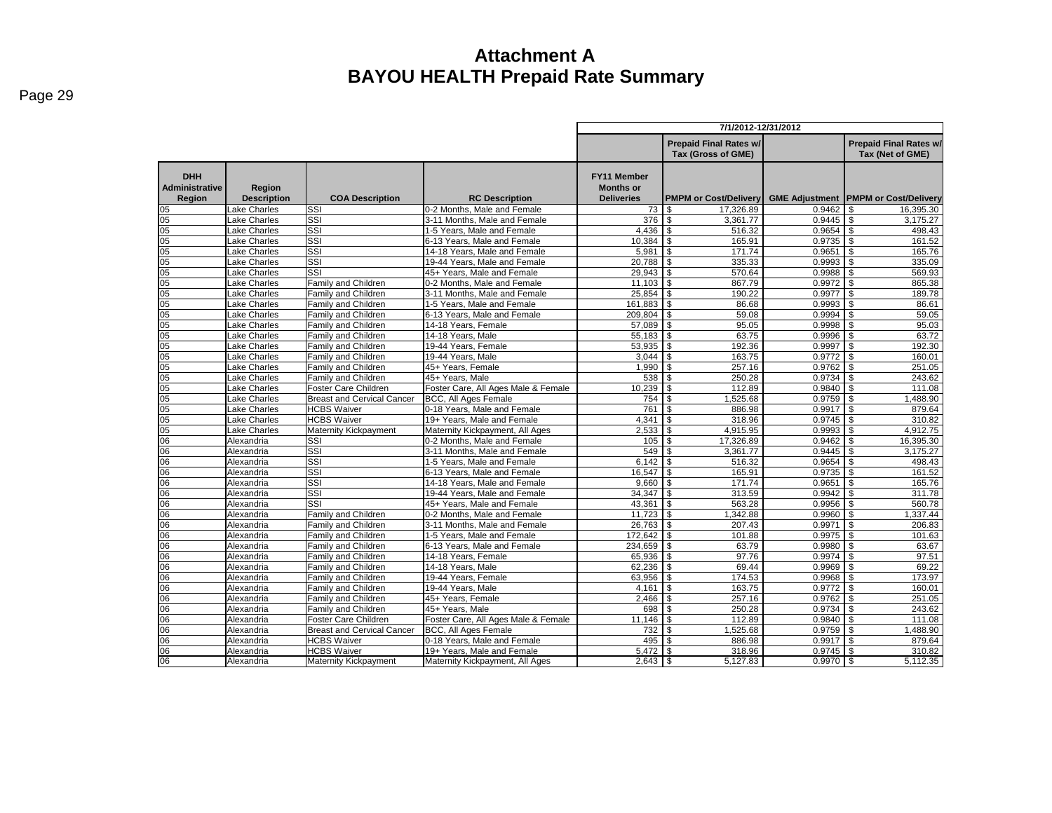# Attachment A
# BAYOU HEALTH Prepaid Rate Summary

| | | | | 7/1/2012-12/31/2012 | | | |
|---|---|---|---|---|---|---|---|
| | | | | | Prepaid Final Rates w/ Tax (Gross of GME) | | Prepaid Final Rates w/ Tax (Net of GME) |
| DHH Administrative Region | Region Description | COA Description | RC Description | FY11 Member Months or Deliveries | PMPM or Cost/Delivery | GME Adjustment | PMPM or Cost/Delivery |
| 05 | Lake Charles | SSI | 0-2 Months, Male and Female | 73 | $ 17,326.89 | 0.9462 | $ 16,395.30 |
| 05 | Lake Charles | SSI | 3-11 Months, Male and Female | 376 | $ 3,361.77 | 0.9445 | $ 3,175.27 |
| 05 | Lake Charles | SSI | 1-5 Years, Male and Female | 4,436 | $ 516.32 | 0.9654 | $ 498.43 |
| 05 | Lake Charles | SSI | 6-13 Years, Male and Female | 10,384 | $ 165.91 | 0.9735 | $ 161.52 |
| 05 | Lake Charles | SSI | 14-18 Years, Male and Female | 5,981 | $ 171.74 | 0.9651 | $ 165.76 |
| 05 | Lake Charles | SSI | 19-44 Years, Male and Female | 20,788 | $ 335.33 | 0.9993 | $ 335.09 |
| 05 | Lake Charles | SSI | 45+ Years, Male and Female | 29,943 | $ 570.64 | 0.9988 | $ 569.93 |
| 05 | Lake Charles | Family and Children | 0-2 Months, Male and Female | 11,103 | $ 867.79 | 0.9972 | $ 865.38 |
| 05 | Lake Charles | Family and Children | 3-11 Months, Male and Female | 25,854 | $ 190.22 | 0.9977 | $ 189.78 |
| 05 | Lake Charles | Family and Children | 1-5 Years, Male and Female | 161,883 | $ 86.68 | 0.9993 | $ 86.61 |
| 05 | Lake Charles | Family and Children | 6-13 Years, Male and Female | 209,804 | $ 59.08 | 0.9994 | $ 59.05 |
| 05 | Lake Charles | Family and Children | 14-18 Years, Female | 57,089 | $ 95.05 | 0.9998 | $ 95.03 |
| 05 | Lake Charles | Family and Children | 14-18 Years, Male | 55,183 | $ 63.75 | 0.9996 | $ 63.72 |
| 05 | Lake Charles | Family and Children | 19-44 Years, Female | 53,935 | $ 192.36 | 0.9997 | $ 192.30 |
| 05 | Lake Charles | Family and Children | 19-44 Years, Male | 3,044 | $ 163.75 | 0.9772 | $ 160.01 |
| 05 | Lake Charles | Family and Children | 45+ Years, Female | 1,990 | $ 257.16 | 0.9762 | $ 251.05 |
| 05 | Lake Charles | Family and Children | 45+ Years, Male | 538 | $ 250.28 | 0.9734 | $ 243.62 |
| 05 | Lake Charles | Foster Care Children | Foster Care, All Ages Male & Female | 10,239 | $ 112.89 | 0.9840 | $ 111.08 |
| 05 | Lake Charles | Breast and Cervical Cancer | BCC, All Ages Female | 754 | $ 1,525.68 | 0.9759 | $ 1,488.90 |
| 05 | Lake Charles | HCBS Waiver | 0-18 Years, Male and Female | 761 | $ 886.98 | 0.9917 | $ 879.64 |
| 05 | Lake Charles | HCBS Waiver | 19+ Years, Male and Female | 4,341 | $ 318.96 | 0.9745 | $ 310.82 |
| 05 | Lake Charles | Maternity Kickpayment | Maternity Kickpayment, All Ages | 2,533 | $ 4,915.95 | 0.9993 | $ 4,912.75 |
| 06 | Alexandria | SSI | 0-2 Months, Male and Female | 105 | $ 17,326.89 | 0.9462 | $ 16,395.30 |
| 06 | Alexandria | SSI | 3-11 Months, Male and Female | 549 | $ 3,361.77 | 0.9445 | $ 3,175.27 |
| 06 | Alexandria | SSI | 1-5 Years, Male and Female | 6,142 | $ 516.32 | 0.9654 | $ 498.43 |
| 06 | Alexandria | SSI | 6-13 Years, Male and Female | 16,547 | $ 165.91 | 0.9735 | $ 161.52 |
| 06 | Alexandria | SSI | 14-18 Years, Male and Female | 9,660 | $ 171.74 | 0.9651 | $ 165.76 |
| 06 | Alexandria | SSI | 19-44 Years, Male and Female | 34,347 | $ 313.59 | 0.9942 | $ 311.78 |
| 06 | Alexandria | SSI | 45+ Years, Male and Female | 43,361 | $ 563.28 | 0.9956 | $ 560.78 |
| 06 | Alexandria | Family and Children | 0-2 Months, Male and Female | 11,723 | $ 1,342.88 | 0.9960 | $ 1,337.44 |
| 06 | Alexandria | Family and Children | 3-11 Months, Male and Female | 26,763 | $ 207.43 | 0.9971 | $ 206.83 |
| 06 | Alexandria | Family and Children | 1-5 Years, Male and Female | 172,642 | $ 101.88 | 0.9975 | $ 101.63 |
| 06 | Alexandria | Family and Children | 6-13 Years, Male and Female | 234,659 | $ 63.79 | 0.9980 | $ 63.67 |
| 06 | Alexandria | Family and Children | 14-18 Years, Female | 65,936 | $ 97.76 | 0.9974 | $ 97.51 |
| 06 | Alexandria | Family and Children | 14-18 Years, Male | 62,236 | $ 69.44 | 0.9969 | $ 69.22 |
| 06 | Alexandria | Family and Children | 19-44 Years, Female | 63,956 | $ 174.53 | 0.9968 | $ 173.97 |
| 06 | Alexandria | Family and Children | 19-44 Years, Male | 4,161 | $ 163.75 | 0.9772 | $ 160.01 |
| 06 | Alexandria | Family and Children | 45+ Years, Female | 2,466 | $ 257.16 | 0.9762 | $ 251.05 |
| 06 | Alexandria | Family and Children | 45+ Years, Male | 698 | $ 250.28 | 0.9734 | $ 243.62 |
| 06 | Alexandria | Foster Care Children | Foster Care, All Ages Male & Female | 11,146 | $ 112.89 | 0.9840 | $ 111.08 |
| 06 | Alexandria | Breast and Cervical Cancer | BCC, All Ages Female | 732 | $ 1,525.68 | 0.9759 | $ 1,488.90 |
| 06 | Alexandria | HCBS Waiver | 0-18 Years, Male and Female | 495 | $ 886.98 | 0.9917 | $ 879.64 |
| 06 | Alexandria | HCBS Waiver | 19+ Years, Male and Female | 5,472 | $ 318.96 | 0.9745 | $ 310.82 |
| 06 | Alexandria | Maternity Kickpayment | Maternity Kickpayment, All Ages | 2,643 | $ 5,127.83 | 0.9970 | $ 5,112.35 |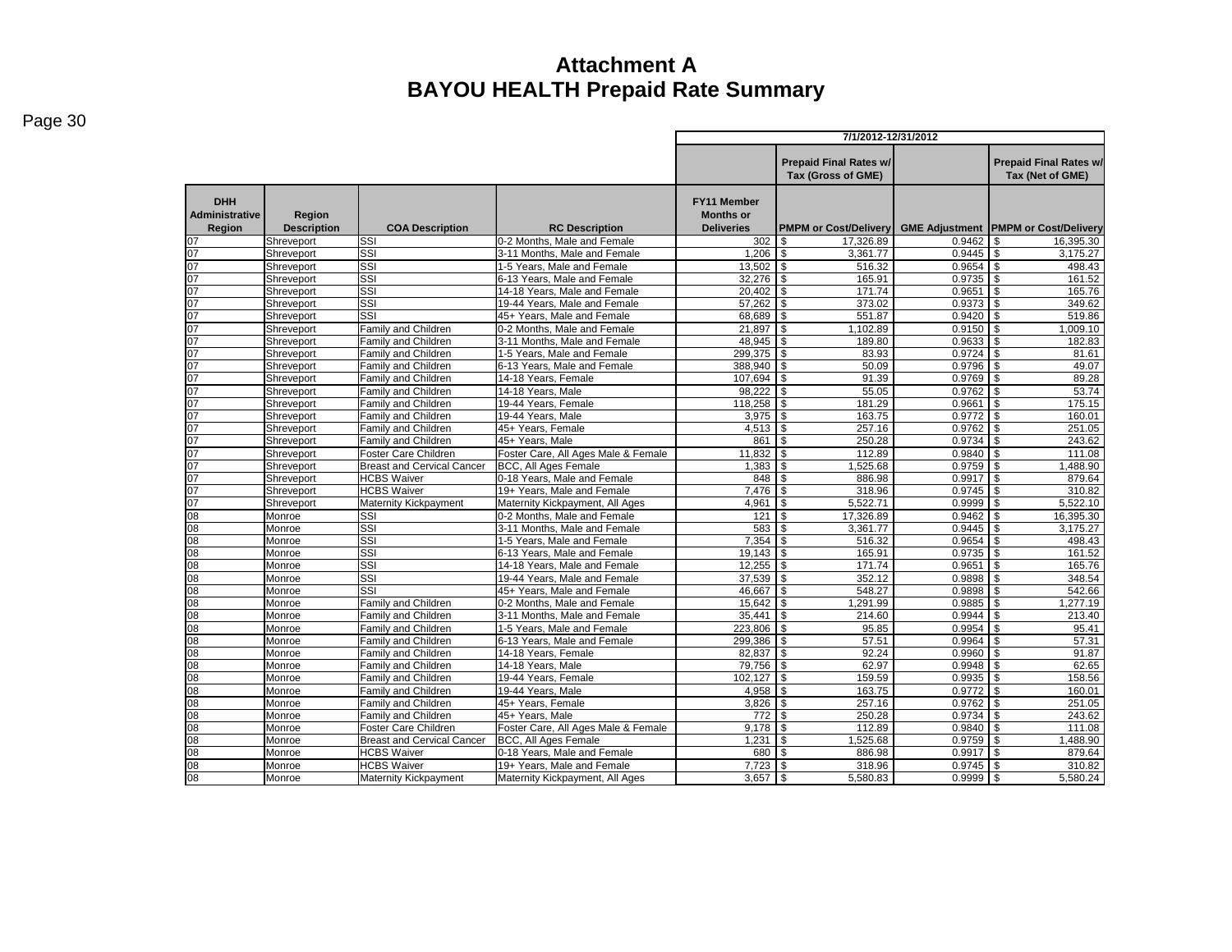# Attachment A
# BAYOU HEALTH Prepaid Rate Summary

| DHH Administrative Region | Region Description | COA Description | RC Description | 7/1/2012-12/31/2012 FY11 Member Months or Deliveries | Prepaid Final Rates w/ Tax (Gross of GME) PMPM or Cost/Delivery | GME Adjustment | Prepaid Final Rates w/ Tax (Net of GME) PMPM or Cost/Delivery |
|---|---|---|---|---|---|---|---|
| 07 | Shreveport | SSI | 0-2 Months, Male and Female | 302 | $ 17,326.89 | 0.9462 | $ 16,395.30 |
| 07 | Shreveport | SSI | 3-11 Months, Male and Female | 1,206 | $ 3,361.77 | 0.9445 | $ 3,175.27 |
| 07 | Shreveport | SSI | 1-5 Years, Male and Female | 13,502 | $ 516.32 | 0.9654 | $ 498.43 |
| 07 | Shreveport | SSI | 6-13 Years, Male and Female | 32,276 | $ 165.91 | 0.9735 | $ 161.52 |
| 07 | Shreveport | SSI | 14-18 Years, Male and Female | 20,402 | $ 171.74 | 0.9651 | $ 165.76 |
| 07 | Shreveport | SSI | 19-44 Years, Male and Female | 57,262 | $ 373.02 | 0.9373 | $ 349.62 |
| 07 | Shreveport | SSI | 45+ Years, Male and Female | 68,689 | $ 551.87 | 0.9420 | $ 519.86 |
| 07 | Shreveport | Family and Children | 0-2 Months, Male and Female | 21,897 | $ 1,102.89 | 0.9150 | $ 1,009.10 |
| 07 | Shreveport | Family and Children | 3-11 Months, Male and Female | 48,945 | $ 189.80 | 0.9633 | $ 182.83 |
| 07 | Shreveport | Family and Children | 1-5 Years, Male and Female | 299,375 | $ 83.93 | 0.9724 | $ 81.61 |
| 07 | Shreveport | Family and Children | 6-13 Years, Male and Female | 388,940 | $ 50.09 | 0.9796 | $ 49.07 |
| 07 | Shreveport | Family and Children | 14-18 Years, Female | 107,694 | $ 91.39 | 0.9769 | $ 89.28 |
| 07 | Shreveport | Family and Children | 14-18 Years, Male | 98,222 | $ 55.05 | 0.9762 | $ 53.74 |
| 07 | Shreveport | Family and Children | 19-44 Years, Female | 118,258 | $ 181.29 | 0.9661 | $ 175.15 |
| 07 | Shreveport | Family and Children | 19-44 Years, Male | 3,975 | $ 163.75 | 0.9772 | $ 160.01 |
| 07 | Shreveport | Family and Children | 45+ Years, Female | 4,513 | $ 257.16 | 0.9762 | $ 251.05 |
| 07 | Shreveport | Family and Children | 45+ Years, Male | 861 | $ 250.28 | 0.9734 | $ 243.62 |
| 07 | Shreveport | Foster Care Children | Foster Care, All Ages Male & Female | 11,832 | $ 112.89 | 0.9840 | $ 111.08 |
| 07 | Shreveport | Breast and Cervical Cancer | BCC, All Ages Female | 1,383 | $ 1,525.68 | 0.9759 | $ 1,488.90 |
| 07 | Shreveport | HCBS Waiver | 0-18 Years, Male and Female | 848 | $ 886.98 | 0.9917 | $ 879.64 |
| 07 | Shreveport | HCBS Waiver | 19+ Years, Male and Female | 7,476 | $ 318.96 | 0.9745 | $ 310.82 |
| 07 | Shreveport | Maternity Kickpayment | Maternity Kickpayment, All Ages | 4,961 | $ 5,522.71 | 0.9999 | $ 5,522.10 |
| 08 | Monroe | SSI | 0-2 Months, Male and Female | 121 | $ 17,326.89 | 0.9462 | $ 16,395.30 |
| 08 | Monroe | SSI | 3-11 Months, Male and Female | 583 | $ 3,361.77 | 0.9445 | $ 3,175.27 |
| 08 | Monroe | SSI | 1-5 Years, Male and Female | 7,354 | $ 516.32 | 0.9654 | $ 498.43 |
| 08 | Monroe | SSI | 6-13 Years, Male and Female | 19,143 | $ 165.91 | 0.9735 | $ 161.52 |
| 08 | Monroe | SSI | 14-18 Years, Male and Female | 12,255 | $ 171.74 | 0.9651 | $ 165.76 |
| 08 | Monroe | SSI | 19-44 Years, Male and Female | 37,539 | $ 352.12 | 0.9898 | $ 348.54 |
| 08 | Monroe | SSI | 45+ Years, Male and Female | 46,667 | $ 548.27 | 0.9898 | $ 542.66 |
| 08 | Monroe | Family and Children | 0-2 Months, Male and Female | 15,642 | $ 1,291.99 | 0.9885 | $ 1,277.19 |
| 08 | Monroe | Family and Children | 3-11 Months, Male and Female | 35,441 | $ 214.60 | 0.9944 | $ 213.40 |
| 08 | Monroe | Family and Children | 1-5 Years, Male and Female | 223,806 | $ 95.85 | 0.9954 | $ 95.41 |
| 08 | Monroe | Family and Children | 6-13 Years, Male and Female | 299,386 | $ 57.51 | 0.9964 | $ 57.31 |
| 08 | Monroe | Family and Children | 14-18 Years, Female | 82,837 | $ 92.24 | 0.9960 | $ 91.87 |
| 08 | Monroe | Family and Children | 14-18 Years, Male | 79,756 | $ 62.97 | 0.9948 | $ 62.65 |
| 08 | Monroe | Family and Children | 19-44 Years, Female | 102,127 | $ 159.59 | 0.9935 | $ 158.56 |
| 08 | Monroe | Family and Children | 19-44 Years, Male | 4,958 | $ 163.75 | 0.9772 | $ 160.01 |
| 08 | Monroe | Family and Children | 45+ Years, Female | 3,826 | $ 257.16 | 0.9762 | $ 251.05 |
| 08 | Monroe | Family and Children | 45+ Years, Male | 772 | $ 250.28 | 0.9734 | $ 243.62 |
| 08 | Monroe | Foster Care Children | Foster Care, All Ages Male & Female | 9,178 | $ 112.89 | 0.9840 | $ 111.08 |
| 08 | Monroe | Breast and Cervical Cancer | BCC, All Ages Female | 1,231 | $ 1,525.68 | 0.9759 | $ 1,488.90 |
| 08 | Monroe | HCBS Waiver | 0-18 Years, Male and Female | 680 | $ 886.98 | 0.9917 | $ 879.64 |
| 08 | Monroe | HCBS Waiver | 19+ Years, Male and Female | 7,723 | $ 318.96 | 0.9745 | $ 310.82 |
| 08 | Monroe | Maternity Kickpayment | Maternity Kickpayment, All Ages | 3,657 | $ 5,580.83 | 0.9999 | $ 5,580.24 |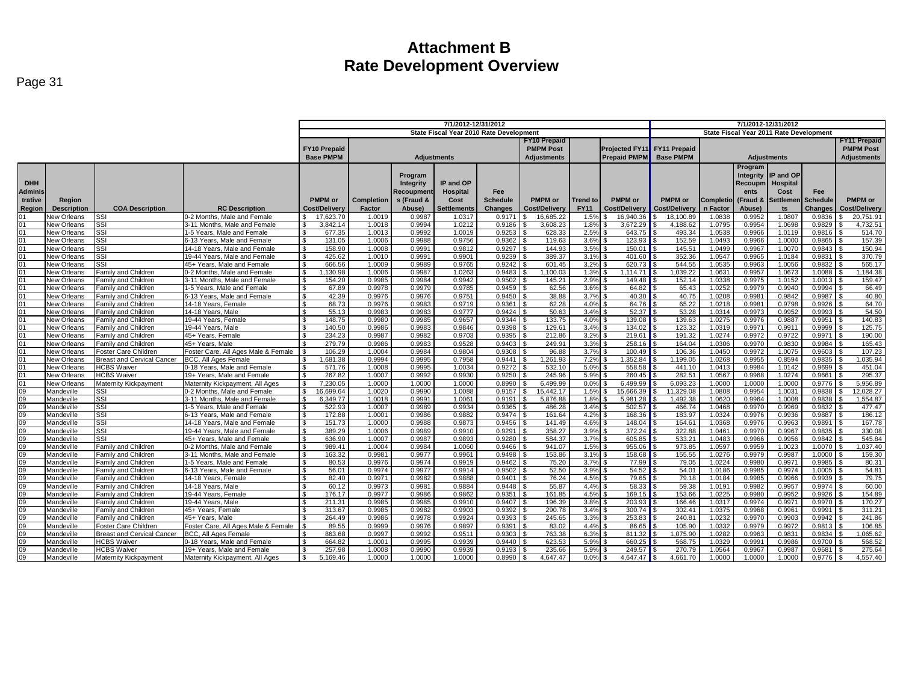# Attachment B
# Rate Development Overview

| | | | | 7/1/2012-12/31/2012 | | | | | | | | | 7/1/2012-12/31/2012 | | | | | |
|---|---|---|---|---|---|---|---|---|---|---|---|---|---|---|---|---|---|---|
| | | | | State Fiscal Year 2010 Rate Development | | | | | | | | | State Fiscal Year 2011 Rate Development | | | | | |
| | | | | FY10 Prepaid Base PMPM | Adjustments | | | | FY10 Prepaid PMPM Post Adjustments | | Projected FY11 Prepaid PMPM | | FY11 Prepaid Base PMPM | Adjustments | | | | FY11 Prepaid PMPM Post Adjustments |
| DHH Administrative Region | Region Description | COA Description | RC Description | PMPM or Cost/Delivery | Completion Factor | Program Integrity Recoupments (Fraud & Abuse) | IP and OP Hospital Cost Settlements | Fee Schedule Changes | PMPM or Cost/Delivery | Trend to FY11 | PMPM or Cost/Delivery | | PMPM or Cost/Delivery | Completion Factor | Program Integrity Recoupments (Fraud & Abuse) | IP and OP Hospital Cost Settlements | Fee Schedule Changes | PMPM or Cost/Delivery |
| 01 | New Orleans | SSI | 0-2 Months, Male and Female | $ 17,623.70 | 1.0019 | 0.9987 | 1.0317 | 0.9171 | $ 16,685.22 | 1.5% | $ 16,940.36 | | $ 18,100.89 | 1.0838 | 0.9952 | 1.0807 | 0.9836 | $ 20,751.91 |
| 01 | New Orleans | SSI | 3-11 Months, Male and Female | $ 3,842.14 | 1.0018 | 0.9994 | 1.0212 | 0.9186 | $ 3,608.23 | 1.8% | $ 3,672.29 | | $ 4,188.62 | 1.0795 | 0.9954 | 1.0698 | 0.9829 | $ 4,732.51 |
| 01 | New Orleans | SSI | 1-5 Years, Male and Female | $ 677.35 | 1.0013 | 0.9992 | 1.0019 | 0.9253 | $ 628.33 | 2.5% | $ 643.75 | | $ 493.34 | 1.0538 | 0.9966 | 1.0119 | 0.9816 | $ 514.70 |
| 01 | New Orleans | SSI | 6-13 Years, Male and Female | $ 131.05 | 1.0006 | 0.9988 | 0.9756 | 0.9362 | $ 119.63 | 3.6% | $ 123.93 | | $ 152.59 | 1.0493 | 0.9966 | 1.0000 | 0.9865 | $ 157.39 |
| 01 | New Orleans | SSI | 14-18 Years, Male and Female | $ 158.90 | 1.0008 | 0.9991 | 0.9812 | 0.9297 | $ 144.93 | 3.5% | $ 150.01 | | $ 145.51 | 1.0499 | 0.9967 | 1.0070 | 0.9843 | $ 150.94 |
| 01 | New Orleans | SSI | 19-44 Years, Male and Female | $ 425.62 | 1.0010 | 0.9991 | 0.9901 | 0.9239 | $ 389.37 | 3.1% | $ 401.60 | | $ 352.36 | 1.0547 | 0.9965 | 1.0184 | 0.9831 | $ 370.79 |
| 01 | New Orleans | SSI | 45+ Years, Male and Female | $ 666.56 | 1.0009 | 0.9989 | 0.9765 | 0.9242 | $ 601.45 | 3.2% | $ 620.73 | | $ 544.55 | 1.0535 | 0.9963 | 1.0056 | 0.9832 | $ 565.17 |
| 01 | New Orleans | Family and Children | 0-2 Months, Male and Female | $ 1,130.98 | 1.0006 | 0.9987 | 1.0263 | 0.9483 | $ 1,100.03 | 1.3% | $ 1,114.71 | | $ 1,039.22 | 1.0631 | 0.9957 | 1.0673 | 1.0088 | $ 1,184.38 |
| 01 | New Orleans | Family and Children | 3-11 Months, Male and Female | $ 154.20 | 0.9985 | 0.9984 | 0.9942 | 0.9502 | $ 145.21 | 2.9% | $ 149.48 | | $ 152.14 | 1.0338 | 0.9975 | 1.0152 | 1.0013 | $ 159.47 |
| 01 | New Orleans | Family and Children | 1-5 Years, Male and Female | $ 67.89 | 0.9978 | 0.9979 | 0.9785 | 0.9459 | $ 62.56 | 3.6% | $ 64.82 | | $ 65.43 | 1.0252 | 0.9979 | 0.9940 | 0.9994 | $ 66.49 |
| 01 | New Orleans | Family and Children | 6-13 Years, Male and Female | $ 42.39 | 0.9976 | 0.9976 | 0.9751 | 0.9450 | $ 38.88 | 3.7% | $ 40.30 | | $ 40.75 | 1.0208 | 0.9981 | 0.9842 | 0.9987 | $ 40.80 |
| 01 | New Orleans | Family and Children | 14-18 Years, Female | $ 68.73 | 0.9976 | 0.9983 | 0.9719 | 0.9361 | $ 62.28 | 4.0% | $ 64.76 | | $ 65.22 | 1.0218 | 0.9981 | 0.9798 | 0.9926 | $ 64.70 |
| 01 | New Orleans | Family and Children | 14-18 Years, Male | $ 55.13 | 0.9983 | 0.9983 | 0.9777 | 0.9424 | $ 50.63 | 3.4% | $ 52.37 | | $ 53.28 | 1.0314 | 0.9973 | 0.9952 | 0.9993 | $ 54.50 |
| 01 | New Orleans | Family and Children | 19-44 Years, Female | $ 148.75 | 0.9980 | 0.9985 | 0.9657 | 0.9344 | $ 133.75 | 4.0% | $ 139.08 | | $ 139.63 | 1.0275 | 0.9976 | 0.9887 | 0.9951 | $ 140.83 |
| 01 | New Orleans | Family and Children | 19-44 Years, Male | $ 140.50 | 0.9986 | 0.9983 | 0.9846 | 0.9398 | $ 129.61 | 3.4% | $ 134.02 | | $ 123.32 | 1.0319 | 0.9971 | 0.9911 | 0.9999 | $ 125.75 |
| 01 | New Orleans | Family and Children | 45+ Years, Female | $ 234.23 | 0.9987 | 0.9982 | 0.9703 | 0.9395 | $ 212.86 | 3.2% | $ 219.61 | | $ 191.32 | 1.0274 | 0.9972 | 0.9722 | 0.9971 | $ 190.00 |
| 01 | New Orleans | Family and Children | 45+ Years, Male | $ 279.79 | 0.9986 | 0.9983 | 0.9528 | 0.9403 | $ 249.91 | 3.3% | $ 258.16 | | $ 164.04 | 1.0306 | 0.9970 | 0.9830 | 0.9984 | $ 165.43 |
| 01 | New Orleans | Foster Care Children | Foster Care, All Ages Male & Female | $ 106.29 | 1.0004 | 0.9984 | 0.9804 | 0.9308 | $ 96.88 | 3.7% | $ 100.49 | | $ 106.36 | 1.0450 | 0.9972 | 1.0075 | 0.9603 | $ 107.23 |
| 01 | New Orleans | Breast and Cervical Cancer | BCC, All Ages Female | $ 1,681.38 | 0.9994 | 0.9995 | 0.7958 | 0.9441 | $ 1,261.93 | 7.2% | $ 1,352.84 | | $ 1,199.05 | 1.0268 | 0.9955 | 0.8594 | 0.9835 | $ 1,035.94 |
| 01 | New Orleans | HCBS Waiver | 0-18 Years, Male and Female | $ 571.76 | 1.0008 | 0.9995 | 1.0034 | 0.9272 | $ 532.10 | 5.0% | $ 558.58 | | $ 441.10 | 1.0413 | 0.9984 | 1.0142 | 0.9699 | $ 451.04 |
| 01 | New Orleans | HCBS Waiver | 19+ Years, Male and Female | $ 267.82 | 1.0007 | 0.9992 | 0.9930 | 0.9250 | $ 245.96 | 5.9% | $ 260.45 | | $ 282.51 | 1.0567 | 0.9968 | 1.0274 | 0.9661 | $ 295.37 |
| 01 | New Orleans | Maternity Kickpayment | Maternity Kickpayment, All Ages | $ 7,230.05 | 1.0000 | 1.0000 | 1.0000 | 0.8990 | $ 6,499.99 | 0.0% | $ 6,499.99 | | $ 6,093.23 | 1.0000 | 1.0000 | 1.0000 | 0.9776 | $ 5,956.89 |
| 09 | Mandeville | SSI | 0-2 Months, Male and Female | $ 16,699.64 | 1.0020 | 0.9990 | 1.0088 | 0.9157 | $ 15,442.17 | 1.5% | $ 15,666.39 | | $ 11,329.08 | 1.0808 | 0.9954 | 1.0031 | 0.9838 | $ 12,028.27 |
| 09 | Mandeville | SSI | 3-11 Months, Male and Female | $ 6,349.77 | 1.0018 | 0.9991 | 1.0061 | 0.9191 | $ 5,876.88 | 1.8% | $ 5,981.28 | | $ 1,492.38 | 1.0620 | 0.9964 | 1.0008 | 0.9838 | $ 1,554.87 |
| 09 | Mandeville | SSI | 1-5 Years, Male and Female | $ 522.93 | 1.0007 | 0.9989 | 0.9934 | 0.9365 | $ 486.28 | 3.4% | $ 502.57 | | $ 466.74 | 1.0468 | 0.9970 | 0.9969 | 0.9832 | $ 477.47 |
| 09 | Mandeville | SSI | 6-13 Years, Male and Female | $ 172.88 | 1.0001 | 0.9986 | 0.9882 | 0.9474 | $ 161.64 | 4.2% | $ 168.36 | | $ 183.97 | 1.0324 | 0.9976 | 0.9936 | 0.9887 | $ 186.12 |
| 09 | Mandeville | SSI | 14-18 Years, Male and Female | $ 151.73 | 1.0000 | 0.9988 | 0.9873 | 0.9456 | $ 141.49 | 4.6% | $ 148.04 | | $ 164.61 | 1.0368 | 0.9976 | 0.9963 | 0.9891 | $ 167.78 |
| 09 | Mandeville | SSI | 19-44 Years, Male and Female | $ 389.29 | 1.0006 | 0.9989 | 0.9910 | 0.9291 | $ 358.27 | 3.9% | $ 372.24 | | $ 322.88 | 1.0461 | 0.9970 | 0.9967 | 0.9835 | $ 330.08 |
| 09 | Mandeville | SSI | 45+ Years, Male and Female | $ 636.90 | 1.0007 | 0.9987 | 0.9893 | 0.9280 | $ 584.37 | 3.7% | $ 605.85 | | $ 533.21 | 1.0483 | 0.9966 | 0.9956 | 0.9842 | $ 545.84 |
| 09 | Mandeville | Family and Children | 0-2 Months, Male and Female | $ 989.41 | 1.0004 | 0.9984 | 1.0060 | 0.9466 | $ 941.07 | 1.5% | $ 955.06 | | $ 973.85 | 1.0597 | 0.9959 | 1.0023 | 1.0070 | $ 1,037.40 |
| 09 | Mandeville | Family and Children | 3-11 Months, Male and Female | $ 163.32 | 0.9981 | 0.9977 | 0.9961 | 0.9498 | $ 153.86 | 3.1% | $ 158.68 | | $ 155.55 | 1.0276 | 0.9979 | 0.9987 | 1.0000 | $ 159.30 |
| 09 | Mandeville | Family and Children | 1-5 Years, Male and Female | $ 80.53 | 0.9976 | 0.9974 | 0.9919 | 0.9462 | $ 75.20 | 3.7% | $ 77.99 | | $ 79.05 | 1.0224 | 0.9980 | 0.9971 | 0.9985 | $ 80.31 |
| 09 | Mandeville | Family and Children | 6-13 Years, Male and Female | $ 56.01 | 0.9974 | 0.9977 | 0.9914 | 0.9502 | $ 52.50 | 3.9% | $ 54.52 | | $ 54.01 | 1.0186 | 0.9985 | 0.9974 | 1.0005 | $ 54.81 |
| 09 | Mandeville | Family and Children | 14-18 Years, Female | $ 82.40 | 0.9971 | 0.9982 | 0.9888 | 0.9401 | $ 76.24 | 4.5% | $ 79.65 | | $ 79.18 | 1.0184 | 0.9985 | 0.9966 | 0.9939 | $ 79.75 |
| 09 | Mandeville | Family and Children | 14-18 Years, Male | $ 60.12 | 0.9973 | 0.9981 | 0.9884 | 0.9448 | $ 55.87 | 4.4% | $ 58.33 | | $ 59.38 | 1.0191 | 0.9982 | 0.9957 | 0.9974 | $ 60.00 |
| 09 | Mandeville | Family and Children | 19-44 Years, Female | $ 176.17 | 0.9977 | 0.9986 | 0.9862 | 0.9351 | $ 161.85 | 4.5% | $ 169.15 | | $ 153.66 | 1.0225 | 0.9980 | 0.9952 | 0.9926 | $ 154.89 |
| 09 | Mandeville | Family and Children | 19-44 Years, Male | $ 211.31 | 0.9985 | 0.9985 | 0.9910 | 0.9407 | $ 196.39 | 3.8% | $ 203.93 | | $ 166.46 | 1.0317 | 0.9974 | 0.9971 | 0.9970 | $ 170.27 |
| 09 | Mandeville | Family and Children | 45+ Years, Female | $ 313.67 | 0.9985 | 0.9982 | 0.9903 | 0.9392 | $ 290.78 | 3.4% | $ 300.74 | | $ 302.41 | 1.0375 | 0.9968 | 0.9961 | 0.9991 | $ 311.21 |
| 09 | Mandeville | Family and Children | 45+ Years, Male | $ 264.49 | 0.9986 | 0.9978 | 0.9924 | 0.9393 | $ 245.65 | 3.3% | $ 253.83 | | $ 240.81 | 1.0232 | 0.9970 | 0.9903 | 0.9942 | $ 241.86 |
| 09 | Mandeville | Foster Care Children | Foster Care, All Ages Male & Female | $ 89.55 | 0.9999 | 0.9976 | 0.9897 | 0.9391 | $ 83.02 | 4.4% | $ 86.65 | | $ 105.90 | 1.0332 | 0.9979 | 0.9972 | 0.9813 | $ 106.85 |
| 09 | Mandeville | Breast and Cervical Cancer | BCC, All Ages Female | $ 863.68 | 0.9997 | 0.9992 | 0.9511 | 0.9303 | $ 763.38 | 6.3% | $ 811.32 | | $ 1,075.90 | 1.0282 | 0.9963 | 0.9831 | 0.9834 | $ 1,065.62 |
| 09 | Mandeville | HCBS Waiver | 0-18 Years, Male and Female | $ 664.82 | 1.0001 | 0.9995 | 0.9939 | 0.9440 | $ 623.53 | 5.9% | $ 660.25 | | $ 568.75 | 1.0329 | 0.9991 | 0.9986 | 0.9700 | $ 568.52 |
| 09 | Mandeville | HCBS Waiver | 19+ Years, Male and Female | $ 257.98 | 1.0008 | 0.9990 | 0.9939 | 0.9193 | $ 235.66 | 5.9% | $ 249.57 | | $ 270.79 | 1.0564 | 0.9967 | 0.9987 | 0.9681 | $ 275.64 |
| 09 | Mandeville | Maternity Kickpayment | Maternity Kickpayment, All Ages | $ 5,169.46 | 1.0000 | 1.0000 | 1.0000 | 0.8990 | $ 4,647.47 | 0.0% | $ 4,647.47 | | $ 4,661.70 | 1.0000 | 1.0000 | 1.0000 | 0.9776 | $ 4,557.40 |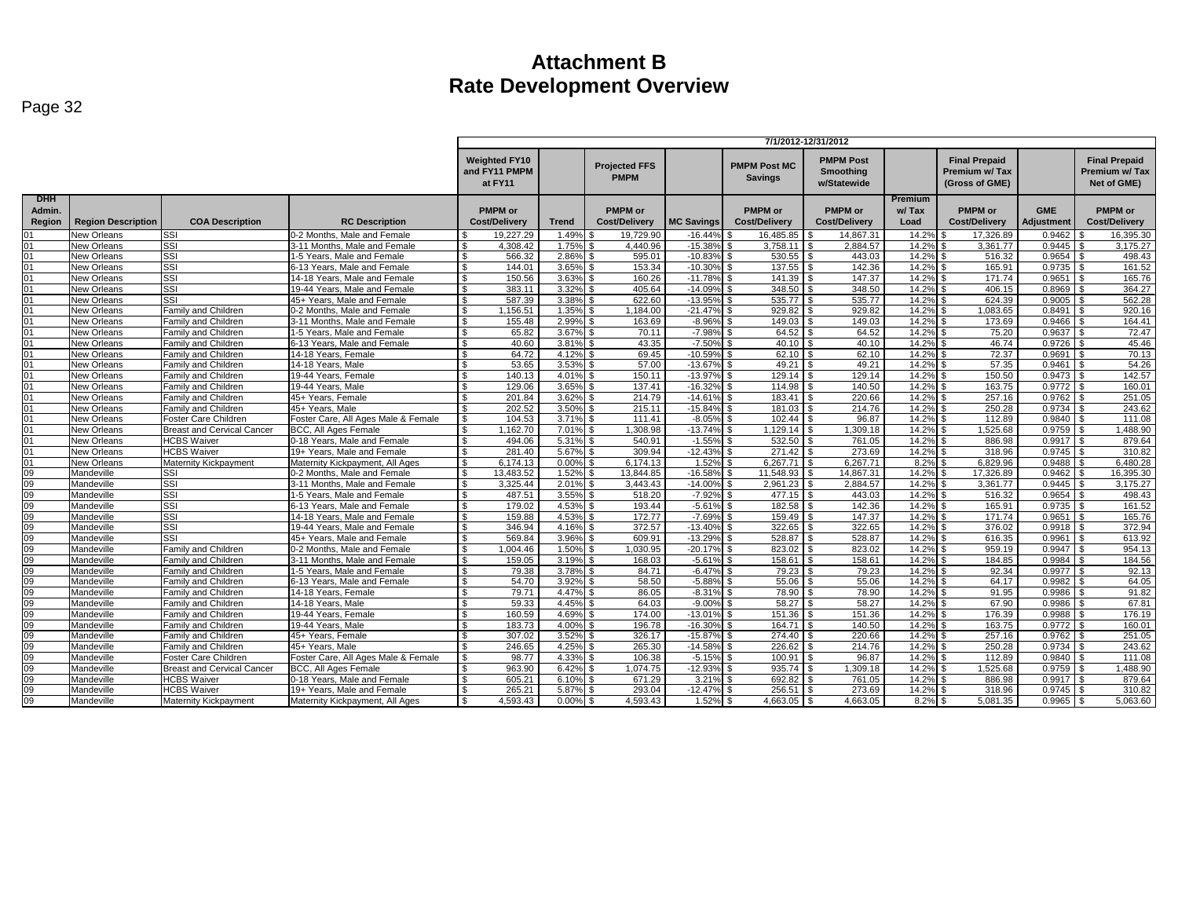# Attachment B
# Rate Development Overview

Page 32

| | | | | 7/1/2012-12/31/2012 | | | | | | | | | | |
|---|---|---|---|---|---|---|---|---|---|---|---|---|---|---|
| | | | | Weighted FY10 and FY11 PMPM at FY11 | | Projected FFS PMPM | | PMPM Post MC Savings | PMPM Post Smoothing w/Statewide | | Final Prepaid Premium w/ Tax (Gross of GME) | | Final Prepaid Premium w/ Tax Net of GME) | |
| DHH Admin. Region | Region Description | COA Description | RC Description | PMPM or Cost/Delivery | Trend | PMPM or Cost/Delivery | MC Savings | PMPM or Cost/Delivery | PMPM or Cost/Delivery | Premium w/ Tax Load | PMPM or Cost/Delivery | GME Adjustment | PMPM or Cost/Delivery | |
| 01 | New Orleans | SSI | 0-2 Months, Male and Female | $ 19,227.29 | 1.49% | $ 19,729.90 | -16.44% | $ 16,485.85 | $ 14,867.31 | 14.2% | $ 17,326.89 | 0.9462 | $ 16,395.30 | |
| 01 | New Orleans | SSI | 3-11 Months, Male and Female | $ 4,308.42 | 1.75% | $ 4,440.96 | -15.38% | $ 3,758.11 | $ 2,884.57 | 14.2% | $ 3,361.77 | 0.9445 | $ 3,175.27 | |
| 01 | New Orleans | SSI | 1-5 Years, Male and Female | $ 566.32 | 2.86% | $ 595.01 | -10.83% | $ 530.55 | $ 443.03 | 14.2% | $ 516.32 | 0.9654 | $ 498.43 | |
| 01 | New Orleans | SSI | 6-13 Years, Male and Female | $ 144.01 | 3.65% | $ 153.34 | -10.30% | $ 137.55 | $ 142.36 | 14.2% | $ 165.91 | 0.9735 | $ 161.52 | |
| 01 | New Orleans | SSI | 14-18 Years, Male and Female | $ 150.56 | 3.63% | $ 160.26 | -11.78% | $ 141.39 | $ 147.37 | 14.2% | $ 171.74 | 0.9651 | $ 165.76 | |
| 01 | New Orleans | SSI | 19-44 Years, Male and Female | $ 383.11 | 3.32% | $ 405.64 | -14.09% | $ 348.50 | $ 348.50 | 14.2% | $ 406.15 | 0.8969 | $ 364.27 | |
| 01 | New Orleans | SSI | 45+ Years, Male and Female | $ 587.39 | 3.38% | $ 622.60 | -13.95% | $ 535.77 | $ 535.77 | 14.2% | $ 624.39 | 0.9005 | $ 562.28 | |
| 01 | New Orleans | Family and Children | 0-2 Months, Male and Female | $ 1,156.51 | 1.35% | $ 1,184.00 | -21.47% | $ 929.82 | $ 929.82 | 14.2% | $ 1,083.65 | 0.8491 | $ 920.16 | |
| 01 | New Orleans | Family and Children | 3-11 Months, Male and Female | $ 155.48 | 2.99% | $ 163.69 | -8.96% | $ 149.03 | $ 149.03 | 14.2% | $ 173.69 | 0.9466 | $ 164.41 | |
| 01 | New Orleans | Family and Children | 1-5 Years, Male and Female | $ 65.82 | 3.67% | $ 70.11 | -7.98% | $ 64.52 | $ 64.52 | 14.2% | $ 75.20 | 0.9637 | $ 72.47 | |
| 01 | New Orleans | Family and Children | 6-13 Years, Male and Female | $ 40.60 | 3.81% | $ 43.35 | -7.50% | $ 40.10 | $ 40.10 | 14.2% | $ 46.74 | 0.9726 | $ 45.46 | |
| 01 | New Orleans | Family and Children | 14-18 Years, Female | $ 64.72 | 4.12% | $ 69.45 | -10.59% | $ 62.10 | $ 62.10 | 14.2% | $ 72.37 | 0.9691 | $ 70.13 | |
| 01 | New Orleans | Family and Children | 14-18 Years, Male | $ 53.65 | 3.53% | $ 57.00 | -13.67% | $ 49.21 | $ 49.21 | 14.2% | $ 57.35 | 0.9461 | $ 54.26 | |
| 01 | New Orleans | Family and Children | 19-44 Years, Female | $ 140.13 | 4.01% | $ 150.11 | -13.97% | $ 129.14 | $ 129.14 | 14.2% | $ 150.50 | 0.9473 | $ 142.57 | |
| 01 | New Orleans | Family and Children | 19-44 Years, Male | $ 129.06 | 3.65% | $ 137.41 | -16.32% | $ 114.98 | $ 140.50 | 14.2% | $ 163.75 | 0.9772 | $ 160.01 | |
| 01 | New Orleans | Family and Children | 45+ Years, Female | $ 201.84 | 3.62% | $ 214.79 | -14.61% | $ 183.41 | $ 220.66 | 14.2% | $ 257.16 | 0.9762 | $ 251.05 | |
| 01 | New Orleans | Family and Children | 45+ Years, Male | $ 202.52 | 3.50% | $ 215.11 | -15.84% | $ 181.03 | $ 214.76 | 14.2% | $ 250.28 | 0.9734 | $ 243.62 | |
| 01 | New Orleans | Foster Care Children | Foster Care, All Ages Male & Female | $ 104.53 | 3.71% | $ 111.41 | -8.05% | $ 102.44 | $ 96.87 | 14.2% | $ 112.89 | 0.9840 | $ 111.08 | |
| 01 | New Orleans | Breast and Cervical Cancer | BCC, All Ages Female | $ 1,162.70 | 7.01% | $ 1,308.98 | -13.74% | $ 1,129.14 | $ 1,309.18 | 14.2% | $ 1,525.68 | 0.9759 | $ 1,488.90 | |
| 01 | New Orleans | HCBS Waiver | 0-18 Years, Male and Female | $ 494.06 | 5.31% | $ 540.91 | -1.55% | $ 532.50 | $ 761.05 | 14.2% | $ 886.98 | 0.9917 | $ 879.64 | |
| 01 | New Orleans | HCBS Waiver | 19+ Years, Male and Female | $ 281.40 | 5.67% | $ 309.94 | -12.43% | $ 271.42 | $ 273.69 | 14.2% | $ 318.96 | 0.9745 | $ 310.82 | |
| 01 | New Orleans | Maternity Kickpayment | Maternity Kickpayment, All Ages | $ 6,174.13 | 0.00% | $ 6,174.13 | 1.52% | $ 6,267.71 | $ 6,267.71 | 8.2% | $ 6,829.96 | 0.9488 | $ 6,480.28 | |
| 09 | Mandeville | SSI | 0-2 Months, Male and Female | $ 13,483.52 | 1.52% | $ 13,844.85 | -16.58% | $ 11,548.93 | $ 14,867.31 | 14.2% | $ 17,326.89 | 0.9462 | $ 16,395.30 | |
| 09 | Mandeville | SSI | 3-11 Months, Male and Female | $ 3,325.44 | 2.01% | $ 3,443.43 | -14.00% | $ 2,961.23 | $ 2,884.57 | 14.2% | $ 3,361.77 | 0.9445 | $ 3,175.27 | |
| 09 | Mandeville | SSI | 1-5 Years, Male and Female | $ 487.51 | 3.55% | $ 518.20 | -7.92% | $ 477.15 | $ 443.03 | 14.2% | $ 516.32 | 0.9654 | $ 498.43 | |
| 09 | Mandeville | SSI | 6-13 Years, Male and Female | $ 179.02 | 4.53% | $ 193.44 | -5.61% | $ 182.58 | $ 142.36 | 14.2% | $ 165.91 | 0.9735 | $ 161.52 | |
| 09 | Mandeville | SSI | 14-18 Years, Male and Female | $ 159.88 | 4.53% | $ 172.77 | -7.69% | $ 159.49 | $ 147.37 | 14.2% | $ 171.74 | 0.9651 | $ 165.76 | |
| 09 | Mandeville | SSI | 19-44 Years, Male and Female | $ 346.94 | 4.16% | $ 372.57 | -13.40% | $ 322.65 | $ 322.65 | 14.2% | $ 376.02 | 0.9918 | $ 372.94 | |
| 09 | Mandeville | SSI | 45+ Years, Male and Female | $ 569.84 | 3.96% | $ 609.91 | -13.29% | $ 528.87 | $ 528.87 | 14.2% | $ 616.35 | 0.9961 | $ 613.92 | |
| 09 | Mandeville | Family and Children | 0-2 Months, Male and Female | $ 1,004.46 | 1.50% | $ 1,030.95 | -20.17% | $ 823.02 | $ 823.02 | 14.2% | $ 959.19 | 0.9947 | $ 954.13 | |
| 09 | Mandeville | Family and Children | 3-11 Months, Male and Female | $ 159.05 | 3.19% | $ 168.03 | -5.61% | $ 158.61 | $ 158.61 | 14.2% | $ 184.85 | 0.9984 | $ 184.56 | |
| 09 | Mandeville | Family and Children | 1-5 Years, Male and Female | $ 79.38 | 3.78% | $ 84.71 | -6.47% | $ 79.23 | $ 79.23 | 14.2% | $ 92.34 | 0.9977 | $ 92.13 | |
| 09 | Mandeville | Family and Children | 6-13 Years, Male and Female | $ 54.70 | 3.92% | $ 58.50 | -5.88% | $ 55.06 | $ 55.06 | 14.2% | $ 64.17 | 0.9982 | $ 64.05 | |
| 09 | Mandeville | Family and Children | 14-18 Years, Female | $ 79.71 | 4.47% | $ 86.05 | -8.31% | $ 78.90 | $ 78.90 | 14.2% | $ 91.95 | 0.9986 | $ 91.82 | |
| 09 | Mandeville | Family and Children | 14-18 Years, Male | $ 59.33 | 4.45% | $ 64.03 | -9.00% | $ 58.27 | $ 58.27 | 14.2% | $ 67.90 | 0.9986 | $ 67.81 | |
| 09 | Mandeville | Family and Children | 19-44 Years, Female | $ 160.59 | 4.69% | $ 174.00 | -13.01% | $ 151.36 | $ 151.36 | 14.2% | $ 176.39 | 0.9988 | $ 176.19 | |
| 09 | Mandeville | Family and Children | 19-44 Years, Male | $ 183.73 | 4.00% | $ 196.78 | -16.30% | $ 164.71 | $ 140.50 | 14.2% | $ 163.75 | 0.9772 | $ 160.01 | |
| 09 | Mandeville | Family and Children | 45+ Years, Female | $ 307.02 | 3.52% | $ 326.17 | -15.87% | $ 274.40 | $ 220.66 | 14.2% | $ 257.16 | 0.9762 | $ 251.05 | |
| 09 | Mandeville | Family and Children | 45+ Years, Male | $ 246.65 | 4.25% | $ 265.30 | -14.58% | $ 226.62 | $ 214.76 | 14.2% | $ 250.28 | 0.9734 | $ 243.62 | |
| 09 | Mandeville | Foster Care Children | Foster Care, All Ages Male & Female | $ 98.77 | 4.33% | $ 106.38 | -5.15% | $ 100.91 | $ 96.87 | 14.2% | $ 112.89 | 0.9840 | $ 111.08 | |
| 09 | Mandeville | Breast and Cervical Cancer | BCC, All Ages Female | $ 963.90 | 6.42% | $ 1,074.75 | -12.93% | $ 935.74 | $ 1,309.18 | 14.2% | $ 1,525.68 | 0.9759 | $ 1,488.90 | |
| 09 | Mandeville | HCBS Waiver | 0-18 Years, Male and Female | $ 605.21 | 6.10% | $ 671.29 | 3.21% | $ 692.82 | $ 761.05 | 14.2% | $ 886.98 | 0.9917 | $ 879.64 | |
| 09 | Mandeville | HCBS Waiver | 19+ Years, Male and Female | $ 265.21 | 5.87% | $ 293.04 | -12.47% | $ 256.51 | $ 273.69 | 14.2% | $ 318.96 | 0.9745 | $ 310.82 | |
| 09 | Mandeville | Maternity Kickpayment | Maternity Kickpayment, All Ages | $ 4,593.43 | 0.00% | $ 4,593.43 | 1.52% | $ 4,663.05 | $ 4,663.05 | 8.2% | $ 5,081.35 | 0.9965 | $ 5,063.60 | |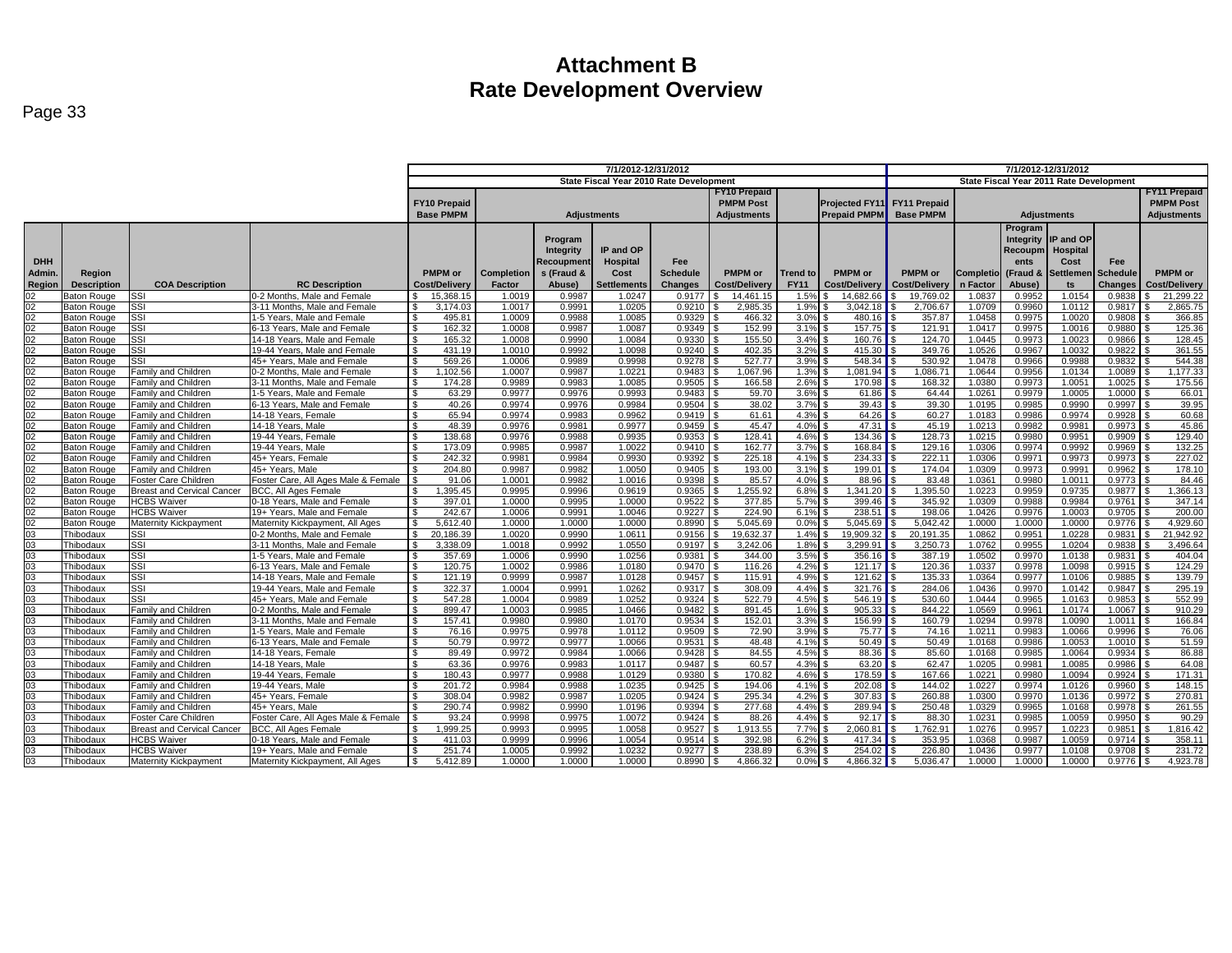# Attachment B
# Rate Development Overview

Page 33

| | | | | 7/1/2012-12/31/2012 | | | | | | | | | 7/1/2012-12/31/2012 | | | | | |
|---|---|---|---|---|---|---|---|---|---|---|---|---|---|---|---|---|---|---|
| | | | | State Fiscal Year 2010 Rate Development | | | | | | | | | State Fiscal Year 2011 Rate Development | | | | | |
| | | | | FY10 Prepaid Base PMPM | Adjustments | | | | FY10 Prepaid PMPM Post Adjustments | | Projected FY11 Prepaid PMPM | | FY11 Prepaid Base PMPM | Adjustments | | | | FY11 Prepaid PMPM Post Adjustments |
| DHH Admin. Region | Region Description | COA Description | RC Description | PMPM or Cost/Delivery | Completion Factor | Program Integrity Recoupments (Fraud & Abuse) | IP and OP Hospital Cost Settlements | Fee Schedule Changes | PMPM or Cost/Delivery | Trend to FY11 | PMPM or Cost/Delivery | | PMPM or Cost/Delivery | Completion Factor | Program Integrity Recoupments (Fraud & Abuse) | IP and OP Hospital Cost Settlements | Fee Schedule Changes | PMPM or Cost/Delivery |
| 02 | Baton Rouge | SSI | 0-2 Months, Male and Female | $ 15,368.15 | 1.0019 | 0.9987 | 1.0247 | 0.9177 | $ 14,461.15 | 1.5% | $ 14,682.66 | | $ 19,769.02 | 1.0837 | 0.9952 | 1.0154 | 0.9838 | $ 21,299.22 |
| 02 | Baton Rouge | SSI | 3-11 Months, Male and Female | $ 3,174.03 | 1.0017 | 0.9991 | 1.0205 | 0.9210 | $ 2,985.35 | 1.9% | $ 3,042.18 | | $ 2,706.67 | 1.0709 | 0.9960 | 1.0112 | 0.9817 | $ 2,865.75 |
| 02 | Baton Rouge | SSI | 1-5 Years, Male and Female | $ 495.81 | 1.0009 | 0.9988 | 1.0085 | 0.9329 | $ 466.32 | 3.0% | $ 480.16 | | $ 357.87 | 1.0458 | 0.9975 | 1.0020 | 0.9808 | $ 366.85 |
| 02 | Baton Rouge | SSI | 6-13 Years, Male and Female | $ 162.32 | 1.0008 | 0.9987 | 1.0087 | 0.9349 | $ 152.99 | 3.1% | $ 157.75 | | $ 121.91 | 1.0417 | 0.9975 | 1.0016 | 0.9880 | $ 125.36 |
| 02 | Baton Rouge | SSI | 14-18 Years, Male and Female | $ 165.32 | 1.0008 | 0.9990 | 1.0084 | 0.9330 | $ 155.50 | 3.4% | $ 160.76 | | $ 124.70 | 1.0445 | 0.9973 | 1.0023 | 0.9866 | $ 128.45 |
| 02 | Baton Rouge | SSI | 19-44 Years, Male and Female | $ 431.19 | 1.0010 | 0.9992 | 1.0098 | 0.9240 | $ 402.35 | 3.2% | $ 415.30 | | $ 349.76 | 1.0526 | 0.9967 | 1.0032 | 0.9822 | $ 361.55 |
| 02 | Baton Rouge | SSI | 45+ Years, Male and Female | $ 569.26 | 1.0006 | 0.9989 | 0.9998 | 0.9278 | $ 527.77 | 3.9% | $ 548.34 | | $ 530.92 | 1.0478 | 0.9966 | 0.9988 | 0.9832 | $ 544.38 |
| 02 | Baton Rouge | Family and Children | 0-2 Months, Male and Female | $ 1,102.56 | 1.0007 | 0.9987 | 1.0221 | 0.9483 | $ 1,067.96 | 1.3% | $ 1,081.94 | | $ 1,086.71 | 1.0644 | 0.9956 | 1.0134 | 1.0089 | $ 1,177.33 |
| 02 | Baton Rouge | Family and Children | 3-11 Months, Male and Female | $ 174.28 | 0.9989 | 0.9983 | 1.0085 | 0.9505 | $ 166.58 | 2.6% | $ 170.98 | | $ 168.32 | 1.0380 | 0.9973 | 1.0051 | 1.0025 | $ 175.56 |
| 02 | Baton Rouge | Family and Children | 1-5 Years, Male and Female | $ 63.29 | 0.9977 | 0.9976 | 0.9993 | 0.9483 | $ 59.70 | 3.6% | $ 61.86 | | $ 64.44 | 1.0261 | 0.9979 | 1.0005 | 1.0000 | $ 66.01 |
| 02 | Baton Rouge | Family and Children | 6-13 Years, Male and Female | $ 40.26 | 0.9974 | 0.9976 | 0.9984 | 0.9504 | $ 38.02 | 3.7% | $ 39.43 | | $ 39.30 | 1.0195 | 0.9985 | 0.9990 | 0.9997 | $ 39.95 |
| 02 | Baton Rouge | Family and Children | 14-18 Years, Female | $ 65.94 | 0.9974 | 0.9983 | 0.9962 | 0.9419 | $ 61.61 | 4.3% | $ 64.26 | | $ 60.27 | 1.0183 | 0.9986 | 0.9974 | 0.9928 | $ 60.68 |
| 02 | Baton Rouge | Family and Children | 14-18 Years, Male | $ 48.39 | 0.9976 | 0.9981 | 0.9977 | 0.9459 | $ 45.47 | 4.0% | $ 47.31 | | $ 45.19 | 1.0213 | 0.9982 | 0.9981 | 0.9973 | $ 45.86 |
| 02 | Baton Rouge | Family and Children | 19-44 Years, Female | $ 138.68 | 0.9976 | 0.9988 | 0.9935 | 0.9353 | $ 128.41 | 4.6% | $ 134.36 | | $ 128.73 | 1.0215 | 0.9980 | 0.9951 | 0.9909 | $ 129.40 |
| 02 | Baton Rouge | Family and Children | 19-44 Years, Male | $ 173.09 | 0.9985 | 0.9987 | 1.0022 | 0.9410 | $ 162.77 | 3.7% | $ 168.84 | | $ 129.16 | 1.0306 | 0.9974 | 0.9992 | 0.9969 | $ 132.25 |
| 02 | Baton Rouge | Family and Children | 45+ Years, Female | $ 242.32 | 0.9981 | 0.9984 | 0.9930 | 0.9392 | $ 225.18 | 4.1% | $ 234.33 | | $ 222.11 | 1.0306 | 0.9971 | 0.9973 | 0.9973 | $ 227.02 |
| 02 | Baton Rouge | Family and Children | 45+ Years, Male | $ 204.80 | 0.9987 | 0.9982 | 1.0050 | 0.9405 | $ 193.00 | 3.1% | $ 199.01 | | $ 174.04 | 1.0309 | 0.9973 | 0.9991 | 0.9962 | $ 178.10 |
| 02 | Baton Rouge | Foster Care Children | Foster Care, All Ages Male & Female | $ 91.06 | 1.0001 | 0.9982 | 1.0016 | 0.9398 | $ 85.57 | 4.0% | $ 88.96 | | $ 83.48 | 1.0361 | 0.9980 | 1.0011 | 0.9773 | $ 84.46 |
| 02 | Baton Rouge | Breast and Cervical Cancer | BCC, All Ages Female | $ 1,395.45 | 0.9995 | 0.9996 | 0.9619 | 0.9365 | $ 1,255.92 | 6.8% | $ 1,341.20 | | $ 1,395.50 | 1.0223 | 0.9959 | 0.9735 | 0.9877 | $ 1,366.13 |
| 02 | Baton Rouge | HCBS Waiver | 0-18 Years, Male and Female | $ 397.01 | 1.0000 | 0.9995 | 1.0000 | 0.9522 | $ 377.85 | 5.7% | $ 399.46 | | $ 345.92 | 1.0309 | 0.9988 | 0.9984 | 0.9761 | $ 347.14 |
| 02 | Baton Rouge | HCBS Waiver | 19+ Years, Male and Female | $ 242.67 | 1.0006 | 0.9991 | 1.0046 | 0.9227 | $ 224.90 | 6.1% | $ 238.51 | | $ 198.06 | 1.0426 | 0.9976 | 1.0003 | 0.9705 | $ 200.00 |
| 02 | Baton Rouge | Maternity Kickpayment | Maternity Kickpayment, All Ages | $ 5,612.40 | 1.0000 | 1.0000 | 1.0000 | 0.8990 | $ 5,045.69 | 0.0% | $ 5,045.69 | | $ 5,042.42 | 1.0000 | 1.0000 | 1.0000 | 0.9776 | $ 4,929.60 |
| 03 | Thibodaux | SSI | 0-2 Months, Male and Female | $ 20,186.39 | 1.0020 | 0.9990 | 1.0611 | 0.9156 | $ 19,632.37 | 1.4% | $ 19,909.32 | | $ 20,191.35 | 1.0862 | 0.9951 | 1.0228 | 0.9831 | $ 21,942.92 |
| 03 | Thibodaux | SSI | 3-11 Months, Male and Female | $ 3,338.09 | 1.0018 | 0.9992 | 1.0550 | 0.9197 | $ 3,242.06 | 1.8% | $ 3,299.91 | | $ 3,250.73 | 1.0762 | 0.9955 | 1.0204 | 0.9838 | $ 3,496.64 |
| 03 | Thibodaux | SSI | 1-5 Years, Male and Female | $ 357.69 | 1.0006 | 0.9990 | 1.0256 | 0.9381 | $ 344.00 | 3.5% | $ 356.16 | | $ 387.19 | 1.0502 | 0.9970 | 1.0138 | 0.9831 | $ 404.04 |
| 03 | Thibodaux | SSI | 6-13 Years, Male and Female | $ 120.75 | 1.0002 | 0.9986 | 1.0180 | 0.9470 | $ 116.26 | 4.2% | $ 121.17 | | $ 120.36 | 1.0337 | 0.9978 | 1.0098 | 0.9915 | $ 124.29 |
| 03 | Thibodaux | SSI | 14-18 Years, Male and Female | $ 121.19 | 0.9999 | 0.9987 | 1.0128 | 0.9457 | $ 115.91 | 4.9% | $ 121.62 | | $ 135.33 | 1.0364 | 0.9977 | 1.0106 | 0.9885 | $ 139.79 |
| 03 | Thibodaux | SSI | 19-44 Years, Male and Female | $ 322.37 | 1.0004 | 0.9991 | 1.0262 | 0.9317 | $ 308.09 | 4.4% | $ 321.76 | | $ 284.06 | 1.0436 | 0.9970 | 1.0142 | 0.9847 | $ 295.19 |
| 03 | Thibodaux | SSI | 45+ Years, Male and Female | $ 547.28 | 1.0004 | 0.9989 | 1.0252 | 0.9324 | $ 522.79 | 4.5% | $ 546.19 | | $ 530.60 | 1.0444 | 0.9965 | 1.0163 | 0.9853 | $ 552.99 |
| 03 | Thibodaux | Family and Children | 0-2 Months, Male and Female | $ 899.47 | 1.0003 | 0.9985 | 1.0466 | 0.9482 | $ 891.45 | 1.6% | $ 905.33 | | $ 844.22 | 1.0569 | 0.9961 | 1.0174 | 1.0067 | $ 910.29 |
| 03 | Thibodaux | Family and Children | 3-11 Months, Male and Female | $ 157.41 | 0.9980 | 0.9980 | 1.0170 | 0.9534 | $ 152.01 | 3.3% | $ 156.99 | | $ 160.79 | 1.0294 | 0.9978 | 1.0090 | 1.0011 | $ 166.84 |
| 03 | Thibodaux | Family and Children | 1-5 Years, Male and Female | $ 76.16 | 0.9975 | 0.9978 | 1.0112 | 0.9509 | $ 72.90 | 3.9% | $ 75.77 | | $ 74.16 | 1.0211 | 0.9983 | 1.0066 | 0.9996 | $ 76.06 |
| 03 | Thibodaux | Family and Children | 6-13 Years, Male and Female | $ 50.79 | 0.9972 | 0.9977 | 1.0066 | 0.9531 | $ 48.48 | 4.1% | $ 50.49 | | $ 50.49 | 1.0168 | 0.9986 | 1.0053 | 1.0010 | $ 51.59 |
| 03 | Thibodaux | Family and Children | 14-18 Years, Female | $ 89.49 | 0.9972 | 0.9984 | 1.0066 | 0.9428 | $ 84.55 | 4.5% | $ 88.36 | | $ 85.60 | 1.0168 | 0.9985 | 1.0064 | 0.9934 | $ 86.88 |
| 03 | Thibodaux | Family and Children | 14-18 Years, Male | $ 63.36 | 0.9976 | 0.9983 | 1.0117 | 0.9487 | $ 60.57 | 4.3% | $ 63.20 | | $ 62.47 | 1.0205 | 0.9981 | 1.0085 | 0.9986 | $ 64.08 |
| 03 | Thibodaux | Family and Children | 19-44 Years, Female | $ 180.43 | 0.9977 | 0.9988 | 1.0129 | 0.9380 | $ 170.82 | 4.6% | $ 178.59 | | $ 167.66 | 1.0221 | 0.9980 | 1.0094 | 0.9924 | $ 171.31 |
| 03 | Thibodaux | Family and Children | 19-44 Years, Male | $ 201.72 | 0.9984 | 0.9988 | 1.0235 | 0.9425 | $ 194.06 | 4.1% | $ 202.08 | | $ 144.02 | 1.0227 | 0.9974 | 1.0126 | 0.9960 | $ 148.15 |
| 03 | Thibodaux | Family and Children | 45+ Years, Female | $ 308.04 | 0.9982 | 0.9987 | 1.0205 | 0.9424 | $ 295.34 | 4.2% | $ 307.83 | | $ 260.88 | 1.0300 | 0.9970 | 1.0136 | 0.9972 | $ 270.81 |
| 03 | Thibodaux | Family and Children | 45+ Years, Male | $ 290.74 | 0.9982 | 0.9990 | 1.0196 | 0.9394 | $ 277.68 | 4.4% | $ 289.94 | | $ 250.48 | 1.0329 | 0.9965 | 1.0168 | 0.9978 | $ 261.55 |
| 03 | Thibodaux | Foster Care Children | Foster Care, All Ages Male & Female | $ 93.24 | 0.9998 | 0.9975 | 1.0072 | 0.9424 | $ 88.26 | 4.4% | $ 92.17 | | $ 88.30 | 1.0231 | 0.9985 | 1.0059 | 0.9950 | $ 90.29 |
| 03 | Thibodaux | Breast and Cervical Cancer | BCC, All Ages Female | $ 1,999.25 | 0.9993 | 0.9995 | 1.0058 | 0.9527 | $ 1,913.55 | 7.7% | $ 2,060.81 | | $ 1,762.91 | 1.0276 | 0.9957 | 1.0223 | 0.9851 | $ 1,816.42 |
| 03 | Thibodaux | HCBS Waiver | 0-18 Years, Male and Female | $ 411.03 | 0.9999 | 0.9996 | 1.0054 | 0.9514 | $ 392.98 | 6.2% | $ 417.34 | | $ 353.95 | 1.0368 | 0.9987 | 1.0059 | 0.9714 | $ 358.11 |
| 03 | Thibodaux | HCBS Waiver | 19+ Years, Male and Female | $ 251.74 | 1.0005 | 0.9992 | 1.0232 | 0.9277 | $ 238.89 | 6.3% | $ 254.02 | | $ 226.80 | 1.0436 | 0.9977 | 1.0108 | 0.9708 | $ 231.72 |
| 03 | Thibodaux | Maternity Kickpayment | Maternity Kickpayment, All Ages | $ 5,412.89 | 1.0000 | 1.0000 | 1.0000 | 0.8990 | $ 4,866.32 | 0.0% | $ 4,866.32 | | $ 5,036.47 | 1.0000 | 1.0000 | 1.0000 | 0.9776 | $ 4,923.78 |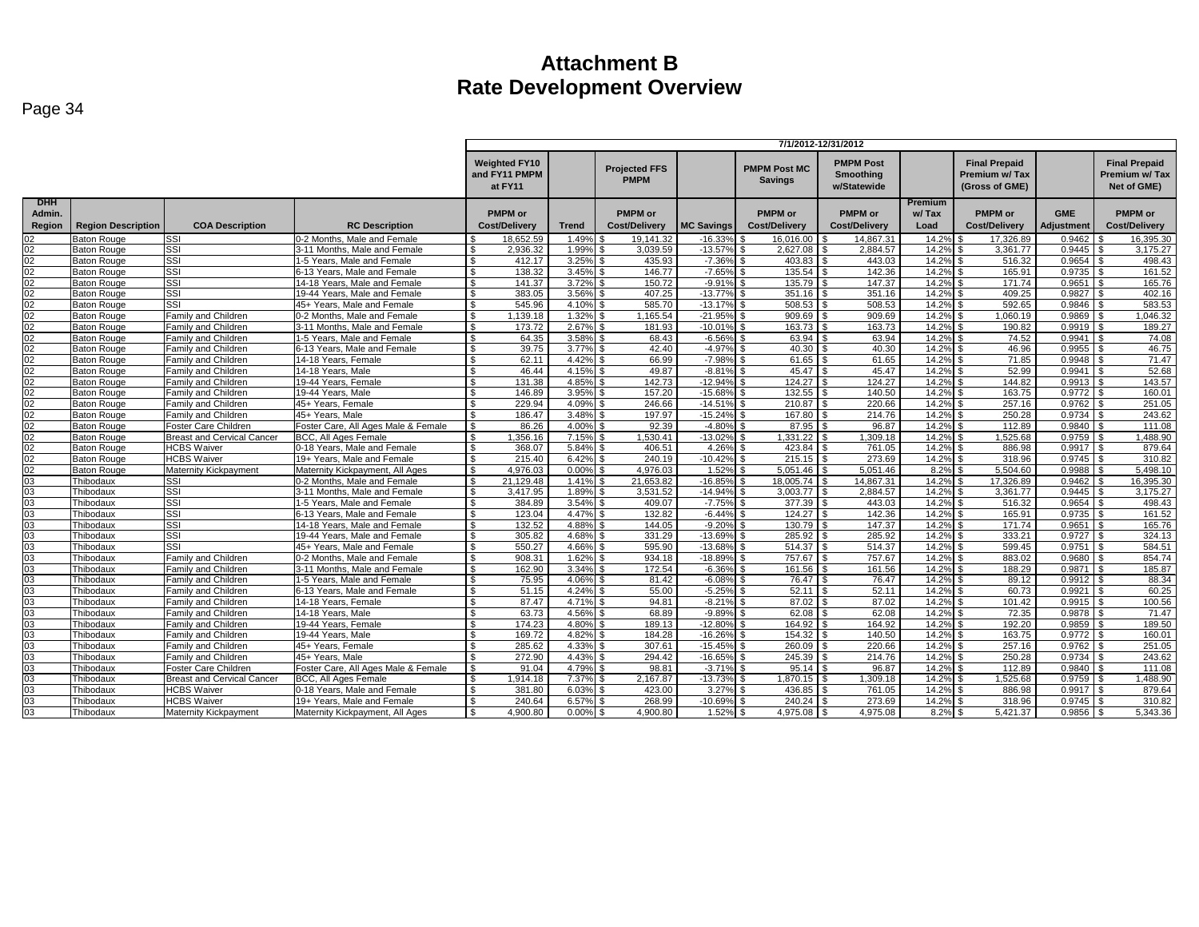# Attachment B
# Rate Development Overview

Page 34

| | | | | 7/1/2012-12/31/2012 | | | | | | | | | |
|---|---|---|---|---|---|---|---|---|---|---|---|---|---|
| | | | | Weighted FY10 and FY11 PMPM at FY11 | | Projected FFS PMPM | | PMPM Post MC Savings | PMPM Post Smoothing w/Statewide | | Final Prepaid Premium w/ Tax (Gross of GME) | | Final Prepaid Premium w/ Tax Net of GME) |
| DHH Admin. Region | Region Description | COA Description | RC Description | PMPM or Cost/Delivery | Trend | PMPM or Cost/Delivery | MC Savings | PMPM or Cost/Delivery | PMPM or Cost/Delivery | Premium w/ Tax Load | PMPM or Cost/Delivery | GME Adjustment | PMPM or Cost/Delivery |
| 02 | Baton Rouge | SSI | 0-2 Months, Male and Female | $ 18,652.59 | 1.49% | $ 19,141.32 | -16.33% | $ 16,016.00 | $ 14,867.31 | 14.2% | $ 17,326.89 | 0.9462 | $ 16,395.30 |
| 02 | Baton Rouge | SSI | 3-11 Months, Male and Female | $ 2,936.32 | 1.99% | $ 3,039.59 | -13.57% | $ 2,627.08 | $ 2,884.57 | 14.2% | $ 3,361.77 | 0.9445 | $ 3,175.27 |
| 02 | Baton Rouge | SSI | 1-5 Years, Male and Female | $ 412.17 | 3.25% | $ 435.93 | -7.36% | $ 403.83 | $ 443.03 | 14.2% | $ 516.32 | 0.9654 | $ 498.43 |
| 02 | Baton Rouge | SSI | 6-13 Years, Male and Female | $ 138.32 | 3.45% | $ 146.77 | -7.65% | $ 135.54 | $ 142.36 | 14.2% | $ 165.91 | 0.9735 | $ 161.52 |
| 02 | Baton Rouge | SSI | 14-18 Years, Male and Female | $ 141.37 | 3.72% | $ 150.72 | -9.91% | $ 135.79 | $ 147.37 | 14.2% | $ 171.74 | 0.9651 | $ 165.76 |
| 02 | Baton Rouge | SSI | 19-44 Years, Male and Female | $ 383.05 | 3.56% | $ 407.25 | -13.77% | $ 351.16 | $ 351.16 | 14.2% | $ 409.25 | 0.9827 | $ 402.16 |
| 02 | Baton Rouge | SSI | 45+ Years, Male and Female | $ 545.96 | 4.10% | $ 585.70 | -13.17% | $ 508.53 | $ 508.53 | 14.2% | $ 592.65 | 0.9846 | $ 583.53 |
| 02 | Baton Rouge | Family and Children | 0-2 Months, Male and Female | $ 1,139.18 | 1.32% | $ 1,165.54 | -21.95% | $ 909.69 | $ 909.69 | 14.2% | $ 1,060.19 | 0.9869 | $ 1,046.32 |
| 02 | Baton Rouge | Family and Children | 3-11 Months, Male and Female | $ 173.72 | 2.67% | $ 181.93 | -10.01% | $ 163.73 | $ 163.73 | 14.2% | $ 190.82 | 0.9919 | $ 189.27 |
| 02 | Baton Rouge | Family and Children | 1-5 Years, Male and Female | $ 64.35 | 3.58% | $ 68.43 | -6.56% | $ 63.94 | $ 63.94 | 14.2% | $ 74.52 | 0.9941 | $ 74.08 |
| 02 | Baton Rouge | Family and Children | 6-13 Years, Male and Female | $ 39.75 | 3.77% | $ 42.40 | -4.97% | $ 40.30 | $ 40.30 | 14.2% | $ 46.96 | 0.9955 | $ 46.75 |
| 02 | Baton Rouge | Family and Children | 14-18 Years, Female | $ 62.11 | 4.42% | $ 66.99 | -7.98% | $ 61.65 | $ 61.65 | 14.2% | $ 71.85 | 0.9948 | $ 71.47 |
| 02 | Baton Rouge | Family and Children | 14-18 Years, Male | $ 46.44 | 4.15% | $ 49.87 | -8.81% | $ 45.47 | $ 45.47 | 14.2% | $ 52.99 | 0.9941 | $ 52.68 |
| 02 | Baton Rouge | Family and Children | 19-44 Years, Female | $ 131.38 | 4.85% | $ 142.73 | -12.94% | $ 124.27 | $ 124.27 | 14.2% | $ 144.82 | 0.9913 | $ 143.57 |
| 02 | Baton Rouge | Family and Children | 19-44 Years, Male | $ 146.89 | 3.95% | $ 157.20 | -15.68% | $ 132.55 | $ 140.50 | 14.2% | $ 163.75 | 0.9772 | $ 160.01 |
| 02 | Baton Rouge | Family and Children | 45+ Years, Female | $ 229.94 | 4.09% | $ 246.66 | -14.51% | $ 210.87 | $ 220.66 | 14.2% | $ 257.16 | 0.9762 | $ 251.05 |
| 02 | Baton Rouge | Family and Children | 45+ Years, Male | $ 186.47 | 3.48% | $ 197.97 | -15.24% | $ 167.80 | $ 214.76 | 14.2% | $ 250.28 | 0.9734 | $ 243.62 |
| 02 | Baton Rouge | Foster Care Children | Foster Care, All Ages Male & Female | $ 86.26 | 4.00% | $ 92.39 | -4.80% | $ 87.95 | $ 96.87 | 14.2% | $ 112.89 | 0.9840 | $ 111.08 |
| 02 | Baton Rouge | Breast and Cervical Cancer | BCC, All Ages Female | $ 1,356.16 | 7.15% | $ 1,530.41 | -13.02% | $ 1,331.22 | $ 1,309.18 | 14.2% | $ 1,525.68 | 0.9759 | $ 1,488.90 |
| 02 | Baton Rouge | HCBS Waiver | 0-18 Years, Male and Female | $ 368.07 | 5.84% | $ 406.51 | 4.26% | $ 423.84 | $ 761.05 | 14.2% | $ 886.98 | 0.9917 | $ 879.64 |
| 02 | Baton Rouge | HCBS Waiver | 19+ Years, Male and Female | $ 215.40 | 6.42% | $ 240.19 | -10.42% | $ 215.15 | $ 273.69 | 14.2% | $ 318.96 | 0.9745 | $ 310.82 |
| 02 | Baton Rouge | Maternity Kickpayment | Maternity Kickpayment, All Ages | $ 4,976.03 | 0.00% | $ 4,976.03 | 1.52% | $ 5,051.46 | $ 5,051.46 | 8.2% | $ 5,504.60 | 0.9988 | $ 5,498.10 |
| 03 | Thibodaux | SSI | 0-2 Months, Male and Female | $ 21,129.48 | 1.41% | $ 21,653.82 | -16.85% | $ 18,005.74 | $ 14,867.31 | 14.2% | $ 17,326.89 | 0.9462 | $ 16,395.30 |
| 03 | Thibodaux | SSI | 3-11 Months, Male and Female | $ 3,417.95 | 1.89% | $ 3,531.52 | -14.94% | $ 3,003.77 | $ 2,884.57 | 14.2% | $ 3,361.77 | 0.9445 | $ 3,175.27 |
| 03 | Thibodaux | SSI | 1-5 Years, Male and Female | $ 384.89 | 3.54% | $ 409.07 | -7.75% | $ 377.39 | $ 443.03 | 14.2% | $ 516.32 | 0.9654 | $ 498.43 |
| 03 | Thibodaux | SSI | 6-13 Years, Male and Female | $ 123.04 | 4.47% | $ 132.82 | -6.44% | $ 124.27 | $ 142.36 | 14.2% | $ 165.91 | 0.9735 | $ 161.52 |
| 03 | Thibodaux | SSI | 14-18 Years, Male and Female | $ 132.52 | 4.88% | $ 144.05 | -9.20% | $ 130.79 | $ 147.37 | 14.2% | $ 171.74 | 0.9651 | $ 165.76 |
| 03 | Thibodaux | SSI | 19-44 Years, Male and Female | $ 305.82 | 4.68% | $ 331.29 | -13.69% | $ 285.92 | $ 285.92 | 14.2% | $ 333.21 | 0.9727 | $ 324.13 |
| 03 | Thibodaux | SSI | 45+ Years, Male and Female | $ 550.27 | 4.66% | $ 595.90 | -13.68% | $ 514.37 | $ 514.37 | 14.2% | $ 599.45 | 0.9751 | $ 584.51 |
| 03 | Thibodaux | Family and Children | 0-2 Months, Male and Female | $ 908.31 | 1.62% | $ 934.18 | -18.89% | $ 757.67 | $ 757.67 | 14.2% | $ 883.02 | 0.9680 | $ 854.74 |
| 03 | Thibodaux | Family and Children | 3-11 Months, Male and Female | $ 162.90 | 3.34% | $ 172.54 | -6.36% | $ 161.56 | $ 161.56 | 14.2% | $ 188.29 | 0.9871 | $ 185.87 |
| 03 | Thibodaux | Family and Children | 1-5 Years, Male and Female | $ 75.95 | 4.06% | $ 81.42 | -6.08% | $ 76.47 | $ 76.47 | 14.2% | $ 89.12 | 0.9912 | $ 88.34 |
| 03 | Thibodaux | Family and Children | 6-13 Years, Male and Female | $ 51.15 | 4.24% | $ 55.00 | -5.25% | $ 52.11 | $ 52.11 | 14.2% | $ 60.73 | 0.9921 | $ 60.25 |
| 03 | Thibodaux | Family and Children | 14-18 Years, Female | $ 87.47 | 4.71% | $ 94.81 | -8.21% | $ 87.02 | $ 87.02 | 14.2% | $ 101.42 | 0.9915 | $ 100.56 |
| 03 | Thibodaux | Family and Children | 14-18 Years, Male | $ 63.73 | 4.56% | $ 68.89 | -9.89% | $ 62.08 | $ 62.08 | 14.2% | $ 72.35 | 0.9878 | $ 71.47 |
| 03 | Thibodaux | Family and Children | 19-44 Years, Female | $ 174.23 | 4.80% | $ 189.13 | -12.80% | $ 164.92 | $ 164.92 | 14.2% | $ 192.20 | 0.9859 | $ 189.50 |
| 03 | Thibodaux | Family and Children | 19-44 Years, Male | $ 169.72 | 4.82% | $ 184.28 | -16.26% | $ 154.32 | $ 140.50 | 14.2% | $ 163.75 | 0.9772 | $ 160.01 |
| 03 | Thibodaux | Family and Children | 45+ Years, Female | $ 285.62 | 4.33% | $ 307.61 | -15.45% | $ 260.09 | $ 220.66 | 14.2% | $ 257.16 | 0.9762 | $ 251.05 |
| 03 | Thibodaux | Family and Children | 45+ Years, Male | $ 272.90 | 4.43% | $ 294.42 | -16.65% | $ 245.39 | $ 214.76 | 14.2% | $ 250.28 | 0.9734 | $ 243.62 |
| 03 | Thibodaux | Foster Care Children | Foster Care, All Ages Male & Female | $ 91.04 | 4.79% | $ 98.81 | -3.71% | $ 95.14 | $ 96.87 | 14.2% | $ 112.89 | 0.9840 | $ 111.08 |
| 03 | Thibodaux | Breast and Cervical Cancer | BCC, All Ages Female | $ 1,914.18 | 7.37% | $ 2,167.87 | -13.73% | $ 1,870.15 | $ 1,309.18 | 14.2% | $ 1,525.68 | 0.9759 | $ 1,488.90 |
| 03 | Thibodaux | HCBS Waiver | 0-18 Years, Male and Female | $ 381.80 | 6.03% | $ 423.00 | 3.27% | $ 436.85 | $ 761.05 | 14.2% | $ 886.98 | 0.9917 | $ 879.64 |
| 03 | Thibodaux | HCBS Waiver | 19+ Years, Male and Female | $ 240.64 | 6.57% | $ 268.99 | -10.69% | $ 240.24 | $ 273.69 | 14.2% | $ 318.96 | 0.9745 | $ 310.82 |
| 03 | Thibodaux | Maternity Kickpayment | Maternity Kickpayment, All Ages | $ 4,900.80 | 0.00% | $ 4,900.80 | 1.52% | $ 4,975.08 | $ 4,975.08 | 8.2% | $ 5,421.37 | 0.9856 | $ 5,343.36 |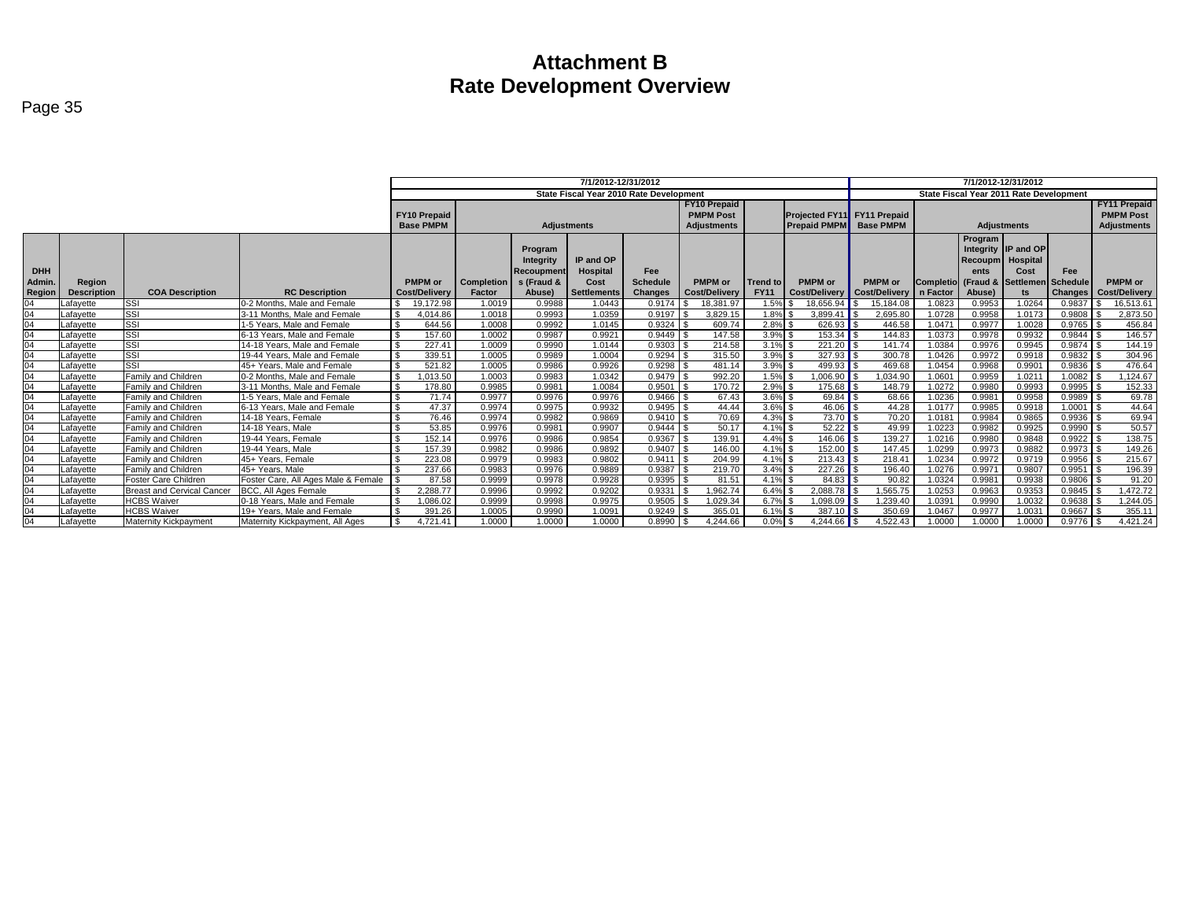# Attachment B
# Rate Development Overview

Page 35

| | | | | 7/1/2012-12/31/2012 | | | | | | | | | 7/1/2012-12/31/2012 | | | | | |
|---|---|---|---|---|---|---|---|---|---|---|---|---|---|---|---|---|---|---|
| | | | | State Fiscal Year 2010 Rate Development | | | | | | | | | State Fiscal Year 2011 Rate Development | | | | | |
| | | | | FY10 Prepaid Base PMPM | Adjustments | | | | FY10 Prepaid PMPM Post Adjustments | | Projected FY11 Prepaid PMPM | FY11 Prepaid Base PMPM | Adjustments | | | | FY11 Prepaid PMPM Post Adjustments |
| DHH Admin. Region | Region Description | COA Description | RC Description | PMPM or Cost/Delivery | Completion Factor | Program Integrity Recoupment s (Fraud & Abuse) | IP and OP Hospital Cost Settlements | Fee Schedule Changes | PMPM or Cost/Delivery | Trend to FY11 | PMPM or Cost/Delivery | PMPM or Cost/Delivery | Completion Factor | Program Integrity Recoupm ents (Fraud & Abuse) | IP and OP Hospital Cost Settlemen ts | Fee Schedule Changes | PMPM or Cost/Delivery |
| 04 | Lafayette | SSI | 0-2 Months, Male and Female | $ 19,172.98 | 1.0019 | 0.9988 | 1.0443 | 0.9174 | $ 18,381.97 | 1.5% | $ 18,656.94 | $ 15,184.08 | 1.0823 | 0.9953 | 1.0264 | 0.9837 | $ 16,513.61 |
| 04 | Lafayette | SSI | 3-11 Months, Male and Female | $ 4,014.86 | 1.0018 | 0.9993 | 1.0359 | 0.9197 | $ 3,829.15 | 1.8% | $ 3,899.41 | $ 2,695.80 | 1.0728 | 0.9958 | 1.0173 | 0.9808 | $ 2,873.50 |
| 04 | Lafayette | SSI | 1-5 Years, Male and Female | $ 644.56 | 1.0008 | 0.9992 | 1.0145 | 0.9324 | $ 609.74 | 2.8% | $ 626.93 | $ 446.58 | 1.0471 | 0.9977 | 1.0028 | 0.9765 | $ 456.84 |
| 04 | Lafayette | SSI | 6-13 Years, Male and Female | $ 157.60 | 1.0002 | 0.9987 | 0.9921 | 0.9449 | $ 147.58 | 3.9% | $ 153.34 | $ 144.83 | 1.0373 | 0.9978 | 0.9932 | 0.9844 | $ 146.57 |
| 04 | Lafayette | SSI | 14-18 Years, Male and Female | $ 227.41 | 1.0009 | 0.9990 | 1.0144 | 0.9303 | $ 214.58 | 3.1% | $ 221.20 | $ 141.74 | 1.0384 | 0.9976 | 0.9945 | 0.9874 | $ 144.19 |
| 04 | Lafayette | SSI | 19-44 Years, Male and Female | $ 339.51 | 1.0005 | 0.9989 | 1.0004 | 0.9294 | $ 315.50 | 3.9% | $ 327.93 | $ 300.78 | 1.0426 | 0.9972 | 0.9918 | 0.9832 | $ 304.96 |
| 04 | Lafayette | SSI | 45+ Years, Male and Female | $ 521.82 | 1.0005 | 0.9986 | 0.9926 | 0.9298 | $ 481.14 | 3.9% | $ 499.93 | $ 469.68 | 1.0454 | 0.9968 | 0.9901 | 0.9836 | $ 476.64 |
| 04 | Lafayette | Family and Children | 0-2 Months, Male and Female | $ 1,013.50 | 1.0003 | 0.9983 | 1.0342 | 0.9479 | $ 992.20 | 1.5% | $ 1,006.90 | $ 1,034.90 | 1.0601 | 0.9959 | 1.0211 | 1.0082 | $ 1,124.67 |
| 04 | Lafayette | Family and Children | 3-11 Months, Male and Female | $ 178.80 | 0.9985 | 0.9981 | 1.0084 | 0.9501 | $ 170.72 | 2.9% | $ 175.68 | $ 148.79 | 1.0272 | 0.9980 | 0.9993 | 0.9995 | $ 152.33 |
| 04 | Lafayette | Family and Children | 1-5 Years, Male and Female | $ 71.74 | 0.9977 | 0.9976 | 0.9976 | 0.9466 | $ 67.43 | 3.6% | $ 69.84 | $ 68.66 | 1.0236 | 0.9981 | 0.9958 | 0.9989 | $ 69.78 |
| 04 | Lafayette | Family and Children | 6-13 Years, Male and Female | $ 47.37 | 0.9974 | 0.9975 | 0.9932 | 0.9495 | $ 44.44 | 3.6% | $ 46.06 | $ 44.28 | 1.0177 | 0.9985 | 0.9918 | 1.0001 | $ 44.64 |
| 04 | Lafayette | Family and Children | 14-18 Years, Female | $ 76.46 | 0.9974 | 0.9982 | 0.9869 | 0.9410 | $ 70.69 | 4.3% | $ 73.70 | $ 70.20 | 1.0181 | 0.9984 | 0.9865 | 0.9936 | $ 69.94 |
| 04 | Lafayette | Family and Children | 14-18 Years, Male | $ 53.85 | 0.9976 | 0.9981 | 0.9907 | 0.9444 | $ 50.17 | 4.1% | $ 52.22 | $ 49.99 | 1.0223 | 0.9982 | 0.9925 | 0.9990 | $ 50.57 |
| 04 | Lafayette | Family and Children | 19-44 Years, Female | $ 152.14 | 0.9976 | 0.9986 | 0.9854 | 0.9367 | $ 139.91 | 4.4% | $ 146.06 | $ 139.27 | 1.0216 | 0.9980 | 0.9848 | 0.9922 | $ 138.75 |
| 04 | Lafayette | Family and Children | 19-44 Years, Male | $ 157.39 | 0.9982 | 0.9986 | 0.9892 | 0.9407 | $ 146.00 | 4.1% | $ 152.00 | $ 147.45 | 1.0299 | 0.9973 | 0.9882 | 0.9973 | $ 149.26 |
| 04 | Lafayette | Family and Children | 45+ Years, Female | $ 223.08 | 0.9979 | 0.9983 | 0.9802 | 0.9411 | $ 204.99 | 4.1% | $ 213.43 | $ 218.41 | 1.0234 | 0.9972 | 0.9719 | 0.9956 | $ 215.67 |
| 04 | Lafayette | Family and Children | 45+ Years, Male | $ 237.66 | 0.9983 | 0.9976 | 0.9889 | 0.9387 | $ 219.70 | 3.4% | $ 227.26 | $ 196.40 | 1.0276 | 0.9971 | 0.9807 | 0.9951 | $ 196.39 |
| 04 | Lafayette | Foster Care Children | Foster Care, All Ages Male & Female | $ 87.58 | 0.9999 | 0.9978 | 0.9928 | 0.9395 | $ 81.51 | 4.1% | $ 84.83 | $ 90.82 | 1.0324 | 0.9981 | 0.9938 | 0.9806 | $ 91.20 |
| 04 | Lafayette | Breast and Cervical Cancer | BCC, All Ages Female | $ 2,288.77 | 0.9996 | 0.9992 | 0.9202 | 0.9331 | $ 1,962.74 | 6.4% | $ 2,088.78 | $ 1,565.75 | 1.0253 | 0.9963 | 0.9353 | 0.9845 | $ 1,472.72 |
| 04 | Lafayette | HCBS Waiver | 0-18 Years, Male and Female | $ 1,086.02 | 0.9999 | 0.9998 | 0.9975 | 0.9505 | $ 1,029.34 | 6.7% | $ 1,098.09 | $ 1,239.40 | 1.0391 | 0.9990 | 1.0032 | 0.9638 | $ 1,244.05 |
| 04 | Lafayette | HCBS Waiver | 19+ Years, Male and Female | $ 391.26 | 1.0005 | 0.9990 | 1.0091 | 0.9249 | $ 365.01 | 6.1% | $ 387.10 | $ 350.69 | 1.0467 | 0.9977 | 1.0031 | 0.9667 | $ 355.11 |
| 04 | Lafayette | Maternity Kickpayment | Maternity Kickpayment, All Ages | $ 4,721.41 | 1.0000 | 1.0000 | 1.0000 | 0.8990 | $ 4,244.66 | 0.0% | $ 4,244.66 | $ 4,522.43 | 1.0000 | 1.0000 | 1.0000 | 0.9776 | $ 4,421.24 |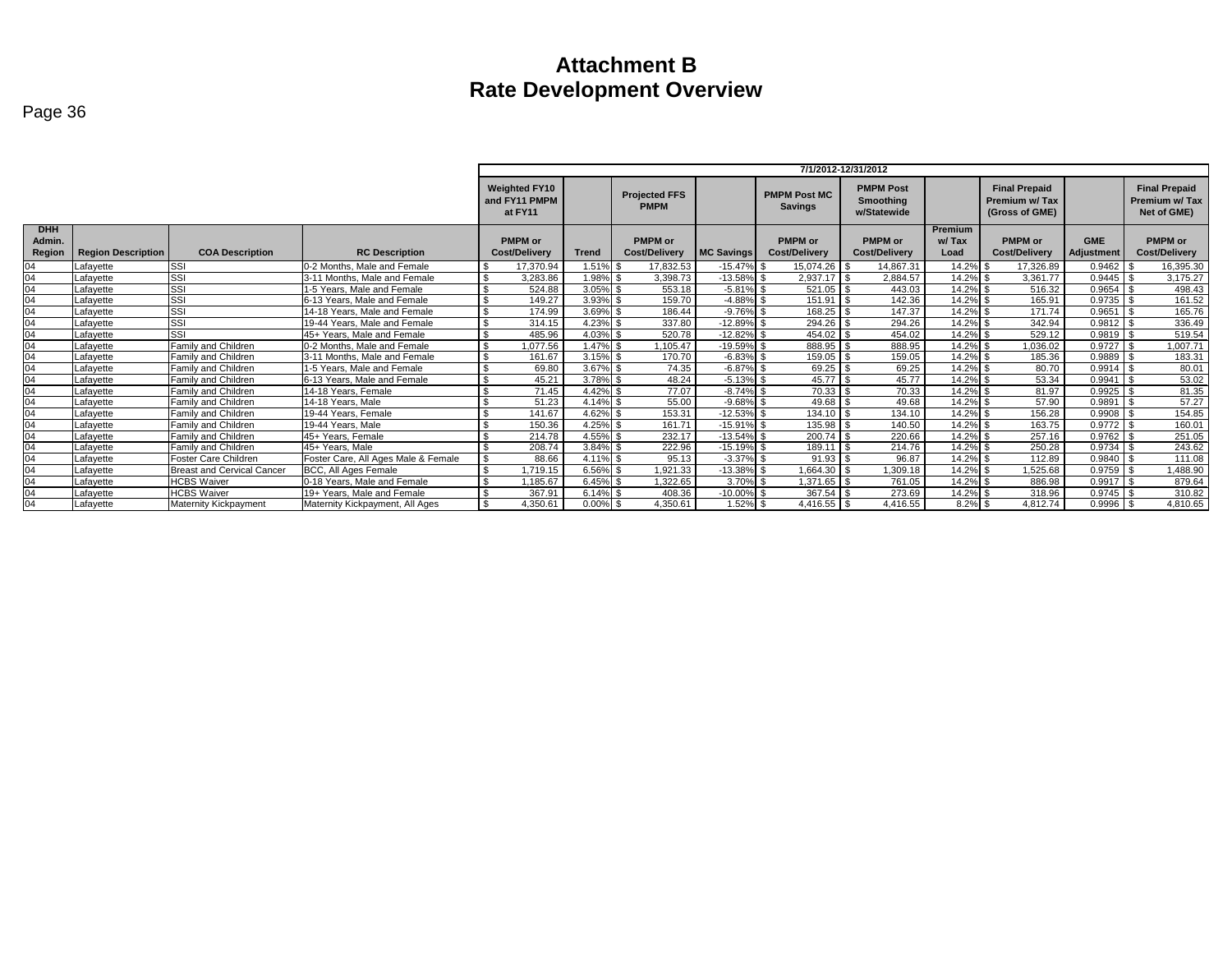# Attachment B
# Rate Development Overview

Page 36

| | | | | 7/1/2012-12/31/2012 | | | | | | | | | |
|---|---|---|---|---|---|---|---|---|---|---|---|---|---|
| | | | | Weighted FY10 and FY11 PMPM at FY11 | | Projected FFS PMPM | | PMPM Post MC Savings | PMPM Post Smoothing w/Statewide | | Final Prepaid Premium w/ Tax (Gross of GME) | | Final Prepaid Premium w/ Tax Net of GME) |
| DHH Admin. Region | Region Description | COA Description | RC Description | PMPM or Cost/Delivery | Trend | PMPM or Cost/Delivery | MC Savings | PMPM or Cost/Delivery | PMPM or Cost/Delivery | Premium w/ Tax Load | PMPM or Cost/Delivery | GME Adjustment | PMPM or Cost/Delivery |
| 04 | Lafayette | SSI | 0-2 Months, Male and Female | $ 17,370.94 | 1.51% | $ 17,832.53 | -15.47% | $ 15,074.26 | $ 14,867.31 | 14.2% | $ 17,326.89 | 0.9462 | $ 16,395.30 |
| 04 | Lafayette | SSI | 3-11 Months, Male and Female | $ 3,283.86 | 1.98% | $ 3,398.73 | -13.58% | $ 2,937.17 | $ 2,884.57 | 14.2% | $ 3,361.77 | 0.9445 | $ 3,175.27 |
| 04 | Lafayette | SSI | 1-5 Years, Male and Female | $ 524.88 | 3.05% | $ 553.18 | -5.81% | $ 521.05 | $ 443.03 | 14.2% | $ 516.32 | 0.9654 | $ 498.43 |
| 04 | Lafayette | SSI | 6-13 Years, Male and Female | $ 149.27 | 3.93% | $ 159.70 | -4.88% | $ 151.91 | $ 142.36 | 14.2% | $ 165.91 | 0.9735 | $ 161.52 |
| 04 | Lafayette | SSI | 14-18 Years, Male and Female | $ 174.99 | 3.69% | $ 186.44 | -9.76% | $ 168.25 | $ 147.37 | 14.2% | $ 171.74 | 0.9651 | $ 165.76 |
| 04 | Lafayette | SSI | 19-44 Years, Male and Female | $ 314.15 | 4.23% | $ 337.80 | -12.89% | $ 294.26 | $ 294.26 | 14.2% | $ 342.94 | 0.9812 | $ 336.49 |
| 04 | Lafayette | SSI | 45+ Years, Male and Female | $ 485.96 | 4.03% | $ 520.78 | -12.82% | $ 454.02 | $ 454.02 | 14.2% | $ 529.12 | 0.9819 | $ 519.54 |
| 04 | Lafayette | Family and Children | 0-2 Months, Male and Female | $ 1,077.56 | 1.47% | $ 1,105.47 | -19.59% | $ 888.95 | $ 888.95 | 14.2% | $ 1,036.02 | 0.9727 | $ 1,007.71 |
| 04 | Lafayette | Family and Children | 3-11 Months, Male and Female | $ 161.67 | 3.15% | $ 170.70 | -6.83% | $ 159.05 | $ 159.05 | 14.2% | $ 185.36 | 0.9889 | $ 183.31 |
| 04 | Lafayette | Family and Children | 1-5 Years, Male and Female | $ 69.80 | 3.67% | $ 74.35 | -6.87% | $ 69.25 | $ 69.25 | 14.2% | $ 80.70 | 0.9914 | $ 80.01 |
| 04 | Lafayette | Family and Children | 6-13 Years, Male and Female | $ 45.21 | 3.78% | $ 48.24 | -5.13% | $ 45.77 | $ 45.77 | 14.2% | $ 53.34 | 0.9941 | $ 53.02 |
| 04 | Lafayette | Family and Children | 14-18 Years, Female | $ 71.45 | 4.42% | $ 77.07 | -8.74% | $ 70.33 | $ 70.33 | 14.2% | $ 81.97 | 0.9925 | $ 81.35 |
| 04 | Lafayette | Family and Children | 14-18 Years, Male | $ 51.23 | 4.14% | $ 55.00 | -9.68% | $ 49.68 | $ 49.68 | 14.2% | $ 57.90 | 0.9891 | $ 57.27 |
| 04 | Lafayette | Family and Children | 19-44 Years, Female | $ 141.67 | 4.62% | $ 153.31 | -12.53% | $ 134.10 | $ 134.10 | 14.2% | $ 156.28 | 0.9908 | $ 154.85 |
| 04 | Lafayette | Family and Children | 19-44 Years, Male | $ 150.36 | 4.25% | $ 161.71 | -15.91% | $ 135.98 | $ 140.50 | 14.2% | $ 163.75 | 0.9772 | $ 160.01 |
| 04 | Lafayette | Family and Children | 45+ Years, Female | $ 214.78 | 4.55% | $ 232.17 | -13.54% | $ 200.74 | $ 220.66 | 14.2% | $ 257.16 | 0.9762 | $ 251.05 |
| 04 | Lafayette | Family and Children | 45+ Years, Male | $ 208.74 | 3.84% | $ 222.96 | -15.19% | $ 189.11 | $ 214.76 | 14.2% | $ 250.28 | 0.9734 | $ 243.62 |
| 04 | Lafayette | Foster Care Children | Foster Care, All Ages Male & Female | $ 88.66 | 4.11% | $ 95.13 | -3.37% | $ 91.93 | $ 96.87 | 14.2% | $ 112.89 | 0.9840 | $ 111.08 |
| 04 | Lafayette | Breast and Cervical Cancer | BCC, All Ages Female | $ 1,719.15 | 6.56% | $ 1,921.33 | -13.38% | $ 1,664.30 | $ 1,309.18 | 14.2% | $ 1,525.68 | 0.9759 | $ 1,488.90 |
| 04 | Lafayette | HCBS Waiver | 0-18 Years, Male and Female | $ 1,185.67 | 6.45% | $ 1,322.65 | 3.70% | $ 1,371.65 | $ 761.05 | 14.2% | $ 886.98 | 0.9917 | $ 879.64 |
| 04 | Lafayette | HCBS Waiver | 19+ Years, Male and Female | $ 367.91 | 6.14% | $ 408.36 | -10.00% | $ 367.54 | $ 273.69 | 14.2% | $ 318.96 | 0.9745 | $ 310.82 |
| 04 | Lafayette | Maternity Kickpayment | Maternity Kickpayment, All Ages | $ 4,350.61 | 0.00% | $ 4,350.61 | 1.52% | $ 4,416.55 | $ 4,416.55 | 8.2% | $ 4,812.74 | 0.9996 | $ 4,810.65 |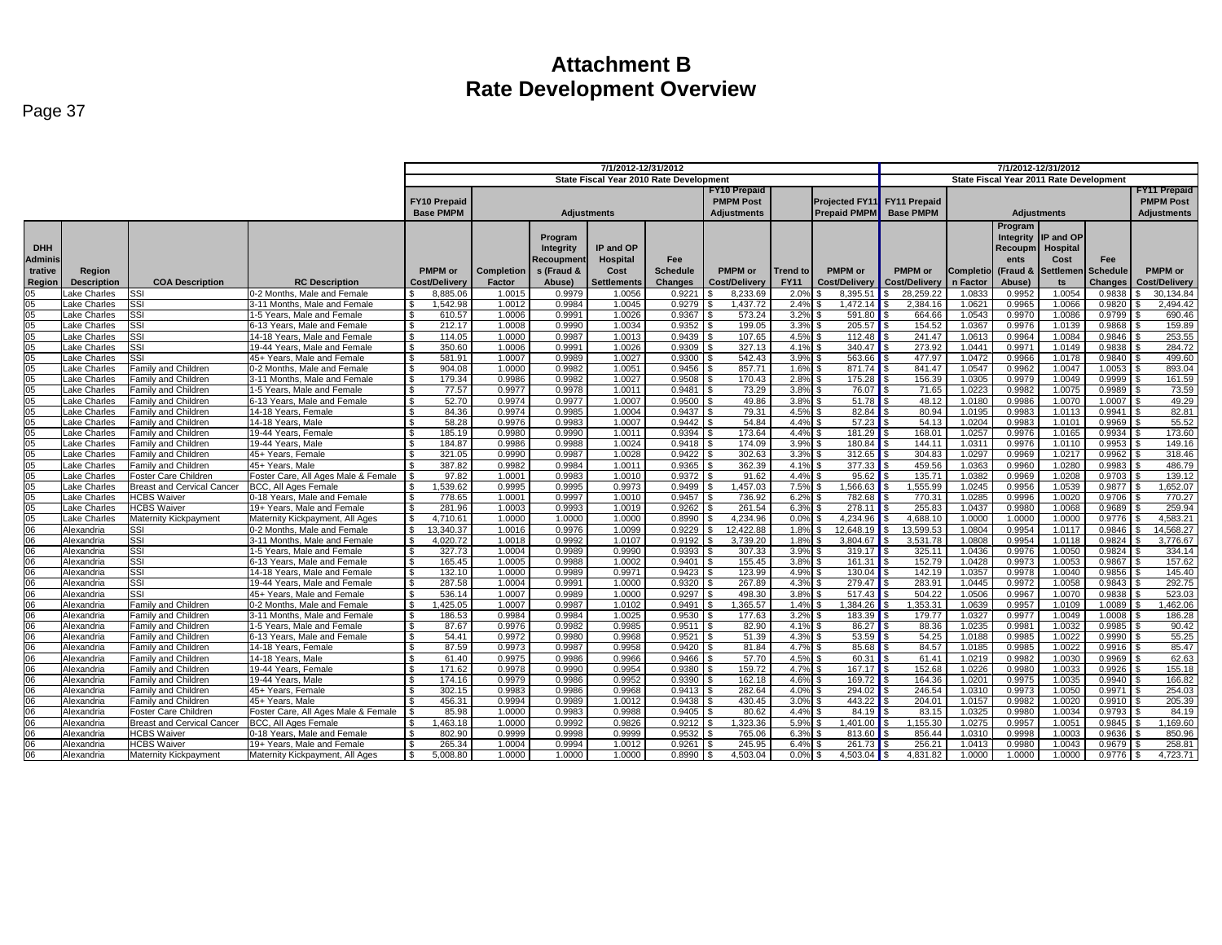# Attachment B
# Rate Development Overview

Page 37

| | | | | 7/1/2012-12/31/2012 | | | | | | | | 7/1/2012-12/31/2012 | | | | | |
|---|---|---|---|---|---|---|---|---|---|---|---|---|---|---|---|---|---|
| | | | | State Fiscal Year 2010 Rate Development | | | | | | | | State Fiscal Year 2011 Rate Development | | | | | |
| | | | | FY10 Prepaid Base PMPM | Adjustments | | | | FY10 Prepaid PMPM Post Adjustments | | Projected FY11 Prepaid PMPM | FY11 Prepaid Base PMPM | Adjustments | | | | FY11 Prepaid PMPM Post Adjustments |
| DHH Administrative Region | Region Description | COA Description | RC Description | PMPM or Cost/Delivery | Completion Factor | Program Integrity Recoupments (Fraud & Abuse) | IP and OP Hospital Cost Settlements | Fee Schedule Changes | PMPM or Cost/Delivery | Trend to FY11 | PMPM or Cost/Delivery | PMPM or Cost/Delivery | Completion Factor | Program Integrity Recoupments (Fraud & Abuse) | IP and OP Hospital Cost Settlements | Fee Schedule Changes | PMPM or Cost/Delivery |
| 05 | Lake Charles | SSI | 0-2 Months, Male and Female | $ 8,885.06 | 1.0015 | 0.9979 | 1.0056 | 0.9221 | $ 8,233.69 | 2.0% | $ 8,395.51 | $ 28,259.22 | 1.0833 | 0.9952 | 1.0054 | 0.9838 | $ 30,134.84 |
| 05 | Lake Charles | SSI | 3-11 Months, Male and Female | $ 1,542.98 | 1.0012 | 0.9984 | 1.0045 | 0.9279 | $ 1,437.72 | 2.4% | $ 1,472.14 | $ 2,384.16 | 1.0621 | 0.9965 | 1.0066 | 0.9820 | $ 2,494.42 |
| 05 | Lake Charles | SSI | 1-5 Years, Male and Female | $ 610.57 | 1.0006 | 0.9991 | 1.0026 | 0.9367 | $ 573.24 | 3.2% | $ 591.80 | $ 664.66 | 1.0543 | 0.9970 | 1.0086 | 0.9799 | $ 690.46 |
| 05 | Lake Charles | SSI | 6-13 Years, Male and Female | $ 212.17 | 1.0008 | 0.9990 | 1.0034 | 0.9352 | $ 199.05 | 3.3% | $ 205.57 | $ 154.52 | 1.0367 | 0.9976 | 1.0139 | 0.9868 | $ 159.89 |
| 05 | Lake Charles | SSI | 14-18 Years, Male and Female | $ 114.05 | 1.0000 | 0.9987 | 1.0013 | 0.9439 | $ 107.65 | 4.5% | $ 112.48 | $ 241.47 | 1.0613 | 0.9964 | 1.0084 | 0.9846 | $ 253.55 |
| 05 | Lake Charles | SSI | 19-44 Years, Male and Female | $ 350.60 | 1.0006 | 0.9991 | 1.0026 | 0.9309 | $ 327.13 | 4.1% | $ 340.47 | $ 273.92 | 1.0441 | 0.9971 | 1.0149 | 0.9838 | $ 284.72 |
| 05 | Lake Charles | SSI | 45+ Years, Male and Female | $ 581.91 | 1.0007 | 0.9989 | 1.0027 | 0.9300 | $ 542.43 | 3.9% | $ 563.66 | $ 477.97 | 1.0472 | 0.9966 | 1.0178 | 0.9840 | $ 499.60 |
| 05 | Lake Charles | Family and Children | 0-2 Months, Male and Female | $ 904.08 | 1.0000 | 0.9982 | 1.0051 | 0.9456 | $ 857.71 | 1.6% | $ 871.74 | $ 841.47 | 1.0547 | 0.9962 | 1.0047 | 1.0053 | $ 893.04 |
| 05 | Lake Charles | Family and Children | 3-11 Months, Male and Female | $ 179.34 | 0.9986 | 0.9982 | 1.0027 | 0.9508 | $ 170.43 | 2.8% | $ 175.28 | $ 156.39 | 1.0305 | 0.9979 | 1.0049 | 0.9999 | $ 161.59 |
| 05 | Lake Charles | Family and Children | 1-5 Years, Male and Female | $ 77.57 | 0.9977 | 0.9978 | 1.0011 | 0.9481 | $ 73.29 | 3.8% | $ 76.07 | $ 71.65 | 1.0223 | 0.9982 | 1.0075 | 0.9989 | $ 73.59 |
| 05 | Lake Charles | Family and Children | 6-13 Years, Male and Female | $ 52.70 | 0.9974 | 0.9977 | 1.0007 | 0.9500 | $ 49.86 | 3.8% | $ 51.78 | $ 48.12 | 1.0180 | 0.9986 | 1.0070 | 1.0007 | $ 49.29 |
| 05 | Lake Charles | Family and Children | 14-18 Years, Female | $ 84.36 | 0.9974 | 0.9985 | 1.0004 | 0.9437 | $ 79.31 | 4.5% | $ 82.84 | $ 80.94 | 1.0195 | 0.9983 | 1.0113 | 0.9941 | $ 82.81 |
| 05 | Lake Charles | Family and Children | 14-18 Years, Male | $ 58.28 | 0.9976 | 0.9983 | 1.0007 | 0.9442 | $ 54.84 | 4.4% | $ 57.23 | $ 54.13 | 1.0204 | 0.9983 | 1.0101 | 0.9969 | $ 55.52 |
| 05 | Lake Charles | Family and Children | 19-44 Years, Female | $ 185.19 | 0.9980 | 0.9990 | 1.0011 | 0.9394 | $ 173.64 | 4.4% | $ 181.29 | $ 168.01 | 1.0257 | 0.9976 | 1.0165 | 0.9934 | $ 173.60 |
| 05 | Lake Charles | Family and Children | 19-44 Years, Male | $ 184.87 | 0.9986 | 0.9988 | 1.0024 | 0.9418 | $ 174.09 | 3.9% | $ 180.84 | $ 144.11 | 1.0311 | 0.9976 | 1.0110 | 0.9953 | $ 149.16 |
| 05 | Lake Charles | Family and Children | 45+ Years, Female | $ 321.05 | 0.9990 | 0.9987 | 1.0028 | 0.9422 | $ 302.63 | 3.3% | $ 312.65 | $ 304.83 | 1.0297 | 0.9969 | 1.0217 | 0.9962 | $ 318.46 |
| 05 | Lake Charles | Family and Children | 45+ Years, Male | $ 387.82 | 0.9982 | 0.9984 | 1.0011 | 0.9365 | $ 362.39 | 4.1% | $ 377.33 | $ 459.56 | 1.0363 | 0.9960 | 1.0280 | 0.9983 | $ 486.79 |
| 05 | Lake Charles | Foster Care Children | Foster Care, All Ages Male & Female | $ 97.82 | 1.0001 | 0.9983 | 1.0010 | 0.9372 | $ 91.62 | 4.4% | $ 95.62 | $ 135.71 | 1.0382 | 0.9969 | 1.0208 | 0.9703 | $ 139.12 |
| 05 | Lake Charles | Breast and Cervical Cancer | BCC, All Ages Female | $ 1,539.62 | 0.9995 | 0.9995 | 0.9973 | 0.9499 | $ 1,457.03 | 7.5% | $ 1,566.63 | $ 1,555.99 | 1.0245 | 0.9956 | 1.0539 | 0.9877 | $ 1,652.07 |
| 05 | Lake Charles | HCBS Waiver | 0-18 Years, Male and Female | $ 778.65 | 1.0001 | 0.9997 | 1.0010 | 0.9457 | $ 736.92 | 6.2% | $ 782.68 | $ 770.31 | 1.0285 | 0.9996 | 1.0020 | 0.9706 | $ 770.27 |
| 05 | Lake Charles | HCBS Waiver | 19+ Years, Male and Female | $ 281.96 | 1.0003 | 0.9993 | 1.0019 | 0.9262 | $ 261.54 | 6.3% | $ 278.11 | $ 255.83 | 1.0437 | 0.9980 | 1.0068 | 0.9689 | $ 259.94 |
| 05 | Lake Charles | Maternity Kickpayment | Maternity Kickpayment, All Ages | $ 4,710.61 | 1.0000 | 1.0000 | 1.0000 | 0.8990 | $ 4,234.96 | 0.0% | $ 4,234.96 | $ 4,688.10 | 1.0000 | 1.0000 | 1.0000 | 0.9776 | $ 4,583.21 |
| 06 | Alexandria | SSI | 0-2 Months, Male and Female | $ 13,340.37 | 1.0016 | 0.9976 | 1.0099 | 0.9229 | $ 12,422.88 | 1.8% | $ 12,648.19 | $ 13,599.53 | 1.0804 | 0.9954 | 1.0117 | 0.9846 | $ 14,568.27 |
| 06 | Alexandria | SSI | 3-11 Months, Male and Female | $ 4,020.72 | 1.0018 | 0.9992 | 1.0107 | 0.9192 | $ 3,739.20 | 1.8% | $ 3,804.67 | $ 3,531.78 | 1.0808 | 0.9954 | 1.0118 | 0.9824 | $ 3,776.67 |
| 06 | Alexandria | SSI | 1-5 Years, Male and Female | $ 327.73 | 1.0004 | 0.9989 | 0.9990 | 0.9393 | $ 307.33 | 3.9% | $ 319.17 | $ 325.11 | 1.0436 | 0.9976 | 1.0050 | 0.9824 | $ 334.14 |
| 06 | Alexandria | SSI | 6-13 Years, Male and Female | $ 165.45 | 1.0005 | 0.9988 | 1.0002 | 0.9401 | $ 155.45 | 3.8% | $ 161.31 | $ 152.79 | 1.0428 | 0.9973 | 1.0053 | 0.9867 | $ 157.62 |
| 06 | Alexandria | SSI | 14-18 Years, Male and Female | $ 132.10 | 1.0000 | 0.9989 | 0.9971 | 0.9423 | $ 123.99 | 4.9% | $ 130.04 | $ 142.19 | 1.0357 | 0.9978 | 1.0040 | 0.9856 | $ 145.40 |
| 06 | Alexandria | SSI | 19-44 Years, Male and Female | $ 287.58 | 1.0004 | 0.9991 | 1.0000 | 0.9320 | $ 267.89 | 4.3% | $ 279.47 | $ 283.91 | 1.0445 | 0.9972 | 1.0058 | 0.9843 | $ 292.75 |
| 06 | Alexandria | SSI | 45+ Years, Male and Female | $ 536.14 | 1.0007 | 0.9989 | 1.0000 | 0.9297 | $ 498.30 | 3.8% | $ 517.43 | $ 504.22 | 1.0506 | 0.9967 | 1.0070 | 0.9838 | $ 523.03 |
| 06 | Alexandria | Family and Children | 0-2 Months, Male and Female | $ 1,425.05 | 1.0007 | 0.9987 | 1.0102 | 0.9491 | $ 1,365.57 | 1.4% | $ 1,384.26 | $ 1,353.31 | 1.0639 | 0.9957 | 1.0109 | 1.0089 | $ 1,462.06 |
| 06 | Alexandria | Family and Children | 3-11 Months, Male and Female | $ 186.53 | 0.9984 | 0.9984 | 1.0025 | 0.9530 | $ 177.63 | 3.2% | $ 183.39 | $ 179.77 | 1.0327 | 0.9977 | 1.0049 | 1.0008 | $ 186.28 |
| 06 | Alexandria | Family and Children | 1-5 Years, Male and Female | $ 87.67 | 0.9976 | 0.9982 | 0.9985 | 0.9511 | $ 82.90 | 4.1% | $ 86.27 | $ 88.36 | 1.0235 | 0.9981 | 1.0032 | 0.9985 | $ 90.42 |
| 06 | Alexandria | Family and Children | 6-13 Years, Male and Female | $ 54.41 | 0.9972 | 0.9980 | 0.9968 | 0.9521 | $ 51.39 | 4.3% | $ 53.59 | $ 54.25 | 1.0188 | 0.9985 | 1.0022 | 0.9990 | $ 55.25 |
| 06 | Alexandria | Family and Children | 14-18 Years, Female | $ 87.59 | 0.9973 | 0.9987 | 0.9958 | 0.9420 | $ 81.84 | 4.7% | $ 85.68 | $ 84.57 | 1.0185 | 0.9985 | 1.0020 | 0.9916 | $ 85.47 |
| 06 | Alexandria | Family and Children | 14-18 Years, Male | $ 61.40 | 0.9975 | 0.9986 | 0.9966 | 0.9466 | $ 57.70 | 4.5% | $ 60.31 | $ 61.41 | 1.0219 | 0.9982 | 1.0030 | 0.9969 | $ 62.63 |
| 06 | Alexandria | Family and Children | 19-44 Years, Female | $ 171.62 | 0.9978 | 0.9990 | 0.9954 | 0.9380 | $ 159.72 | 4.7% | $ 167.17 | $ 152.68 | 1.0226 | 0.9980 | 1.0033 | 0.9926 | $ 155.18 |
| 06 | Alexandria | Family and Children | 19-44 Years, Male | $ 174.16 | 0.9979 | 0.9986 | 0.9952 | 0.9390 | $ 162.18 | 4.6% | $ 169.72 | $ 164.36 | 1.0201 | 0.9975 | 1.0035 | 0.9940 | $ 166.82 |
| 06 | Alexandria | Family and Children | 45+ Years, Female | $ 302.15 | 0.9983 | 0.9986 | 0.9968 | 0.9413 | $ 282.64 | 4.0% | $ 294.02 | $ 246.54 | 1.0310 | 0.9973 | 1.0050 | 0.9971 | $ 254.03 |
| 06 | Alexandria | Family and Children | 45+ Years, Male | $ 456.31 | 0.9994 | 0.9989 | 1.0012 | 0.9438 | $ 430.45 | 3.0% | $ 443.22 | $ 204.01 | 1.0157 | 0.9982 | 1.0020 | 0.9910 | $ 205.39 |
| 06 | Alexandria | Foster Care Children | Foster Care, All Ages Male & Female | $ 85.98 | 1.0000 | 0.9983 | 0.9988 | 0.9405 | $ 80.62 | 4.4% | $ 84.19 | $ 83.15 | 1.0325 | 0.9980 | 1.0034 | 0.9793 | $ 84.19 |
| 06 | Alexandria | Breast and Cervical Cancer | BCC, All Ages Female | $ 1,463.18 | 1.0000 | 0.9992 | 0.9826 | 0.9212 | $ 1,323.36 | 5.9% | $ 1,401.00 | $ 1,155.30 | 1.0275 | 0.9957 | 1.0051 | 0.9845 | $ 1,169.60 |
| 06 | Alexandria | HCBS Waiver | 0-18 Years, Male and Female | $ 802.90 | 0.9999 | 0.9998 | 0.9999 | 0.9532 | $ 765.06 | 6.3% | $ 813.60 | $ 856.44 | 1.0310 | 0.9998 | 1.0003 | 0.9636 | $ 850.96 |
| 06 | Alexandria | HCBS Waiver | 19+ Years, Male and Female | $ 265.34 | 1.0004 | 0.9994 | 1.0012 | 0.9261 | $ 245.95 | 6.4% | $ 261.73 | $ 256.21 | 1.0413 | 0.9980 | 1.0043 | 0.9679 | $ 258.81 |
| 06 | Alexandria | Maternity Kickpayment | Maternity Kickpayment, All Ages | $ 5,008.80 | 1.0000 | 1.0000 | 1.0000 | 0.8990 | $ 4,503.04 | 0.0% | $ 4,503.04 | $ 4,831.82 | 1.0000 | 1.0000 | 1.0000 | 0.9776 | $ 4,723.71 |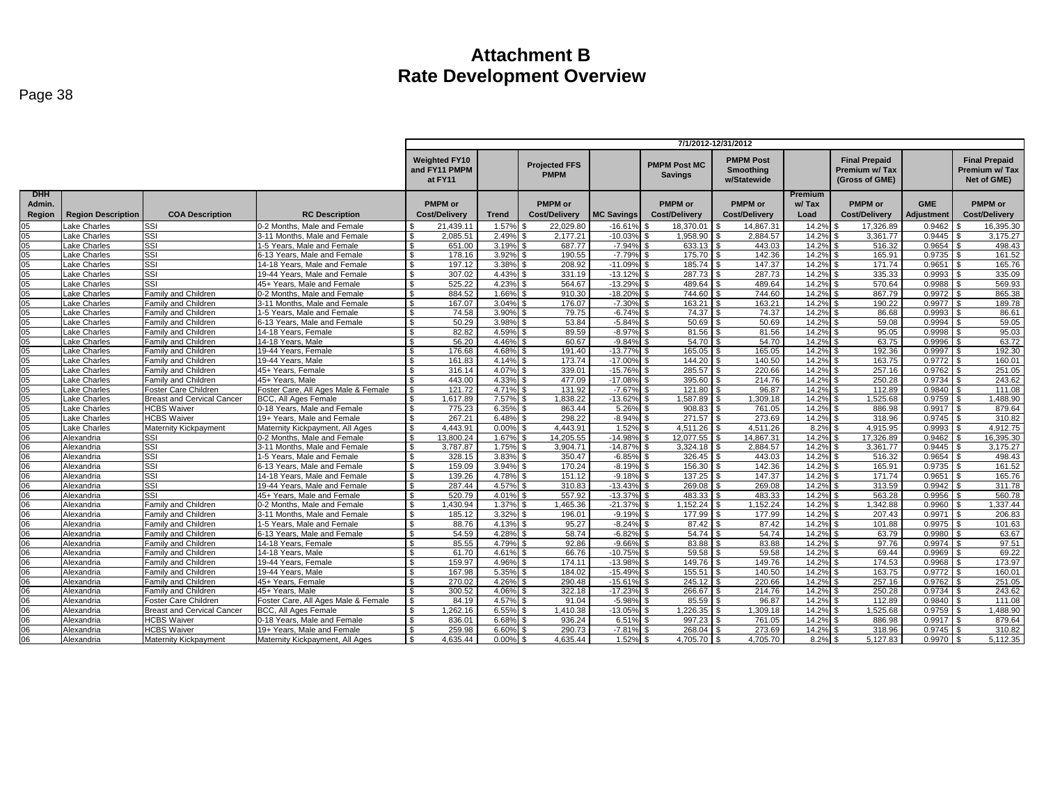# Attachment B
# Rate Development Overview

Page 38

| | | | | 7/1/2012-12/31/2012 | | | | | | | | | |
|---|---|---|---|---|---|---|---|---|---|---|---|---|---|
| | | | | Weighted FY10 and FY11 PMPM at FY11 | | Projected FFS PMPM | | PMPM Post MC Savings | PMPM Post Smoothing w/Statewide | | Final Prepaid Premium w/ Tax (Gross of GME) | | Final Prepaid Premium w/ Tax Net of GME) |
| DHH Admin. Region | Region Description | COA Description | RC Description | PMPM or Cost/Delivery | Trend | PMPM or Cost/Delivery | MC Savings | PMPM or Cost/Delivery | PMPM or Cost/Delivery | Premium w/ Tax Load | PMPM or Cost/Delivery | GME Adjustment | PMPM or Cost/Delivery |
| 05 | Lake Charles | SSI | 0-2 Months, Male and Female | $ 21,439.11 | 1.57% | $ 22,029.80 | -16.61% | $ 18,370.01 | $ 14,867.31 | 14.2% | $ 17,326.89 | 0.9462 | $ 16,395.30 |
| 05 | Lake Charles | SSI | 3-11 Months, Male and Female | $ 2,085.51 | 2.49% | $ 2,177.21 | -10.03% | $ 1,958.90 | $ 2,884.57 | 14.2% | $ 3,361.77 | 0.9445 | $ 3,175.27 |
| 05 | Lake Charles | SSI | 1-5 Years, Male and Female | $ 651.00 | 3.19% | $ 687.77 | -7.94% | $ 633.13 | $ 443.03 | 14.2% | $ 516.32 | 0.9654 | $ 498.43 |
| 05 | Lake Charles | SSI | 6-13 Years, Male and Female | $ 178.16 | 3.92% | $ 190.55 | -7.79% | $ 175.70 | $ 142.36 | 14.2% | $ 165.91 | 0.9735 | $ 161.52 |
| 05 | Lake Charles | SSI | 14-18 Years, Male and Female | $ 197.12 | 3.38% | $ 208.92 | -11.09% | $ 185.74 | $ 147.37 | 14.2% | $ 171.74 | 0.9651 | $ 165.76 |
| 05 | Lake Charles | SSI | 19-44 Years, Male and Female | $ 307.02 | 4.43% | $ 331.19 | -13.12% | $ 287.73 | $ 287.73 | 14.2% | $ 335.33 | 0.9993 | $ 335.09 |
| 05 | Lake Charles | SSI | 45+ Years, Male and Female | $ 525.22 | 4.23% | $ 564.67 | -13.29% | $ 489.64 | $ 489.64 | 14.2% | $ 570.64 | 0.9988 | $ 569.93 |
| 05 | Lake Charles | Family and Children | 0-2 Months, Male and Female | $ 884.52 | 1.66% | $ 910.30 | -18.20% | $ 744.60 | $ 744.60 | 14.2% | $ 867.79 | 0.9972 | $ 865.38 |
| 05 | Lake Charles | Family and Children | 3-11 Months, Male and Female | $ 167.07 | 3.04% | $ 176.07 | -7.30% | $ 163.21 | $ 163.21 | 14.2% | $ 190.22 | 0.9977 | $ 189.78 |
| 05 | Lake Charles | Family and Children | 1-5 Years, Male and Female | $ 74.58 | 3.90% | $ 79.75 | -6.74% | $ 74.37 | $ 74.37 | 14.2% | $ 86.68 | 0.9993 | $ 86.61 |
| 05 | Lake Charles | Family and Children | 6-13 Years, Male and Female | $ 50.29 | 3.98% | $ 53.84 | -5.84% | $ 50.69 | $ 50.69 | 14.2% | $ 59.08 | 0.9994 | $ 59.05 |
| 05 | Lake Charles | Family and Children | 14-18 Years, Female | $ 82.82 | 4.59% | $ 89.59 | -8.97% | $ 81.56 | $ 81.56 | 14.2% | $ 95.05 | 0.9998 | $ 95.03 |
| 05 | Lake Charles | Family and Children | 14-18 Years, Male | $ 56.20 | 4.46% | $ 60.67 | -9.84% | $ 54.70 | $ 54.70 | 14.2% | $ 63.75 | 0.9996 | $ 63.72 |
| 05 | Lake Charles | Family and Children | 19-44 Years, Female | $ 176.68 | 4.68% | $ 191.40 | -13.77% | $ 165.05 | $ 165.05 | 14.2% | $ 192.36 | 0.9997 | $ 192.30 |
| 05 | Lake Charles | Family and Children | 19-44 Years, Male | $ 161.83 | 4.14% | $ 173.74 | -17.00% | $ 144.20 | $ 140.50 | 14.2% | $ 163.75 | 0.9772 | $ 160.01 |
| 05 | Lake Charles | Family and Children | 45+ Years, Female | $ 316.14 | 4.07% | $ 339.01 | -15.76% | $ 285.57 | $ 220.66 | 14.2% | $ 257.16 | 0.9762 | $ 251.05 |
| 05 | Lake Charles | Family and Children | 45+ Years, Male | $ 443.00 | 4.33% | $ 477.09 | -17.08% | $ 395.60 | $ 214.76 | 14.2% | $ 250.28 | 0.9734 | $ 243.62 |
| 05 | Lake Charles | Foster Care Children | Foster Care, All Ages Male & Female | $ 121.72 | 4.71% | $ 131.92 | -7.67% | $ 121.80 | $ 96.87 | 14.2% | $ 112.89 | 0.9840 | $ 111.08 |
| 05 | Lake Charles | Breast and Cervical Cancer | BCC, All Ages Female | $ 1,617.89 | 7.57% | $ 1,838.22 | -13.62% | $ 1,587.89 | $ 1,309.18 | 14.2% | $ 1,525.68 | 0.9759 | $ 1,488.90 |
| 05 | Lake Charles | HCBS Waiver | 0-18 Years, Male and Female | $ 775.23 | 6.35% | $ 863.44 | 5.26% | $ 908.83 | $ 761.05 | 14.2% | $ 886.98 | 0.9917 | $ 879.64 |
| 05 | Lake Charles | HCBS Waiver | 19+ Years, Male and Female | $ 267.21 | 6.48% | $ 298.22 | -8.94% | $ 271.57 | $ 273.69 | 14.2% | $ 318.96 | 0.9745 | $ 310.82 |
| 05 | Lake Charles | Maternity Kickpayment | Maternity Kickpayment, All Ages | $ 4,443.91 | 0.00% | $ 4,443.91 | 1.52% | $ 4,511.26 | $ 4,511.26 | 8.2% | $ 4,915.95 | 0.9993 | $ 4,912.75 |
| 06 | Alexandria | SSI | 0-2 Months, Male and Female | $ 13,800.24 | 1.67% | $ 14,205.55 | -14.98% | $ 12,077.55 | $ 14,867.31 | 14.2% | $ 17,326.89 | 0.9462 | $ 16,395.30 |
| 06 | Alexandria | SSI | 3-11 Months, Male and Female | $ 3,787.87 | 1.75% | $ 3,904.71 | -14.87% | $ 3,324.18 | $ 2,884.57 | 14.2% | $ 3,361.77 | 0.9445 | $ 3,175.27 |
| 06 | Alexandria | SSI | 1-5 Years, Male and Female | $ 328.15 | 3.83% | $ 350.47 | -6.85% | $ 326.45 | $ 443.03 | 14.2% | $ 516.32 | 0.9654 | $ 498.43 |
| 06 | Alexandria | SSI | 6-13 Years, Male and Female | $ 159.09 | 3.94% | $ 170.24 | -8.19% | $ 156.30 | $ 142.36 | 14.2% | $ 165.91 | 0.9735 | $ 161.52 |
| 06 | Alexandria | SSI | 14-18 Years, Male and Female | $ 139.26 | 4.78% | $ 151.12 | -9.18% | $ 137.25 | $ 147.37 | 14.2% | $ 171.74 | 0.9651 | $ 165.76 |
| 06 | Alexandria | SSI | 19-44 Years, Male and Female | $ 287.44 | 4.57% | $ 310.83 | -13.43% | $ 269.08 | $ 269.08 | 14.2% | $ 313.59 | 0.9942 | $ 311.78 |
| 06 | Alexandria | SSI | 45+ Years, Male and Female | $ 520.79 | 4.01% | $ 557.92 | -13.37% | $ 483.33 | $ 483.33 | 14.2% | $ 563.28 | 0.9956 | $ 560.78 |
| 06 | Alexandria | Family and Children | 0-2 Months, Male and Female | $ 1,430.94 | 1.37% | $ 1,465.36 | -21.37% | $ 1,152.24 | $ 1,152.24 | 14.2% | $ 1,342.88 | 0.9960 | $ 1,337.44 |
| 06 | Alexandria | Family and Children | 3-11 Months, Male and Female | $ 185.12 | 3.32% | $ 196.01 | -9.19% | $ 177.99 | $ 177.99 | 14.2% | $ 207.43 | 0.9971 | $ 206.83 |
| 06 | Alexandria | Family and Children | 1-5 Years, Male and Female | $ 88.76 | 4.13% | $ 95.27 | -8.24% | $ 87.42 | $ 87.42 | 14.2% | $ 101.88 | 0.9975 | $ 101.63 |
| 06 | Alexandria | Family and Children | 6-13 Years, Male and Female | $ 54.59 | 4.28% | $ 58.74 | -6.82% | $ 54.74 | $ 54.74 | 14.2% | $ 63.79 | 0.9980 | $ 63.67 |
| 06 | Alexandria | Family and Children | 14-18 Years, Female | $ 85.55 | 4.79% | $ 92.86 | -9.66% | $ 83.88 | $ 83.88 | 14.2% | $ 97.76 | 0.9974 | $ 97.51 |
| 06 | Alexandria | Family and Children | 14-18 Years, Male | $ 61.70 | 4.61% | $ 66.76 | -10.75% | $ 59.58 | $ 59.58 | 14.2% | $ 69.44 | 0.9969 | $ 69.22 |
| 06 | Alexandria | Family and Children | 19-44 Years, Female | $ 159.97 | 4.96% | $ 174.11 | -13.98% | $ 149.76 | $ 149.76 | 14.2% | $ 174.53 | 0.9968 | $ 173.97 |
| 06 | Alexandria | Family and Children | 19-44 Years, Male | $ 167.98 | 5.35% | $ 184.02 | -15.49% | $ 155.51 | $ 140.50 | 14.2% | $ 163.75 | 0.9772 | $ 160.01 |
| 06 | Alexandria | Family and Children | 45+ Years, Female | $ 270.02 | 4.26% | $ 290.48 | -15.61% | $ 245.12 | $ 220.66 | 14.2% | $ 257.16 | 0.9762 | $ 251.05 |
| 06 | Alexandria | Family and Children | 45+ Years, Male | $ 300.52 | 4.06% | $ 322.18 | -17.23% | $ 266.67 | $ 214.76 | 14.2% | $ 250.28 | 0.9734 | $ 243.62 |
| 06 | Alexandria | Foster Care Children | Foster Care, All Ages Male & Female | $ 84.19 | 4.57% | $ 91.04 | -5.98% | $ 85.59 | $ 96.87 | 14.2% | $ 112.89 | 0.9840 | $ 111.08 |
| 06 | Alexandria | Breast and Cervical Cancer | BCC, All Ages Female | $ 1,262.16 | 6.55% | $ 1,410.38 | -13.05% | $ 1,226.35 | $ 1,309.18 | 14.2% | $ 1,525.68 | 0.9759 | $ 1,488.90 |
| 06 | Alexandria | HCBS Waiver | 0-18 Years, Male and Female | $ 836.01 | 6.68% | $ 936.24 | 6.51% | $ 997.23 | $ 761.05 | 14.2% | $ 886.98 | 0.9917 | $ 879.64 |
| 06 | Alexandria | HCBS Waiver | 19+ Years, Male and Female | $ 259.98 | 6.60% | $ 290.73 | -7.81% | $ 268.04 | $ 273.69 | 14.2% | $ 318.96 | 0.9745 | $ 310.82 |
| 06 | Alexandria | Maternity Kickpayment | Maternity Kickpayment, All Ages | $ 4,635.44 | 0.00% | $ 4,635.44 | 1.52% | $ 4,705.70 | $ 4,705.70 | 8.2% | $ 5,127.83 | 0.9970 | $ 5,112.35 |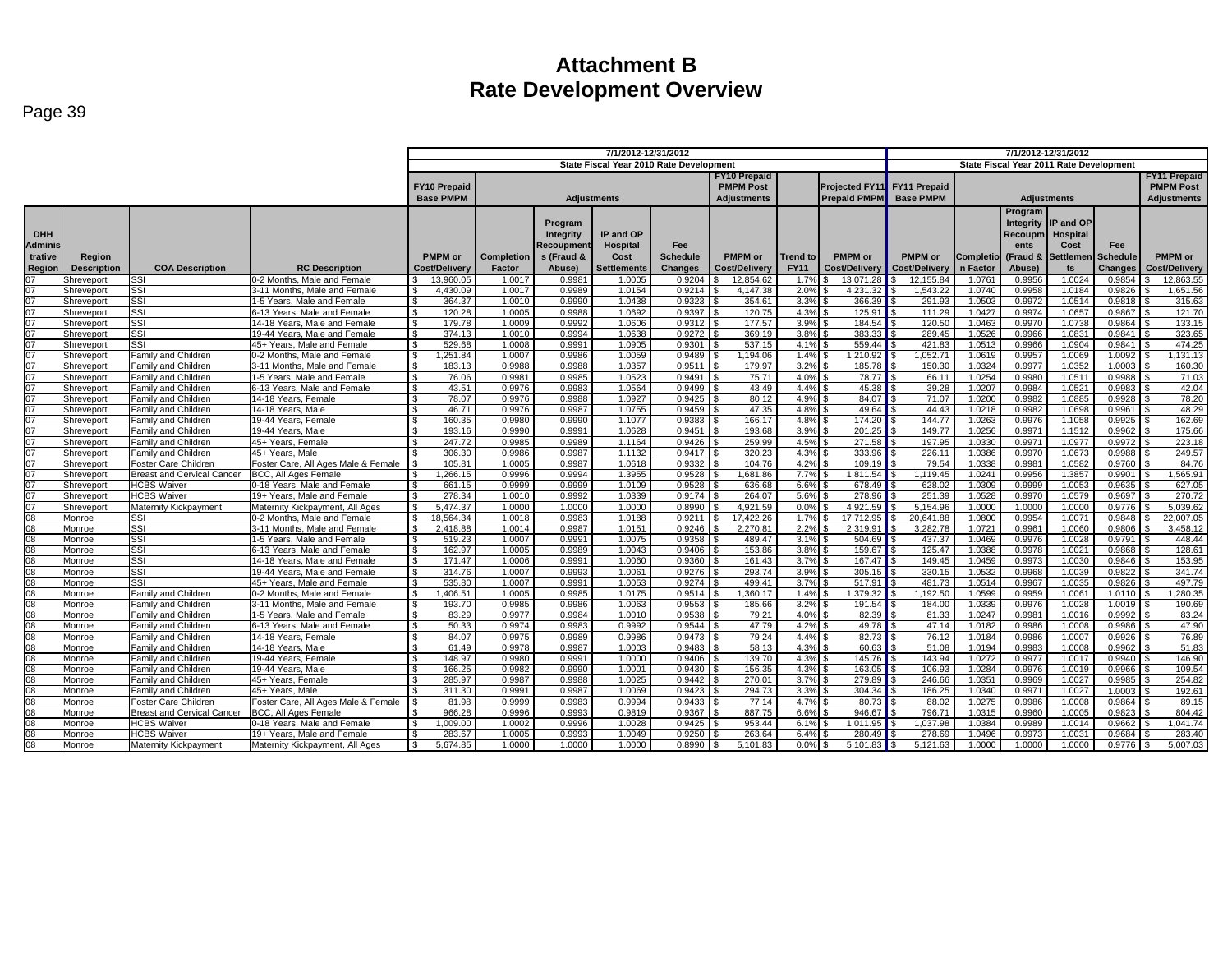# Attachment B
# Rate Development Overview

Page 39

| | | | | 7/1/2012-12/31/2012 | | | | | | | | | 7/1/2012-12/31/2012 | | | | | |
|---|---|---|---|---|---|---|---|---|---|---|---|---|---|---|---|---|---|---|
| | | | | State Fiscal Year 2010 Rate Development | | | | | | | | | State Fiscal Year 2011 Rate Development | | | | | |
| | | | | FY10 Prepaid Base PMPM | Adjustments | | | | FY10 Prepaid PMPM Post Adjustments | | Projected FY11 Prepaid PMPM | | FY11 Prepaid Base PMPM | Adjustments | | | | FY11 Prepaid PMPM Post Adjustments |
| DHH Administrative Region | Region Description | COA Description | RC Description | PMPM or Cost/Delivery | Completion Factor | Program Integrity Recoupments (Fraud & Abuse) | IP and OP Hospital Cost Settlements | Fee Schedule Changes | PMPM or Cost/Delivery | Trend to FY11 | PMPM or Cost/Delivery | | PMPM or Cost/Delivery | Completion Factor | Program Integrity Recoupments (Fraud & Abuse) | IP and OP Hospital Cost Settlements | Fee Schedule Changes | PMPM or Cost/Delivery |
| 07 | Shreveport | SSI | 0-2 Months, Male and Female | $ 13,960.05 | 1.0017 | 0.9981 | 1.0005 | 0.9204 | $ 12,854.62 | 1.7% | $ 13,071.28 | | $ 12,155.84 | 1.0761 | 0.9956 | 1.0024 | 0.9854 | $ 12,863.55 |
| 07 | Shreveport | SSI | 3-11 Months, Male and Female | $ 4,430.09 | 1.0017 | 0.9989 | 1.0154 | 0.9214 | $ 4,147.38 | 2.0% | $ 4,231.32 | | $ 1,543.22 | 1.0740 | 0.9958 | 1.0184 | 0.9826 | $ 1,651.56 |
| 07 | Shreveport | SSI | 1-5 Years, Male and Female | $ 364.37 | 1.0010 | 0.9990 | 1.0438 | 0.9323 | $ 354.61 | 3.3% | $ 366.39 | | $ 291.93 | 1.0503 | 0.9972 | 1.0514 | 0.9818 | $ 315.63 |
| 07 | Shreveport | SSI | 6-13 Years, Male and Female | $ 120.28 | 1.0005 | 0.9988 | 1.0692 | 0.9397 | $ 120.75 | 4.3% | $ 125.91 | | $ 111.29 | 1.0427 | 0.9974 | 1.0657 | 0.9867 | $ 121.70 |
| 07 | Shreveport | SSI | 14-18 Years, Male and Female | $ 179.78 | 1.0009 | 0.9992 | 1.0606 | 0.9312 | $ 177.57 | 3.9% | $ 184.54 | | $ 120.50 | 1.0463 | 0.9970 | 1.0738 | 0.9864 | $ 133.15 |
| 07 | Shreveport | SSI | 19-44 Years, Male and Female | $ 374.13 | 1.0010 | 0.9994 | 1.0638 | 0.9272 | $ 369.19 | 3.8% | $ 383.33 | | $ 289.45 | 1.0526 | 0.9966 | 1.0831 | 0.9841 | $ 323.65 |
| 07 | Shreveport | SSI | 45+ Years, Male and Female | $ 529.68 | 1.0008 | 0.9991 | 1.0905 | 0.9301 | $ 537.15 | 4.1% | $ 559.44 | | $ 421.83 | 1.0513 | 0.9966 | 1.0904 | 0.9841 | $ 474.25 |
| 07 | Shreveport | Family and Children | 0-2 Months, Male and Female | $ 1,251.84 | 1.0007 | 0.9986 | 1.0059 | 0.9489 | $ 1,194.06 | 1.4% | $ 1,210.92 | | $ 1,052.71 | 1.0619 | 0.9957 | 1.0069 | 1.0092 | $ 1,131.13 |
| 07 | Shreveport | Family and Children | 3-11 Months, Male and Female | $ 183.13 | 0.9988 | 0.9988 | 1.0357 | 0.9511 | $ 179.97 | 3.2% | $ 185.78 | | $ 150.30 | 1.0324 | 0.9977 | 1.0352 | 1.0003 | $ 160.30 |
| 07 | Shreveport | Family and Children | 1-5 Years, Male and Female | $ 76.06 | 0.9981 | 0.9985 | 1.0523 | 0.9491 | $ 75.71 | 4.0% | $ 78.77 | | $ 66.11 | 1.0254 | 0.9980 | 1.0511 | 0.9988 | $ 71.03 |
| 07 | Shreveport | Family and Children | 6-13 Years, Male and Female | $ 43.51 | 0.9976 | 0.9983 | 1.0564 | 0.9499 | $ 43.49 | 4.4% | $ 45.38 | | $ 39.28 | 1.0207 | 0.9984 | 1.0521 | 0.9983 | $ 42.04 |
| 07 | Shreveport | Family and Children | 14-18 Years, Female | $ 78.07 | 0.9976 | 0.9988 | 1.0927 | 0.9425 | $ 80.12 | 4.9% | $ 84.07 | | $ 71.07 | 1.0200 | 0.9982 | 1.0885 | 0.9928 | $ 78.20 |
| 07 | Shreveport | Family and Children | 14-18 Years, Male | $ 46.71 | 0.9976 | 0.9987 | 1.0755 | 0.9459 | $ 47.35 | 4.8% | $ 49.64 | | $ 44.43 | 1.0218 | 0.9982 | 1.0698 | 0.9961 | $ 48.29 |
| 07 | Shreveport | Family and Children | 19-44 Years, Female | $ 160.35 | 0.9980 | 0.9990 | 1.1077 | 0.9383 | $ 166.17 | 4.8% | $ 174.20 | | $ 144.77 | 1.0263 | 0.9976 | 1.1058 | 0.9925 | $ 162.69 |
| 07 | Shreveport | Family and Children | 19-44 Years, Male | $ 193.16 | 0.9990 | 0.9991 | 1.0628 | 0.9451 | $ 193.68 | 3.9% | $ 201.25 | | $ 149.77 | 1.0256 | 0.9971 | 1.1512 | 0.9962 | $ 175.66 |
| 07 | Shreveport | Family and Children | 45+ Years, Female | $ 247.72 | 0.9985 | 0.9989 | 1.1164 | 0.9426 | $ 259.99 | 4.5% | $ 271.58 | | $ 197.95 | 1.0330 | 0.9971 | 1.0977 | 0.9972 | $ 223.18 |
| 07 | Shreveport | Family and Children | 45+ Years, Male | $ 306.30 | 0.9986 | 0.9987 | 1.1132 | 0.9417 | $ 320.23 | 4.3% | $ 333.96 | | $ 226.11 | 1.0386 | 0.9970 | 1.0673 | 0.9988 | $ 249.57 |
| 07 | Shreveport | Foster Care Children | Foster Care, All Ages Male & Female | $ 105.81 | 1.0005 | 0.9987 | 1.0618 | 0.9332 | $ 104.76 | 4.2% | $ 109.19 | | $ 79.54 | 1.0338 | 0.9981 | 1.0582 | 0.9760 | $ 84.76 |
| 07 | Shreveport | Breast and Cervical Cancer | BCC, All Ages Female | $ 1,266.15 | 0.9996 | 0.9994 | 1.3955 | 0.9528 | $ 1,681.86 | 7.7% | $ 1,811.54 | | $ 1,119.45 | 1.0241 | 0.9956 | 1.3857 | 0.9901 | $ 1,565.91 |
| 07 | Shreveport | HCBS Waiver | 0-18 Years, Male and Female | $ 661.15 | 0.9999 | 0.9999 | 1.0109 | 0.9528 | $ 636.68 | 6.6% | $ 678.49 | | $ 628.02 | 1.0309 | 0.9999 | 1.0053 | 0.9635 | $ 627.05 |
| 07 | Shreveport | HCBS Waiver | 19+ Years, Male and Female | $ 278.34 | 1.0010 | 0.9992 | 1.0339 | 0.9174 | $ 264.07 | 5.6% | $ 278.96 | | $ 251.39 | 1.0528 | 0.9970 | 1.0579 | 0.9697 | $ 270.72 |
| 07 | Shreveport | Maternity Kickpayment | Maternity Kickpayment, All Ages | $ 5,474.37 | 1.0000 | 1.0000 | 1.0000 | 0.8990 | $ 4,921.59 | 0.0% | $ 4,921.59 | | $ 5,154.96 | 1.0000 | 1.0000 | 1.0000 | 0.9776 | $ 5,039.62 |
| 08 | Monroe | SSI | 0-2 Months, Male and Female | $ 18,564.34 | 1.0018 | 0.9983 | 1.0188 | 0.9211 | $ 17,422.26 | 1.7% | $ 17,712.95 | | $ 20,641.88 | 1.0800 | 0.9954 | 1.0071 | 0.9848 | $ 22,007.05 |
| 08 | Monroe | SSI | 3-11 Months, Male and Female | $ 2,418.88 | 1.0014 | 0.9987 | 1.0151 | 0.9246 | $ 2,270.81 | 2.2% | $ 2,319.91 | | $ 3,282.78 | 1.0721 | 0.9961 | 1.0060 | 0.9806 | $ 3,458.12 |
| 08 | Monroe | SSI | 1-5 Years, Male and Female | $ 519.23 | 1.0007 | 0.9991 | 1.0075 | 0.9358 | $ 489.47 | 3.1% | $ 504.69 | | $ 437.37 | 1.0469 | 0.9976 | 1.0028 | 0.9791 | $ 448.44 |
| 08 | Monroe | SSI | 6-13 Years, Male and Female | $ 162.97 | 1.0005 | 0.9989 | 1.0043 | 0.9406 | $ 153.86 | 3.8% | $ 159.67 | | $ 125.47 | 1.0388 | 0.9978 | 1.0021 | 0.9868 | $ 128.61 |
| 08 | Monroe | SSI | 14-18 Years, Male and Female | $ 171.47 | 1.0006 | 0.9991 | 1.0060 | 0.9360 | $ 161.43 | 3.7% | $ 167.47 | | $ 149.45 | 1.0459 | 0.9973 | 1.0030 | 0.9846 | $ 153.95 |
| 08 | Monroe | SSI | 19-44 Years, Male and Female | $ 314.76 | 1.0007 | 0.9993 | 1.0061 | 0.9276 | $ 293.74 | 3.9% | $ 305.15 | | $ 330.15 | 1.0532 | 0.9968 | 1.0039 | 0.9822 | $ 341.74 |
| 08 | Monroe | SSI | 45+ Years, Male and Female | $ 535.80 | 1.0007 | 0.9991 | 1.0053 | 0.9274 | $ 499.41 | 3.7% | $ 517.91 | | $ 481.73 | 1.0514 | 0.9967 | 1.0035 | 0.9826 | $ 497.79 |
| 08 | Monroe | Family and Children | 0-2 Months, Male and Female | $ 1,406.51 | 1.0005 | 0.9985 | 1.0175 | 0.9514 | $ 1,360.17 | 1.4% | $ 1,379.32 | | $ 1,192.50 | 1.0599 | 0.9959 | 1.0061 | 1.0110 | $ 1,280.35 |
| 08 | Monroe | Family and Children | 3-11 Months, Male and Female | $ 193.70 | 0.9985 | 0.9986 | 1.0063 | 0.9553 | $ 185.66 | 3.2% | $ 191.54 | | $ 184.00 | 1.0339 | 0.9976 | 1.0028 | 1.0019 | $ 190.69 |
| 08 | Monroe | Family and Children | 1-5 Years, Male and Female | $ 83.29 | 0.9977 | 0.9984 | 1.0010 | 0.9538 | $ 79.21 | 4.0% | $ 82.39 | | $ 81.33 | 1.0247 | 0.9981 | 1.0016 | 0.9992 | $ 83.24 |
| 08 | Monroe | Family and Children | 6-13 Years, Male and Female | $ 50.33 | 0.9974 | 0.9983 | 0.9992 | 0.9544 | $ 47.79 | 4.2% | $ 49.78 | | $ 47.14 | 1.0182 | 0.9986 | 1.0008 | 0.9986 | $ 47.90 |
| 08 | Monroe | Family and Children | 14-18 Years, Female | $ 84.07 | 0.9975 | 0.9989 | 0.9986 | 0.9473 | $ 79.24 | 4.4% | $ 82.73 | | $ 76.12 | 1.0184 | 0.9986 | 1.0007 | 0.9926 | $ 76.89 |
| 08 | Monroe | Family and Children | 14-18 Years, Male | $ 61.49 | 0.9978 | 0.9987 | 1.0003 | 0.9483 | $ 58.13 | 4.3% | $ 60.63 | | $ 51.08 | 1.0194 | 0.9983 | 1.0008 | 0.9962 | $ 51.83 |
| 08 | Monroe | Family and Children | 19-44 Years, Female | $ 148.97 | 0.9980 | 0.9991 | 1.0000 | 0.9406 | $ 139.70 | 4.3% | $ 145.76 | | $ 143.94 | 1.0272 | 0.9977 | 1.0017 | 0.9940 | $ 146.90 |
| 08 | Monroe | Family and Children | 19-44 Years, Male | $ 166.25 | 0.9982 | 0.9990 | 1.0001 | 0.9430 | $ 156.35 | 4.3% | $ 163.05 | | $ 106.93 | 1.0284 | 0.9976 | 1.0019 | 0.9966 | $ 109.54 |
| 08 | Monroe | Family and Children | 45+ Years, Female | $ 285.97 | 0.9987 | 0.9988 | 1.0025 | 0.9442 | $ 270.01 | 3.7% | $ 279.89 | | $ 246.66 | 1.0351 | 0.9969 | 1.0027 | 0.9985 | $ 254.82 |
| 08 | Monroe | Family and Children | 45+ Years, Male | $ 311.30 | 0.9991 | 0.9987 | 1.0069 | 0.9423 | $ 294.73 | 3.3% | $ 304.34 | | $ 186.25 | 1.0340 | 0.9971 | 1.0027 | 1.0003 | $ 192.61 |
| 08 | Monroe | Foster Care Children | Foster Care, All Ages Male & Female | $ 81.98 | 0.9999 | 0.9983 | 0.9994 | 0.9433 | $ 77.14 | 4.7% | $ 80.73 | | $ 88.02 | 1.0275 | 0.9986 | 1.0008 | 0.9864 | $ 89.15 |
| 08 | Monroe | Breast and Cervical Cancer | BCC, All Ages Female | $ 966.28 | 0.9996 | 0.9993 | 0.9819 | 0.9367 | $ 887.75 | 6.6% | $ 946.67 | | $ 796.71 | 1.0315 | 0.9960 | 1.0005 | 0.9823 | $ 804.42 |
| 08 | Monroe | HCBS Waiver | 0-18 Years, Male and Female | $ 1,009.00 | 1.0002 | 0.9996 | 1.0028 | 0.9425 | $ 953.44 | 6.1% | $ 1,011.95 | | $ 1,037.98 | 1.0384 | 0.9989 | 1.0014 | 0.9662 | $ 1,041.74 |
| 08 | Monroe | HCBS Waiver | 19+ Years, Male and Female | $ 283.67 | 1.0005 | 0.9993 | 1.0049 | 0.9250 | $ 263.64 | 6.4% | $ 280.49 | | $ 278.69 | 1.0496 | 0.9973 | 1.0031 | 0.9684 | $ 283.40 |
| 08 | Monroe | Maternity Kickpayment | Maternity Kickpayment, All Ages | $ 5,674.85 | 1.0000 | 1.0000 | 1.0000 | 0.8990 | $ 5,101.83 | 0.0% | $ 5,101.83 | | $ 5,121.63 | 1.0000 | 1.0000 | 1.0000 | 0.9776 | $ 5,007.03 |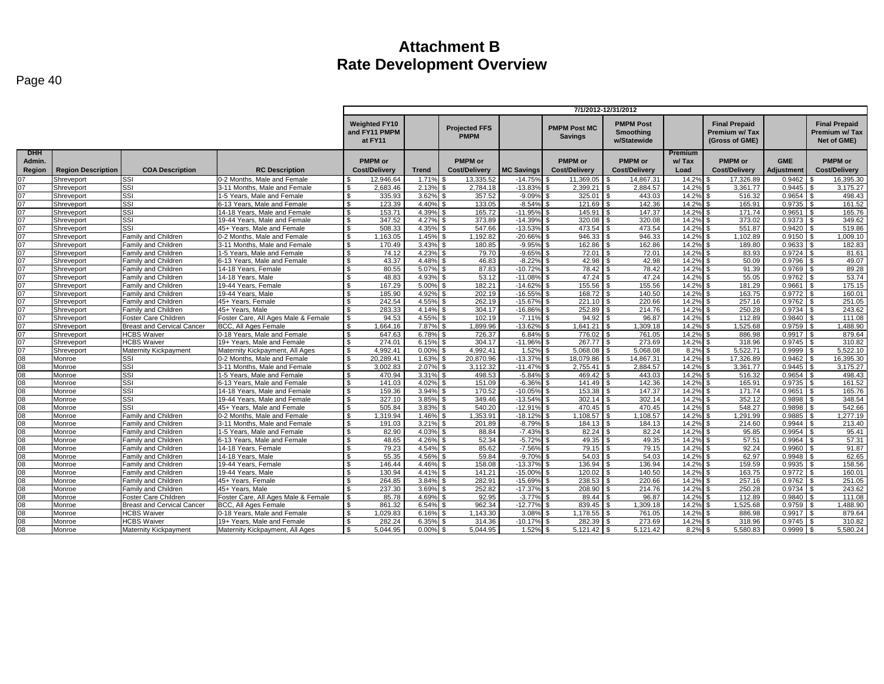# Attachment B
# Rate Development Overview

Page 40

| | | | | | | | | 7/1/2012-12/31/2012 | | | | | |
|---|---|---|---|---|---|---|---|---|---|---|---|---|---|
| | | | | Weighted FY10 and FY11 PMPM at FY11 | | Projected FFS PMPM | | PMPM Post MC Savings | PMPM Post Smoothing w/Statewide | | Final Prepaid Premium w/ Tax (Gross of GME) | | Final Prepaid Premium w/ Tax Net of GME) |
| DHH Admin. Region | Region Description | COA Description | RC Description | PMPM or Cost/Delivery | Trend | PMPM or Cost/Delivery | MC Savings | PMPM or Cost/Delivery | PMPM or Cost/Delivery | Premium w/ Tax Load | PMPM or Cost/Delivery | GME Adjustment | PMPM or Cost/Delivery |
| 07 | Shreveport | SSI | 0-2 Months, Male and Female | $ 12,946.64 | 1.71% | $ 13,335.52 | -14.75% | $ 11,369.05 | $ 14,867.31 | 14.2% | $ 17,326.89 | 0.9462 | $ 16,395.30 |
| 07 | Shreveport | SSI | 3-11 Months, Male and Female | $ 2,683.46 | 2.13% | $ 2,784.18 | -13.83% | $ 2,399.21 | $ 2,884.57 | 14.2% | $ 3,361.77 | 0.9445 | $ 3,175.27 |
| 07 | Shreveport | SSI | 1-5 Years, Male and Female | $ 335.93 | 3.62% | $ 357.52 | -9.09% | $ 325.01 | $ 443.03 | 14.2% | $ 516.32 | 0.9654 | $ 498.43 |
| 07 | Shreveport | SSI | 6-13 Years, Male and Female | $ 123.39 | 4.40% | $ 133.05 | -8.54% | $ 121.69 | $ 142.36 | 14.2% | $ 165.91 | 0.9735 | $ 161.52 |
| 07 | Shreveport | SSI | 14-18 Years, Male and Female | $ 153.71 | 4.39% | $ 165.72 | -11.95% | $ 145.91 | $ 147.37 | 14.2% | $ 171.74 | 0.9651 | $ 165.76 |
| 07 | Shreveport | SSI | 19-44 Years, Male and Female | $ 347.52 | 4.27% | $ 373.89 | -14.39% | $ 320.08 | $ 320.08 | 14.2% | $ 373.02 | 0.9373 | $ 349.62 |
| 07 | Shreveport | SSI | 45+ Years, Male and Female | $ 508.33 | 4.35% | $ 547.66 | -13.53% | $ 473.54 | $ 473.54 | 14.2% | $ 551.87 | 0.9420 | $ 519.86 |
| 07 | Shreveport | Family and Children | 0-2 Months, Male and Female | $ 1,163.05 | 1.45% | $ 1,192.82 | -20.66% | $ 946.33 | $ 946.33 | 14.2% | $ 1,102.89 | 0.9150 | $ 1,009.10 |
| 07 | Shreveport | Family and Children | 3-11 Months, Male and Female | $ 170.49 | 3.43% | $ 180.85 | -9.95% | $ 162.86 | $ 162.86 | 14.2% | $ 189.80 | 0.9633 | $ 182.83 |
| 07 | Shreveport | Family and Children | 1-5 Years, Male and Female | $ 74.12 | 4.23% | $ 79.70 | -9.65% | $ 72.01 | $ 72.01 | 14.2% | $ 83.93 | 0.9724 | $ 81.61 |
| 07 | Shreveport | Family and Children | 6-13 Years, Male and Female | $ 43.37 | 4.48% | $ 46.83 | -8.22% | $ 42.98 | $ 42.98 | 14.2% | $ 50.09 | 0.9796 | $ 49.07 |
| 07 | Shreveport | Family and Children | 14-18 Years, Female | $ 80.55 | 5.07% | $ 87.83 | -10.72% | $ 78.42 | $ 78.42 | 14.2% | $ 91.39 | 0.9769 | $ 89.28 |
| 07 | Shreveport | Family and Children | 14-18 Years, Male | $ 48.83 | 4.93% | $ 53.12 | -11.08% | $ 47.24 | $ 47.24 | 14.2% | $ 55.05 | 0.9762 | $ 53.74 |
| 07 | Shreveport | Family and Children | 19-44 Years, Female | $ 167.29 | 5.00% | $ 182.21 | -14.62% | $ 155.56 | $ 155.56 | 14.2% | $ 181.29 | 0.9661 | $ 175.15 |
| 07 | Shreveport | Family and Children | 19-44 Years, Male | $ 185.90 | 4.92% | $ 202.19 | -16.55% | $ 168.72 | $ 140.50 | 14.2% | $ 163.75 | 0.9772 | $ 160.01 |
| 07 | Shreveport | Family and Children | 45+ Years, Female | $ 242.54 | 4.55% | $ 262.19 | -15.67% | $ 221.10 | $ 220.66 | 14.2% | $ 257.16 | 0.9762 | $ 251.05 |
| 07 | Shreveport | Family and Children | 45+ Years, Male | $ 283.33 | 4.14% | $ 304.17 | -16.86% | $ 252.89 | $ 214.76 | 14.2% | $ 250.28 | 0.9734 | $ 243.62 |
| 07 | Shreveport | Foster Care Children | Foster Care, All Ages Male & Female | $ 94.53 | 4.55% | $ 102.19 | -7.11% | $ 94.92 | $ 96.87 | 14.2% | $ 112.89 | 0.9840 | $ 111.08 |
| 07 | Shreveport | Breast and Cervical Cancer | BCC, All Ages Female | $ 1,664.16 | 7.87% | $ 1,899.96 | -13.62% | $ 1,641.21 | $ 1,309.18 | 14.2% | $ 1,525.68 | 0.9759 | $ 1,488.90 |
| 07 | Shreveport | HCBS Waiver | 0-18 Years, Male and Female | $ 647.63 | 6.78% | $ 726.37 | 6.84% | $ 776.02 | $ 761.05 | 14.2% | $ 886.98 | 0.9917 | $ 879.64 |
| 07 | Shreveport | HCBS Waiver | 19+ Years, Male and Female | $ 274.01 | 6.15% | $ 304.17 | -11.96% | $ 267.77 | $ 273.69 | 14.2% | $ 318.96 | 0.9745 | $ 310.82 |
| 07 | Shreveport | Maternity Kickpayment | Maternity Kickpayment, All Ages | $ 4,992.41 | 0.00% | $ 4,992.41 | 1.52% | $ 5,068.08 | $ 5,068.08 | 8.2% | $ 5,522.71 | 0.9999 | $ 5,522.10 |
| 08 | Monroe | SSI | 0-2 Months, Male and Female | $ 20,289.41 | 1.63% | $ 20,870.96 | -13.37% | $ 18,079.86 | $ 14,867.31 | 14.2% | $ 17,326.89 | 0.9462 | $ 16,395.30 |
| 08 | Monroe | SSI | 3-11 Months, Male and Female | $ 3,002.83 | 2.07% | $ 3,112.32 | -11.47% | $ 2,755.41 | $ 2,884.57 | 14.2% | $ 3,361.77 | 0.9445 | $ 3,175.27 |
| 08 | Monroe | SSI | 1-5 Years, Male and Female | $ 470.94 | 3.31% | $ 498.53 | -5.84% | $ 469.42 | $ 443.03 | 14.2% | $ 516.32 | 0.9654 | $ 498.43 |
| 08 | Monroe | SSI | 6-13 Years, Male and Female | $ 141.03 | 4.02% | $ 151.09 | -6.36% | $ 141.49 | $ 142.36 | 14.2% | $ 165.91 | 0.9735 | $ 161.52 |
| 08 | Monroe | SSI | 14-18 Years, Male and Female | $ 159.36 | 3.94% | $ 170.52 | -10.05% | $ 153.38 | $ 147.37 | 14.2% | $ 171.74 | 0.9651 | $ 165.76 |
| 08 | Monroe | SSI | 19-44 Years, Male and Female | $ 327.10 | 3.85% | $ 349.46 | -13.54% | $ 302.14 | $ 302.14 | 14.2% | $ 352.12 | 0.9898 | $ 348.54 |
| 08 | Monroe | SSI | 45+ Years, Male and Female | $ 505.84 | 3.83% | $ 540.20 | -12.91% | $ 470.45 | $ 470.45 | 14.2% | $ 548.27 | 0.9898 | $ 542.66 |
| 08 | Monroe | Family and Children | 0-2 Months, Male and Female | $ 1,319.94 | 1.46% | $ 1,353.91 | -18.12% | $ 1,108.57 | $ 1,108.57 | 14.2% | $ 1,291.99 | 0.9885 | $ 1,277.19 |
| 08 | Monroe | Family and Children | 3-11 Months, Male and Female | $ 191.03 | 3.21% | $ 201.89 | -8.79% | $ 184.13 | $ 184.13 | 14.2% | $ 214.60 | 0.9944 | $ 213.40 |
| 08 | Monroe | Family and Children | 1-5 Years, Male and Female | $ 82.90 | 4.03% | $ 88.84 | -7.43% | $ 82.24 | $ 82.24 | 14.2% | $ 95.85 | 0.9954 | $ 95.41 |
| 08 | Monroe | Family and Children | 6-13 Years, Male and Female | $ 48.65 | 4.26% | $ 52.34 | -5.72% | $ 49.35 | $ 49.35 | 14.2% | $ 57.51 | 0.9964 | $ 57.31 |
| 08 | Monroe | Family and Children | 14-18 Years, Female | $ 79.23 | 4.54% | $ 85.62 | -7.56% | $ 79.15 | $ 79.15 | 14.2% | $ 92.24 | 0.9960 | $ 91.87 |
| 08 | Monroe | Family and Children | 14-18 Years, Male | $ 55.35 | 4.56% | $ 59.84 | -9.70% | $ 54.03 | $ 54.03 | 14.2% | $ 62.97 | 0.9948 | $ 62.65 |
| 08 | Monroe | Family and Children | 19-44 Years, Female | $ 146.44 | 4.46% | $ 158.08 | -13.37% | $ 136.94 | $ 136.94 | 14.2% | $ 159.59 | 0.9935 | $ 158.56 |
| 08 | Monroe | Family and Children | 19-44 Years, Male | $ 130.94 | 4.41% | $ 141.21 | -15.00% | $ 120.02 | $ 140.50 | 14.2% | $ 163.75 | 0.9772 | $ 160.01 |
| 08 | Monroe | Family and Children | 45+ Years, Female | $ 264.85 | 3.84% | $ 282.91 | -15.69% | $ 238.53 | $ 220.66 | 14.2% | $ 257.16 | 0.9762 | $ 251.05 |
| 08 | Monroe | Family and Children | 45+ Years, Male | $ 237.30 | 3.69% | $ 252.82 | -17.37% | $ 208.90 | $ 214.76 | 14.2% | $ 250.28 | 0.9734 | $ 243.62 |
| 08 | Monroe | Foster Care Children | Foster Care, All Ages Male & Female | $ 85.78 | 4.69% | $ 92.95 | -3.77% | $ 89.44 | $ 96.87 | 14.2% | $ 112.89 | 0.9840 | $ 111.08 |
| 08 | Monroe | Breast and Cervical Cancer | BCC, All Ages Female | $ 861.32 | 6.54% | $ 962.34 | -12.77% | $ 839.45 | $ 1,309.18 | 14.2% | $ 1,525.68 | 0.9759 | $ 1,488.90 |
| 08 | Monroe | HCBS Waiver | 0-18 Years, Male and Female | $ 1,029.83 | 6.16% | $ 1,143.30 | 3.08% | $ 1,178.55 | $ 761.05 | 14.2% | $ 886.98 | 0.9917 | $ 879.64 |
| 08 | Monroe | HCBS Waiver | 19+ Years, Male and Female | $ 282.24 | 6.35% | $ 314.36 | -10.17% | $ 282.39 | $ 273.69 | 14.2% | $ 318.96 | 0.9745 | $ 310.82 |
| 08 | Monroe | Maternity Kickpayment | Maternity Kickpayment, All Ages | $ 5,044.95 | 0.00% | $ 5,044.95 | 1.52% | $ 5,121.42 | $ 5,121.42 | 8.2% | $ 5,580.83 | 0.9999 | $ 5,580.24 |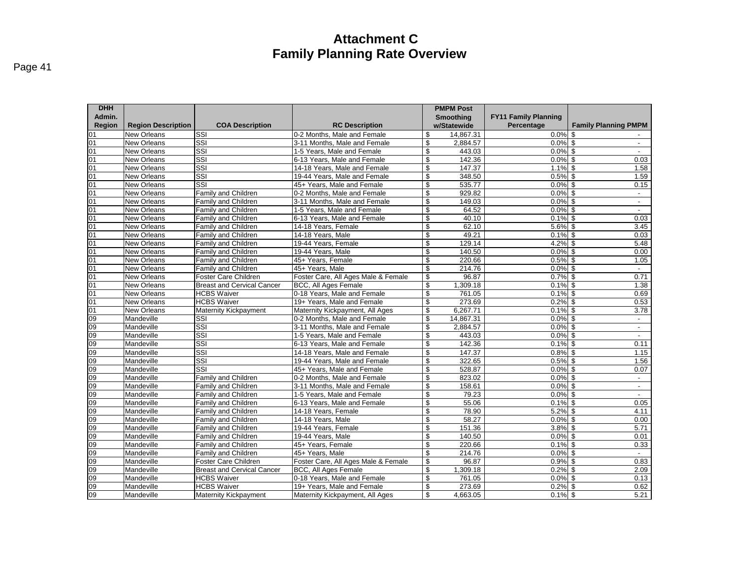# Attachment C
# Family Planning Rate Overview

| DHH Admin. Region | Region Description | COA Description | RC Description | PMPM Post Smoothing w/Statewide | FY11 Family Planning Percentage | Family Planning PMPM |
|---|---|---|---|---|---|---|
| 01 | New Orleans | SSI | 0-2 Months, Male and Female | $ 14,867.31 | 0.0% | $ - |
| 01 | New Orleans | SSI | 3-11 Months, Male and Female | $ 2,884.57 | 0.0% | $ - |
| 01 | New Orleans | SSI | 1-5 Years, Male and Female | $ 443.03 | 0.0% | $ - |
| 01 | New Orleans | SSI | 6-13 Years, Male and Female | $ 142.36 | 0.0% | $ 0.03 |
| 01 | New Orleans | SSI | 14-18 Years, Male and Female | $ 147.37 | 1.1% | $ 1.58 |
| 01 | New Orleans | SSI | 19-44 Years, Male and Female | $ 348.50 | 0.5% | $ 1.59 |
| 01 | New Orleans | SSI | 45+ Years, Male and Female | $ 535.77 | 0.0% | $ 0.15 |
| 01 | New Orleans | Family and Children | 0-2 Months, Male and Female | $ 929.82 | 0.0% | $ - |
| 01 | New Orleans | Family and Children | 3-11 Months, Male and Female | $ 149.03 | 0.0% | $ - |
| 01 | New Orleans | Family and Children | 1-5 Years, Male and Female | $ 64.52 | 0.0% | $ - |
| 01 | New Orleans | Family and Children | 6-13 Years, Male and Female | $ 40.10 | 0.1% | $ 0.03 |
| 01 | New Orleans | Family and Children | 14-18 Years, Female | $ 62.10 | 5.6% | $ 3.45 |
| 01 | New Orleans | Family and Children | 14-18 Years, Male | $ 49.21 | 0.1% | $ 0.03 |
| 01 | New Orleans | Family and Children | 19-44 Years, Female | $ 129.14 | 4.2% | $ 5.48 |
| 01 | New Orleans | Family and Children | 19-44 Years, Male | $ 140.50 | 0.0% | $ 0.00 |
| 01 | New Orleans | Family and Children | 45+ Years, Female | $ 220.66 | 0.5% | $ 1.05 |
| 01 | New Orleans | Family and Children | 45+ Years, Male | $ 214.76 | 0.0% | $ - |
| 01 | New Orleans | Foster Care Children | Foster Care, All Ages Male & Female | $ 96.87 | 0.7% | $ 0.71 |
| 01 | New Orleans | Breast and Cervical Cancer | BCC, All Ages Female | $ 1,309.18 | 0.1% | $ 1.38 |
| 01 | New Orleans | HCBS Waiver | 0-18 Years, Male and Female | $ 761.05 | 0.1% | $ 0.69 |
| 01 | New Orleans | HCBS Waiver | 19+ Years, Male and Female | $ 273.69 | 0.2% | $ 0.53 |
| 01 | New Orleans | Maternity Kickpayment | Maternity Kickpayment, All Ages | $ 6,267.71 | 0.1% | $ 3.78 |
| 09 | Mandeville | SSI | 0-2 Months, Male and Female | $ 14,867.31 | 0.0% | $ - |
| 09 | Mandeville | SSI | 3-11 Months, Male and Female | $ 2,884.57 | 0.0% | $ - |
| 09 | Mandeville | SSI | 1-5 Years, Male and Female | $ 443.03 | 0.0% | $ - |
| 09 | Mandeville | SSI | 6-13 Years, Male and Female | $ 142.36 | 0.1% | $ 0.11 |
| 09 | Mandeville | SSI | 14-18 Years, Male and Female | $ 147.37 | 0.8% | $ 1.15 |
| 09 | Mandeville | SSI | 19-44 Years, Male and Female | $ 322.65 | 0.5% | $ 1.56 |
| 09 | Mandeville | SSI | 45+ Years, Male and Female | $ 528.87 | 0.0% | $ 0.07 |
| 09 | Mandeville | Family and Children | 0-2 Months, Male and Female | $ 823.02 | 0.0% | $ - |
| 09 | Mandeville | Family and Children | 3-11 Months, Male and Female | $ 158.61 | 0.0% | $ - |
| 09 | Mandeville | Family and Children | 1-5 Years, Male and Female | $ 79.23 | 0.0% | $ - |
| 09 | Mandeville | Family and Children | 6-13 Years, Male and Female | $ 55.06 | 0.1% | $ 0.05 |
| 09 | Mandeville | Family and Children | 14-18 Years, Female | $ 78.90 | 5.2% | $ 4.11 |
| 09 | Mandeville | Family and Children | 14-18 Years, Male | $ 58.27 | 0.0% | $ 0.00 |
| 09 | Mandeville | Family and Children | 19-44 Years, Female | $ 151.36 | 3.8% | $ 5.71 |
| 09 | Mandeville | Family and Children | 19-44 Years, Male | $ 140.50 | 0.0% | $ 0.01 |
| 09 | Mandeville | Family and Children | 45+ Years, Female | $ 220.66 | 0.1% | $ 0.33 |
| 09 | Mandeville | Family and Children | 45+ Years, Male | $ 214.76 | 0.0% | $ - |
| 09 | Mandeville | Foster Care Children | Foster Care, All Ages Male & Female | $ 96.87 | 0.9% | $ 0.83 |
| 09 | Mandeville | Breast and Cervical Cancer | BCC, All Ages Female | $ 1,309.18 | 0.2% | $ 2.09 |
| 09 | Mandeville | HCBS Waiver | 0-18 Years, Male and Female | $ 761.05 | 0.0% | $ 0.13 |
| 09 | Mandeville | HCBS Waiver | 19+ Years, Male and Female | $ 273.69 | 0.2% | $ 0.62 |
| 09 | Mandeville | Maternity Kickpayment | Maternity Kickpayment, All Ages | $ 4,663.05 | 0.1% | $ 5.21 |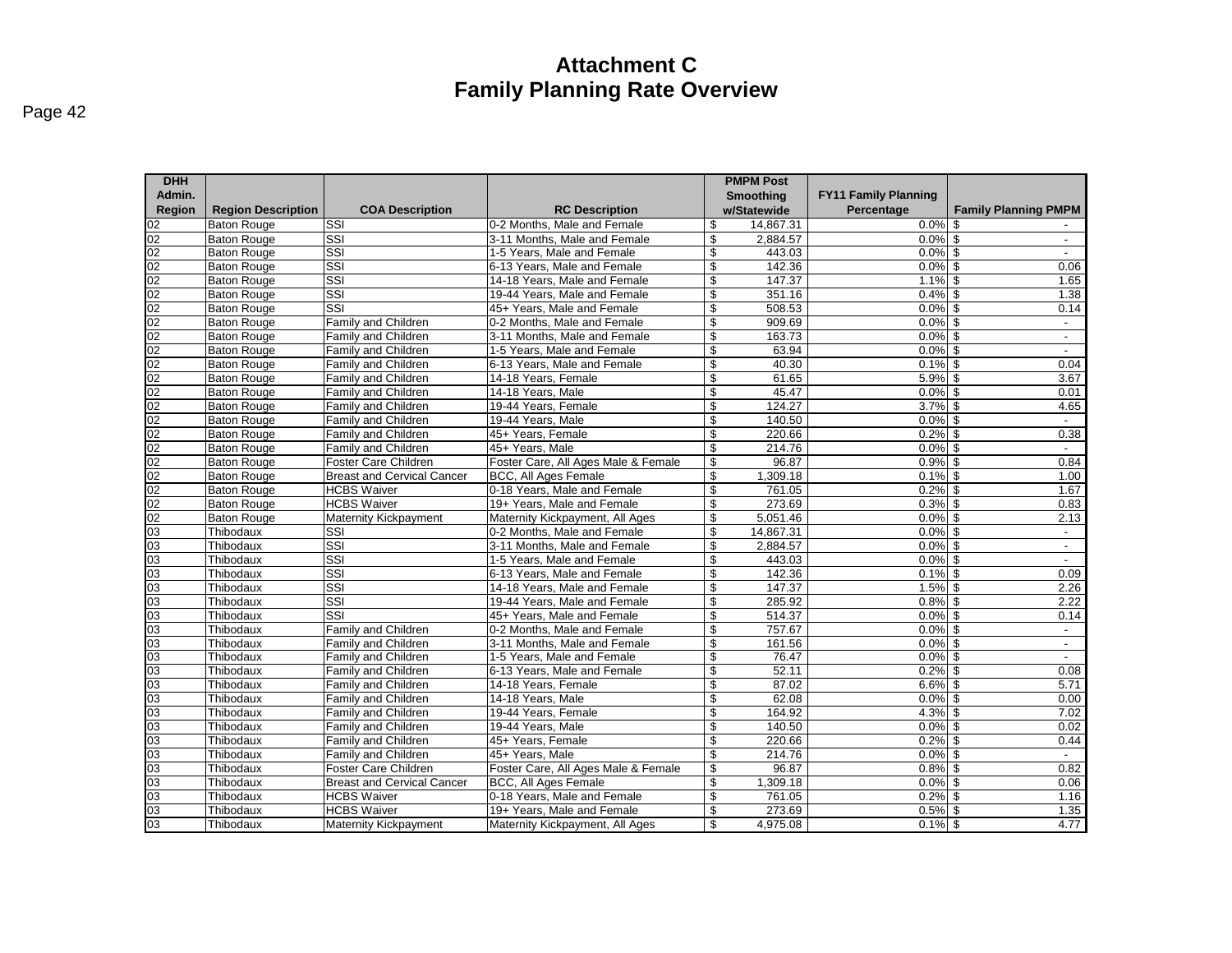# Attachment C
# Family Planning Rate Overview

| DHH Admin. Region | Region Description | COA Description | RC Description | PMPM Post Smoothing w/Statewide | FY11 Family Planning Percentage | Family Planning PMPM |
|---|---|---|---|---|---|---|
| 02 | Baton Rouge | SSI | 0-2 Months, Male and Female | $ 14,867.31 | 0.0% | $ - |
| 02 | Baton Rouge | SSI | 3-11 Months, Male and Female | $ 2,884.57 | 0.0% | $ - |
| 02 | Baton Rouge | SSI | 1-5 Years, Male and Female | $ 443.03 | 0.0% | $ - |
| 02 | Baton Rouge | SSI | 6-13 Years, Male and Female | $ 142.36 | 0.0% | $ 0.06 |
| 02 | Baton Rouge | SSI | 14-18 Years, Male and Female | $ 147.37 | 1.1% | $ 1.65 |
| 02 | Baton Rouge | SSI | 19-44 Years, Male and Female | $ 351.16 | 0.4% | $ 1.38 |
| 02 | Baton Rouge | SSI | 45+ Years, Male and Female | $ 508.53 | 0.0% | $ 0.14 |
| 02 | Baton Rouge | Family and Children | 0-2 Months, Male and Female | $ 909.69 | 0.0% | $ - |
| 02 | Baton Rouge | Family and Children | 3-11 Months, Male and Female | $ 163.73 | 0.0% | $ - |
| 02 | Baton Rouge | Family and Children | 1-5 Years, Male and Female | $ 63.94 | 0.0% | $ - |
| 02 | Baton Rouge | Family and Children | 6-13 Years, Male and Female | $ 40.30 | 0.1% | $ 0.04 |
| 02 | Baton Rouge | Family and Children | 14-18 Years, Female | $ 61.65 | 5.9% | $ 3.67 |
| 02 | Baton Rouge | Family and Children | 14-18 Years, Male | $ 45.47 | 0.0% | $ 0.01 |
| 02 | Baton Rouge | Family and Children | 19-44 Years, Female | $ 124.27 | 3.7% | $ 4.65 |
| 02 | Baton Rouge | Family and Children | 19-44 Years, Male | $ 140.50 | 0.0% | $ - |
| 02 | Baton Rouge | Family and Children | 45+ Years, Female | $ 220.66 | 0.2% | $ 0.38 |
| 02 | Baton Rouge | Family and Children | 45+ Years, Male | $ 214.76 | 0.0% | $ - |
| 02 | Baton Rouge | Foster Care Children | Foster Care, All Ages Male & Female | $ 96.87 | 0.9% | $ 0.84 |
| 02 | Baton Rouge | Breast and Cervical Cancer | BCC, All Ages Female | $ 1,309.18 | 0.1% | $ 1.00 |
| 02 | Baton Rouge | HCBS Waiver | 0-18 Years, Male and Female | $ 761.05 | 0.2% | $ 1.67 |
| 02 | Baton Rouge | HCBS Waiver | 19+ Years, Male and Female | $ 273.69 | 0.3% | $ 0.83 |
| 02 | Baton Rouge | Maternity Kickpayment | Maternity Kickpayment, All Ages | $ 5,051.46 | 0.0% | $ 2.13 |
| 03 | Thibodaux | SSI | 0-2 Months, Male and Female | $ 14,867.31 | 0.0% | $ - |
| 03 | Thibodaux | SSI | 3-11 Months, Male and Female | $ 2,884.57 | 0.0% | $ - |
| 03 | Thibodaux | SSI | 1-5 Years, Male and Female | $ 443.03 | 0.0% | $ - |
| 03 | Thibodaux | SSI | 6-13 Years, Male and Female | $ 142.36 | 0.1% | $ 0.09 |
| 03 | Thibodaux | SSI | 14-18 Years, Male and Female | $ 147.37 | 1.5% | $ 2.26 |
| 03 | Thibodaux | SSI | 19-44 Years, Male and Female | $ 285.92 | 0.8% | $ 2.22 |
| 03 | Thibodaux | SSI | 45+ Years, Male and Female | $ 514.37 | 0.0% | $ 0.14 |
| 03 | Thibodaux | Family and Children | 0-2 Months, Male and Female | $ 757.67 | 0.0% | $ - |
| 03 | Thibodaux | Family and Children | 3-11 Months, Male and Female | $ 161.56 | 0.0% | $ - |
| 03 | Thibodaux | Family and Children | 1-5 Years, Male and Female | $ 76.47 | 0.0% | $ - |
| 03 | Thibodaux | Family and Children | 6-13 Years, Male and Female | $ 52.11 | 0.2% | $ 0.08 |
| 03 | Thibodaux | Family and Children | 14-18 Years, Female | $ 87.02 | 6.6% | $ 5.71 |
| 03 | Thibodaux | Family and Children | 14-18 Years, Male | $ 62.08 | 0.0% | $ 0.00 |
| 03 | Thibodaux | Family and Children | 19-44 Years, Female | $ 164.92 | 4.3% | $ 7.02 |
| 03 | Thibodaux | Family and Children | 19-44 Years, Male | $ 140.50 | 0.0% | $ 0.02 |
| 03 | Thibodaux | Family and Children | 45+ Years, Female | $ 220.66 | 0.2% | $ 0.44 |
| 03 | Thibodaux | Family and Children | 45+ Years, Male | $ 214.76 | 0.0% | $ - |
| 03 | Thibodaux | Foster Care Children | Foster Care, All Ages Male & Female | $ 96.87 | 0.8% | $ 0.82 |
| 03 | Thibodaux | Breast and Cervical Cancer | BCC, All Ages Female | $ 1,309.18 | 0.0% | $ 0.06 |
| 03 | Thibodaux | HCBS Waiver | 0-18 Years, Male and Female | $ 761.05 | 0.2% | $ 1.16 |
| 03 | Thibodaux | HCBS Waiver | 19+ Years, Male and Female | $ 273.69 | 0.5% | $ 1.35 |
| 03 | Thibodaux | Maternity Kickpayment | Maternity Kickpayment, All Ages | $ 4,975.08 | 0.1% | $ 4.77 |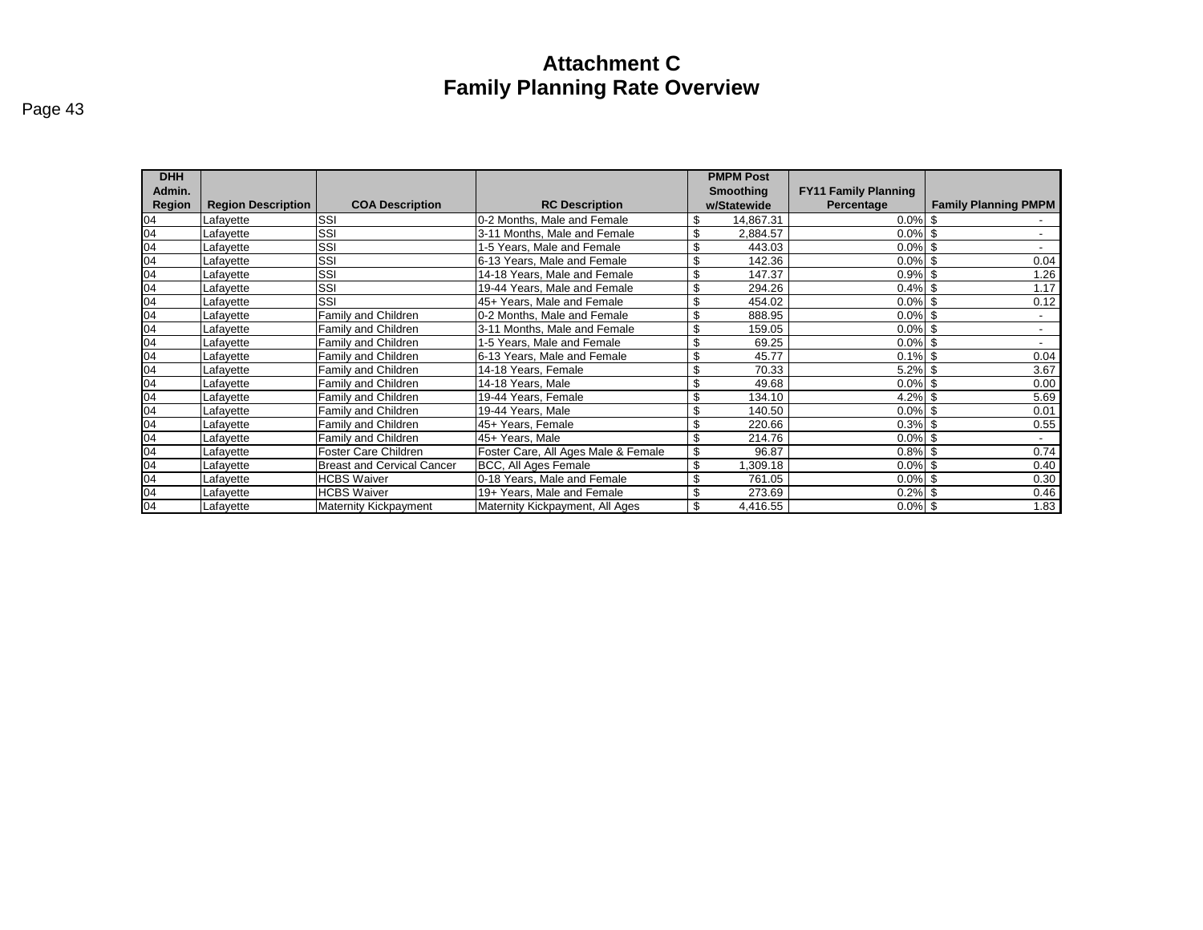# Attachment C
# Family Planning Rate Overview

| DHH Admin. Region | Region Description | COA Description | RC Description | PMPM Post Smoothing w/Statewide | FY11 Family Planning Percentage | Family Planning PMPM |
|---|---|---|---|---|---|---|
| 04 | Lafayette | SSI | 0-2 Months, Male and Female | $ 14,867.31 | 0.0% | $ - |
| 04 | Lafayette | SSI | 3-11 Months, Male and Female | $ 2,884.57 | 0.0% | $ - |
| 04 | Lafayette | SSI | 1-5 Years, Male and Female | $ 443.03 | 0.0% | $ - |
| 04 | Lafayette | SSI | 6-13 Years, Male and Female | $ 142.36 | 0.0% | $ 0.04 |
| 04 | Lafayette | SSI | 14-18 Years, Male and Female | $ 147.37 | 0.9% | $ 1.26 |
| 04 | Lafayette | SSI | 19-44 Years, Male and Female | $ 294.26 | 0.4% | $ 1.17 |
| 04 | Lafayette | SSI | 45+ Years, Male and Female | $ 454.02 | 0.0% | $ 0.12 |
| 04 | Lafayette | Family and Children | 0-2 Months, Male and Female | $ 888.95 | 0.0% | $ - |
| 04 | Lafayette | Family and Children | 3-11 Months, Male and Female | $ 159.05 | 0.0% | $ - |
| 04 | Lafayette | Family and Children | 1-5 Years, Male and Female | $ 69.25 | 0.0% | $ - |
| 04 | Lafayette | Family and Children | 6-13 Years, Male and Female | $ 45.77 | 0.1% | $ 0.04 |
| 04 | Lafayette | Family and Children | 14-18 Years, Female | $ 70.33 | 5.2% | $ 3.67 |
| 04 | Lafayette | Family and Children | 14-18 Years, Male | $ 49.68 | 0.0% | $ 0.00 |
| 04 | Lafayette | Family and Children | 19-44 Years, Female | $ 134.10 | 4.2% | $ 5.69 |
| 04 | Lafayette | Family and Children | 19-44 Years, Male | $ 140.50 | 0.0% | $ 0.01 |
| 04 | Lafayette | Family and Children | 45+ Years, Female | $ 220.66 | 0.3% | $ 0.55 |
| 04 | Lafayette | Family and Children | 45+ Years, Male | $ 214.76 | 0.0% | $ - |
| 04 | Lafayette | Foster Care Children | Foster Care, All Ages Male & Female | $ 96.87 | 0.8% | $ 0.74 |
| 04 | Lafayette | Breast and Cervical Cancer | BCC, All Ages Female | $ 1,309.18 | 0.0% | $ 0.40 |
| 04 | Lafayette | HCBS Waiver | 0-18 Years, Male and Female | $ 761.05 | 0.0% | $ 0.30 |
| 04 | Lafayette | HCBS Waiver | 19+ Years, Male and Female | $ 273.69 | 0.2% | $ 0.46 |
| 04 | Lafayette | Maternity Kickpayment | Maternity Kickpayment, All Ages | $ 4,416.55 | 0.0% | $ 1.83 |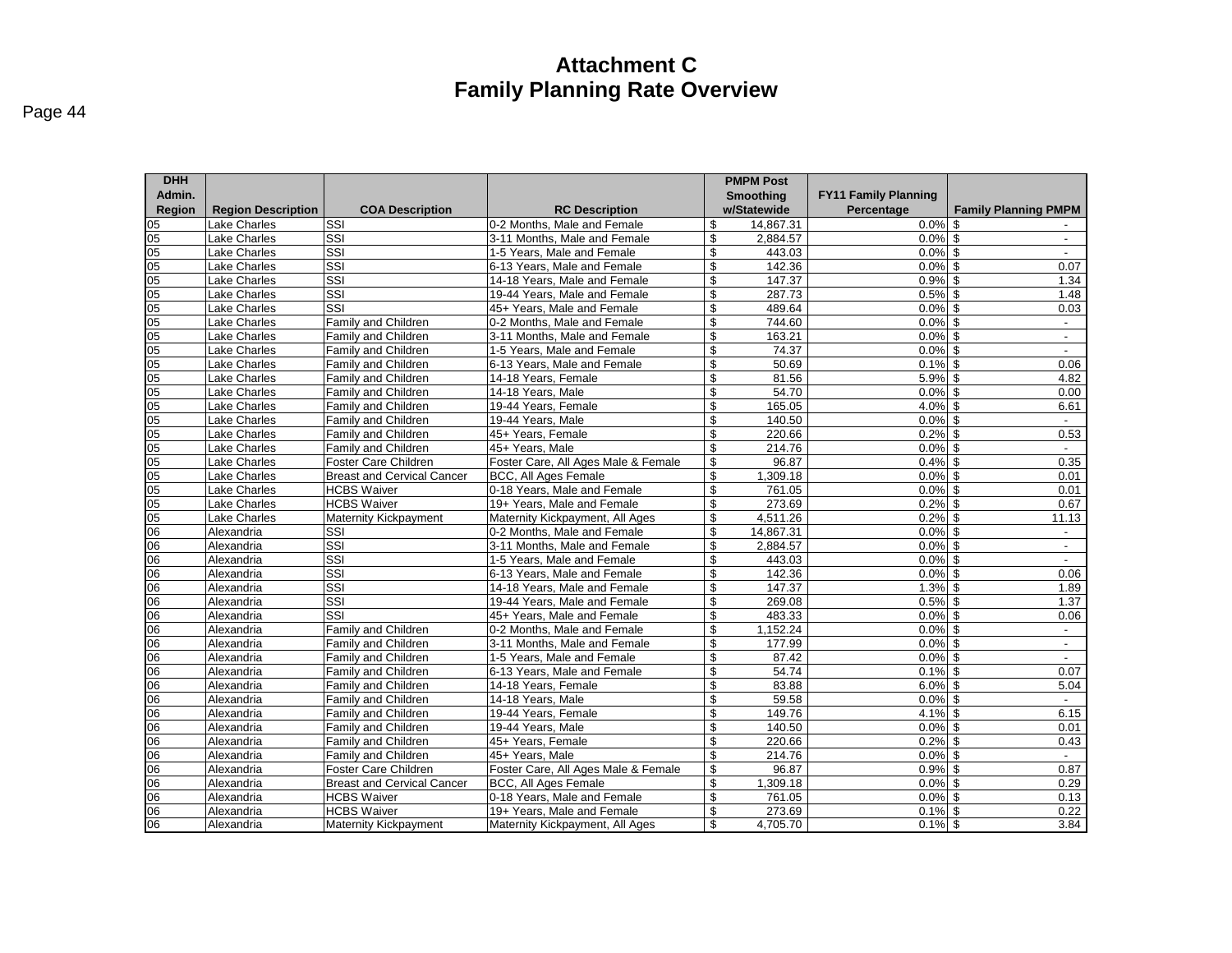# Attachment C
# Family Planning Rate Overview

| DHH Admin. Region | Region Description | COA Description | RC Description | PMPM Post Smoothing w/Statewide | FY11 Family Planning Percentage | Family Planning PMPM |
|---|---|---|---|---|---|---|
| 05 | Lake Charles | SSI | 0-2 Months, Male and Female | $ 14,867.31 | 0.0% | $ - |
| 05 | Lake Charles | SSI | 3-11 Months, Male and Female | $ 2,884.57 | 0.0% | $ - |
| 05 | Lake Charles | SSI | 1-5 Years, Male and Female | $ 443.03 | 0.0% | $ - |
| 05 | Lake Charles | SSI | 6-13 Years, Male and Female | $ 142.36 | 0.0% | $ 0.07 |
| 05 | Lake Charles | SSI | 14-18 Years, Male and Female | $ 147.37 | 0.9% | $ 1.34 |
| 05 | Lake Charles | SSI | 19-44 Years, Male and Female | $ 287.73 | 0.5% | $ 1.48 |
| 05 | Lake Charles | SSI | 45+ Years, Male and Female | $ 489.64 | 0.0% | $ 0.03 |
| 05 | Lake Charles | Family and Children | 0-2 Months, Male and Female | $ 744.60 | 0.0% | $ - |
| 05 | Lake Charles | Family and Children | 3-11 Months, Male and Female | $ 163.21 | 0.0% | $ - |
| 05 | Lake Charles | Family and Children | 1-5 Years, Male and Female | $ 74.37 | 0.0% | $ - |
| 05 | Lake Charles | Family and Children | 6-13 Years, Male and Female | $ 50.69 | 0.1% | $ 0.06 |
| 05 | Lake Charles | Family and Children | 14-18 Years, Female | $ 81.56 | 5.9% | $ 4.82 |
| 05 | Lake Charles | Family and Children | 14-18 Years, Male | $ 54.70 | 0.0% | $ 0.00 |
| 05 | Lake Charles | Family and Children | 19-44 Years, Female | $ 165.05 | 4.0% | $ 6.61 |
| 05 | Lake Charles | Family and Children | 19-44 Years, Male | $ 140.50 | 0.0% | $ - |
| 05 | Lake Charles | Family and Children | 45+ Years, Female | $ 220.66 | 0.2% | $ 0.53 |
| 05 | Lake Charles | Family and Children | 45+ Years, Male | $ 214.76 | 0.0% | $ - |
| 05 | Lake Charles | Foster Care Children | Foster Care, All Ages Male & Female | $ 96.87 | 0.4% | $ 0.35 |
| 05 | Lake Charles | Breast and Cervical Cancer | BCC, All Ages Female | $ 1,309.18 | 0.0% | $ 0.01 |
| 05 | Lake Charles | HCBS Waiver | 0-18 Years, Male and Female | $ 761.05 | 0.0% | $ 0.01 |
| 05 | Lake Charles | HCBS Waiver | 19+ Years, Male and Female | $ 273.69 | 0.2% | $ 0.67 |
| 05 | Lake Charles | Maternity Kickpayment | Maternity Kickpayment, All Ages | $ 4,511.26 | 0.2% | $ 11.13 |
| 06 | Alexandria | SSI | 0-2 Months, Male and Female | $ 14,867.31 | 0.0% | $ - |
| 06 | Alexandria | SSI | 3-11 Months, Male and Female | $ 2,884.57 | 0.0% | $ - |
| 06 | Alexandria | SSI | 1-5 Years, Male and Female | $ 443.03 | 0.0% | $ - |
| 06 | Alexandria | SSI | 6-13 Years, Male and Female | $ 142.36 | 0.0% | $ 0.06 |
| 06 | Alexandria | SSI | 14-18 Years, Male and Female | $ 147.37 | 1.3% | $ 1.89 |
| 06 | Alexandria | SSI | 19-44 Years, Male and Female | $ 269.08 | 0.5% | $ 1.37 |
| 06 | Alexandria | SSI | 45+ Years, Male and Female | $ 483.33 | 0.0% | $ 0.06 |
| 06 | Alexandria | Family and Children | 0-2 Months, Male and Female | $ 1,152.24 | 0.0% | $ - |
| 06 | Alexandria | Family and Children | 3-11 Months, Male and Female | $ 177.99 | 0.0% | $ - |
| 06 | Alexandria | Family and Children | 1-5 Years, Male and Female | $ 87.42 | 0.0% | $ - |
| 06 | Alexandria | Family and Children | 6-13 Years, Male and Female | $ 54.74 | 0.1% | $ 0.07 |
| 06 | Alexandria | Family and Children | 14-18 Years, Female | $ 83.88 | 6.0% | $ 5.04 |
| 06 | Alexandria | Family and Children | 14-18 Years, Male | $ 59.58 | 0.0% | $ - |
| 06 | Alexandria | Family and Children | 19-44 Years, Female | $ 149.76 | 4.1% | $ 6.15 |
| 06 | Alexandria | Family and Children | 19-44 Years, Male | $ 140.50 | 0.0% | $ 0.01 |
| 06 | Alexandria | Family and Children | 45+ Years, Female | $ 220.66 | 0.2% | $ 0.43 |
| 06 | Alexandria | Family and Children | 45+ Years, Male | $ 214.76 | 0.0% | $ - |
| 06 | Alexandria | Foster Care Children | Foster Care, All Ages Male & Female | $ 96.87 | 0.9% | $ 0.87 |
| 06 | Alexandria | Breast and Cervical Cancer | BCC, All Ages Female | $ 1,309.18 | 0.0% | $ 0.29 |
| 06 | Alexandria | HCBS Waiver | 0-18 Years, Male and Female | $ 761.05 | 0.0% | $ 0.13 |
| 06 | Alexandria | HCBS Waiver | 19+ Years, Male and Female | $ 273.69 | 0.1% | $ 0.22 |
| 06 | Alexandria | Maternity Kickpayment | Maternity Kickpayment, All Ages | $ 4,705.70 | 0.1% | $ 3.84 |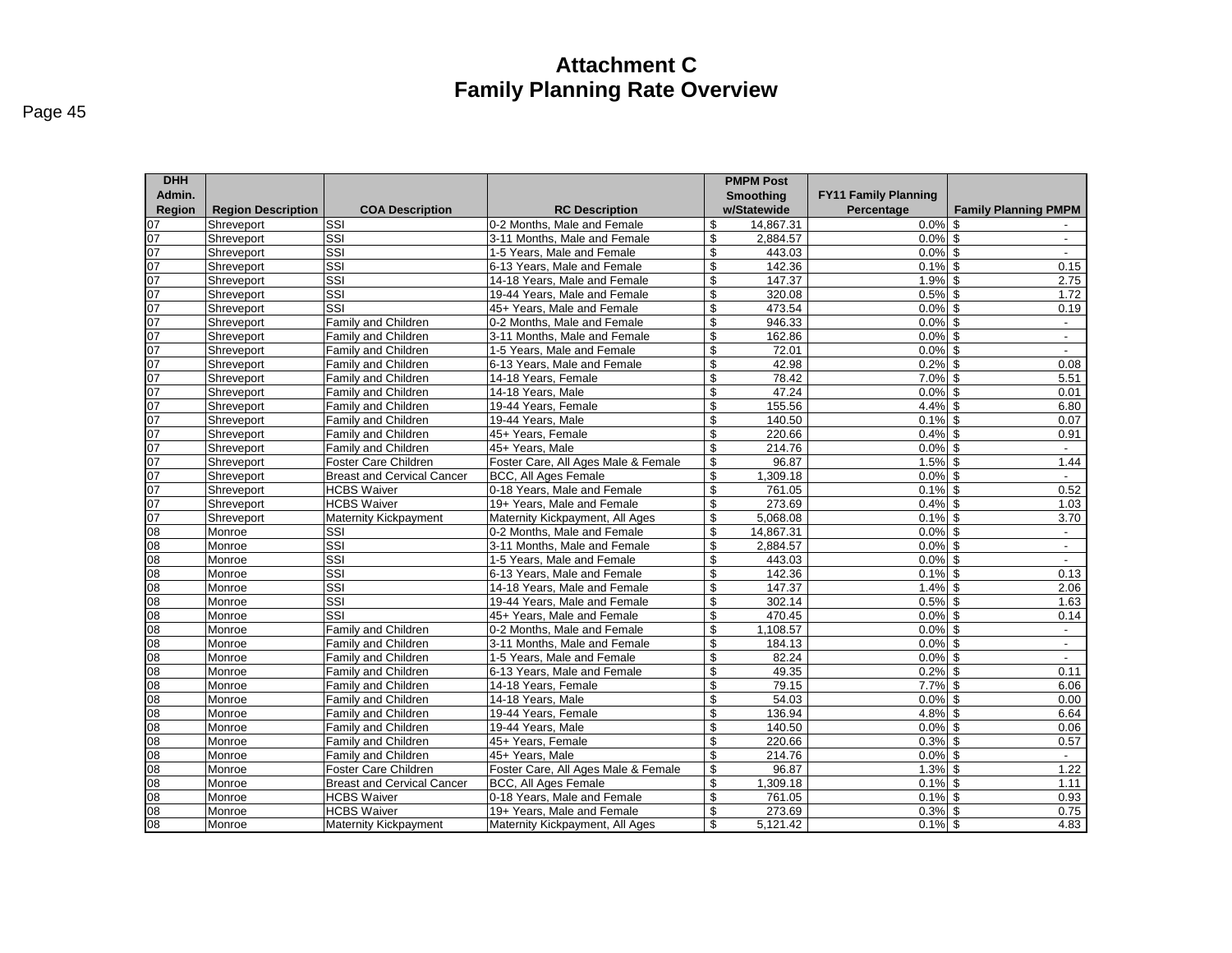# Attachment C
# Family Planning Rate Overview

| DHH Admin. Region | Region Description | COA Description | RC Description | PMPM Post Smoothing w/Statewide | FY11 Family Planning Percentage | Family Planning PMPM |
|---|---|---|---|---|---|---|
| 07 | Shreveport | SSI | 0-2 Months, Male and Female | $ 14,867.31 | 0.0% | $ - |
| 07 | Shreveport | SSI | 3-11 Months, Male and Female | $ 2,884.57 | 0.0% | $ - |
| 07 | Shreveport | SSI | 1-5 Years, Male and Female | $ 443.03 | 0.0% | $ - |
| 07 | Shreveport | SSI | 6-13 Years, Male and Female | $ 142.36 | 0.1% | $ 0.15 |
| 07 | Shreveport | SSI | 14-18 Years, Male and Female | $ 147.37 | 1.9% | $ 2.75 |
| 07 | Shreveport | SSI | 19-44 Years, Male and Female | $ 320.08 | 0.5% | $ 1.72 |
| 07 | Shreveport | SSI | 45+ Years, Male and Female | $ 473.54 | 0.0% | $ 0.19 |
| 07 | Shreveport | Family and Children | 0-2 Months, Male and Female | $ 946.33 | 0.0% | $ - |
| 07 | Shreveport | Family and Children | 3-11 Months, Male and Female | $ 162.86 | 0.0% | $ - |
| 07 | Shreveport | Family and Children | 1-5 Years, Male and Female | $ 72.01 | 0.0% | $ - |
| 07 | Shreveport | Family and Children | 6-13 Years, Male and Female | $ 42.98 | 0.2% | $ 0.08 |
| 07 | Shreveport | Family and Children | 14-18 Years, Female | $ 78.42 | 7.0% | $ 5.51 |
| 07 | Shreveport | Family and Children | 14-18 Years, Male | $ 47.24 | 0.0% | $ 0.01 |
| 07 | Shreveport | Family and Children | 19-44 Years, Female | $ 155.56 | 4.4% | $ 6.80 |
| 07 | Shreveport | Family and Children | 19-44 Years, Male | $ 140.50 | 0.1% | $ 0.07 |
| 07 | Shreveport | Family and Children | 45+ Years, Female | $ 220.66 | 0.4% | $ 0.91 |
| 07 | Shreveport | Family and Children | 45+ Years, Male | $ 214.76 | 0.0% | $ - |
| 07 | Shreveport | Foster Care Children | Foster Care, All Ages Male & Female | $ 96.87 | 1.5% | $ 1.44 |
| 07 | Shreveport | Breast and Cervical Cancer | BCC, All Ages Female | $ 1,309.18 | 0.0% | $ - |
| 07 | Shreveport | HCBS Waiver | 0-18 Years, Male and Female | $ 761.05 | 0.1% | $ 0.52 |
| 07 | Shreveport | HCBS Waiver | 19+ Years, Male and Female | $ 273.69 | 0.4% | $ 1.03 |
| 07 | Shreveport | Maternity Kickpayment | Maternity Kickpayment, All Ages | $ 5,068.08 | 0.1% | $ 3.70 |
| 08 | Monroe | SSI | 0-2 Months, Male and Female | $ 14,867.31 | 0.0% | $ - |
| 08 | Monroe | SSI | 3-11 Months, Male and Female | $ 2,884.57 | 0.0% | $ - |
| 08 | Monroe | SSI | 1-5 Years, Male and Female | $ 443.03 | 0.0% | $ - |
| 08 | Monroe | SSI | 6-13 Years, Male and Female | $ 142.36 | 0.1% | $ 0.13 |
| 08 | Monroe | SSI | 14-18 Years, Male and Female | $ 147.37 | 1.4% | $ 2.06 |
| 08 | Monroe | SSI | 19-44 Years, Male and Female | $ 302.14 | 0.5% | $ 1.63 |
| 08 | Monroe | SSI | 45+ Years, Male and Female | $ 470.45 | 0.0% | $ 0.14 |
| 08 | Monroe | Family and Children | 0-2 Months, Male and Female | $ 1,108.57 | 0.0% | $ - |
| 08 | Monroe | Family and Children | 3-11 Months, Male and Female | $ 184.13 | 0.0% | $ - |
| 08 | Monroe | Family and Children | 1-5 Years, Male and Female | $ 82.24 | 0.0% | $ - |
| 08 | Monroe | Family and Children | 6-13 Years, Male and Female | $ 49.35 | 0.2% | $ 0.11 |
| 08 | Monroe | Family and Children | 14-18 Years, Female | $ 79.15 | 7.7% | $ 6.06 |
| 08 | Monroe | Family and Children | 14-18 Years, Male | $ 54.03 | 0.0% | $ 0.00 |
| 08 | Monroe | Family and Children | 19-44 Years, Female | $ 136.94 | 4.8% | $ 6.64 |
| 08 | Monroe | Family and Children | 19-44 Years, Male | $ 140.50 | 0.0% | $ 0.06 |
| 08 | Monroe | Family and Children | 45+ Years, Female | $ 220.66 | 0.3% | $ 0.57 |
| 08 | Monroe | Family and Children | 45+ Years, Male | $ 214.76 | 0.0% | $ - |
| 08 | Monroe | Foster Care Children | Foster Care, All Ages Male & Female | $ 96.87 | 1.3% | $ 1.22 |
| 08 | Monroe | Breast and Cervical Cancer | BCC, All Ages Female | $ 1,309.18 | 0.1% | $ 1.11 |
| 08 | Monroe | HCBS Waiver | 0-18 Years, Male and Female | $ 761.05 | 0.1% | $ 0.93 |
| 08 | Monroe | HCBS Waiver | 19+ Years, Male and Female | $ 273.69 | 0.3% | $ 0.75 |
| 08 | Monroe | Maternity Kickpayment | Maternity Kickpayment, All Ages | $ 5,121.42 | 0.1% | $ 4.83 |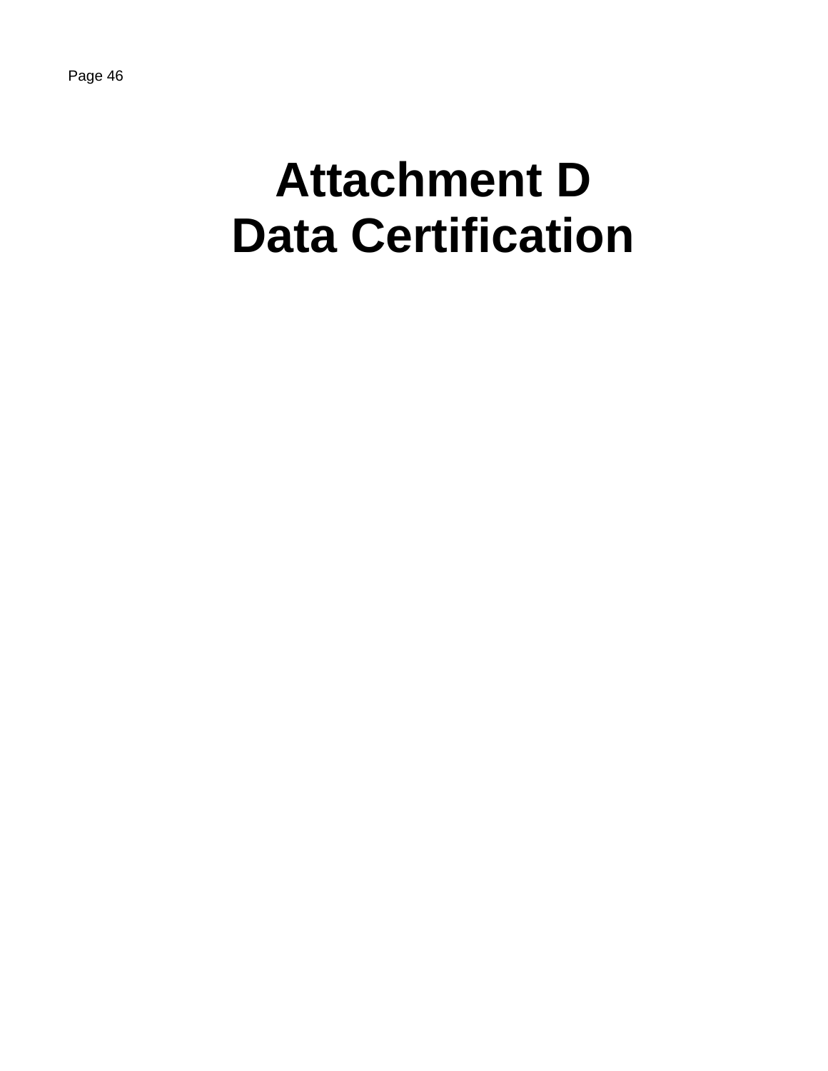# Attachment D
# Data Certification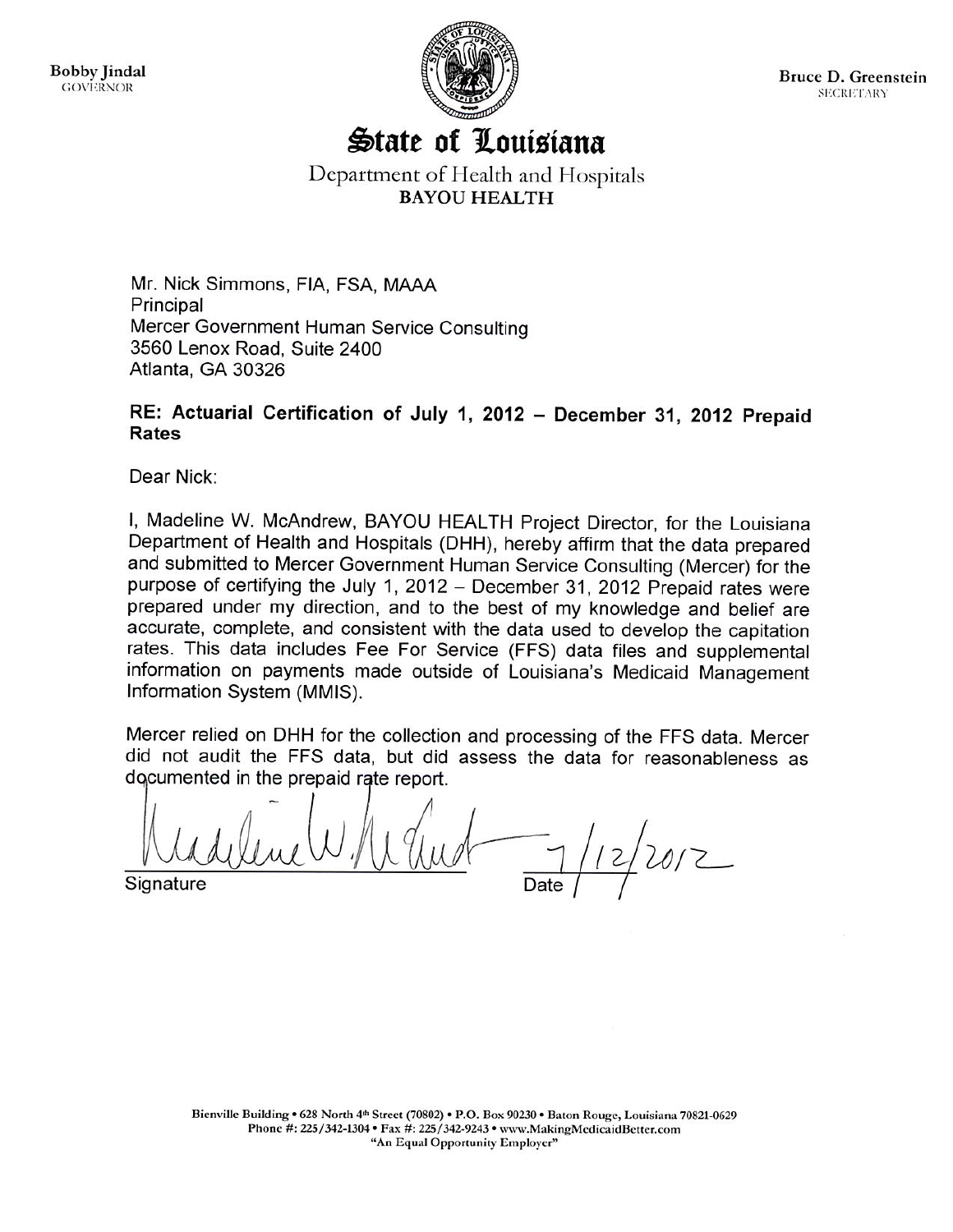Bobby Jindal
GOVERNOR

Bruce D. Greenstein
SECRETARY

# State of Louisiana

Department of Health and Hospitals
**BAYOU HEALTH**

Mr. Nick Simmons, FIA, FSA, MAAA
Principal
Mercer Government Human Service Consulting
3560 Lenox Road, Suite 2400
Atlanta, GA 30326

**RE: Actuarial Certification of July 1, 2012 – December 31, 2012 Prepaid Rates**

Dear Nick:

I, Madeline W. McAndrew, BAYOU HEALTH Project Director, for the Louisiana Department of Health and Hospitals (DHH), hereby affirm that the data prepared and submitted to Mercer Government Human Service Consulting (Mercer) for the purpose of certifying the July 1, 2012 – December 31, 2012 Prepaid rates were prepared under my direction, and to the best of my knowledge and belief are accurate, complete, and consistent with the data used to develop the capitation rates. This data includes Fee For Service (FFS) data files and supplemental information on payments made outside of Louisiana's Medicaid Management Information System (MMIS).

Mercer relied on DHH for the collection and processing of the FFS data. Mercer did not audit the FFS data, but did assess the data for reasonableness as documented in the prepaid rate report.

Madeline W. McAndrew — 7/12/2012

Signature — Date

Bienville Building • 628 North 4th Street (70802) • P.O. Box 90230 • Baton Rouge, Louisiana 70821-0629
Phone #: 225/342-1304 • Fax #: 225/342-9243 • www.MakingMedicaidBetter.com
"An Equal Opportunity Employer"